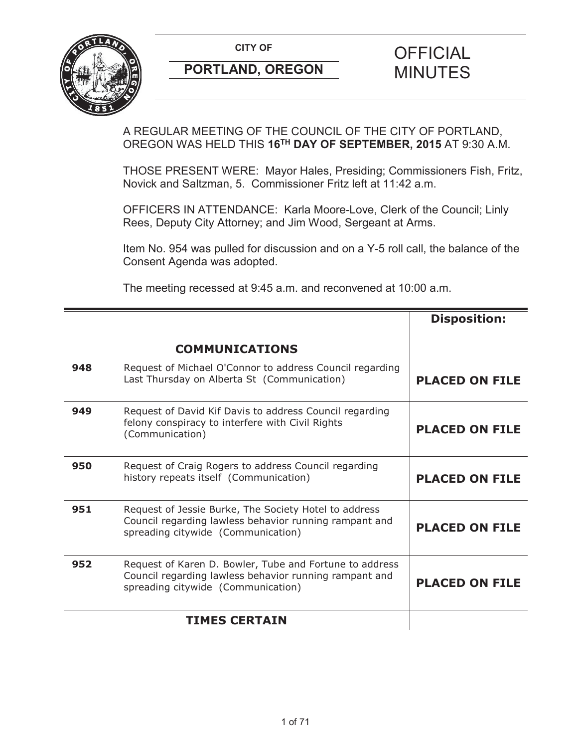**CITY OF**

**PORTLAND, OREGON**

# OFFICIAL MINUTES

A REGULAR MEETING OF THE COUNCIL OF THE CITY OF PORTLAND, OREGON WAS HELD THIS **16TH DAY OF SEPTEMBER, 2015** AT 9:30 A.M.

THOSE PRESENT WERE: Mayor Hales, Presiding; Commissioners Fish, Fritz, Novick and Saltzman, 5. Commissioner Fritz left at 11:42 a.m.

OFFICERS IN ATTENDANCE: Karla Moore-Love, Clerk of the Council; Linly Rees, Deputy City Attorney; and Jim Wood, Sergeant at Arms.

Item No. 954 was pulled for discussion and on a Y-5 roll call, the balance of the Consent Agenda was adopted.

The meeting recessed at 9:45 a.m. and reconvened at 10:00 a.m.

| | | **Disposition:** |
|---|---|---|
| | **COMMUNICATIONS** | |
| **948** | Request of Michael O'Connor to address Council regarding Last Thursday on Alberta St (Communication) | **PLACED ON FILE** |
| **949** | Request of David Kif Davis to address Council regarding felony conspiracy to interfere with Civil Rights (Communication) | **PLACED ON FILE** |
| **950** | Request of Craig Rogers to address Council regarding history repeats itself (Communication) | **PLACED ON FILE** |
| **951** | Request of Jessie Burke, The Society Hotel to address Council regarding lawless behavior running rampant and spreading citywide (Communication) | **PLACED ON FILE** |
| **952** | Request of Karen D. Bowler, Tube and Fortune to address Council regarding lawless behavior running rampant and spreading citywide (Communication) | **PLACED ON FILE** |
| | **TIMES CERTAIN** | |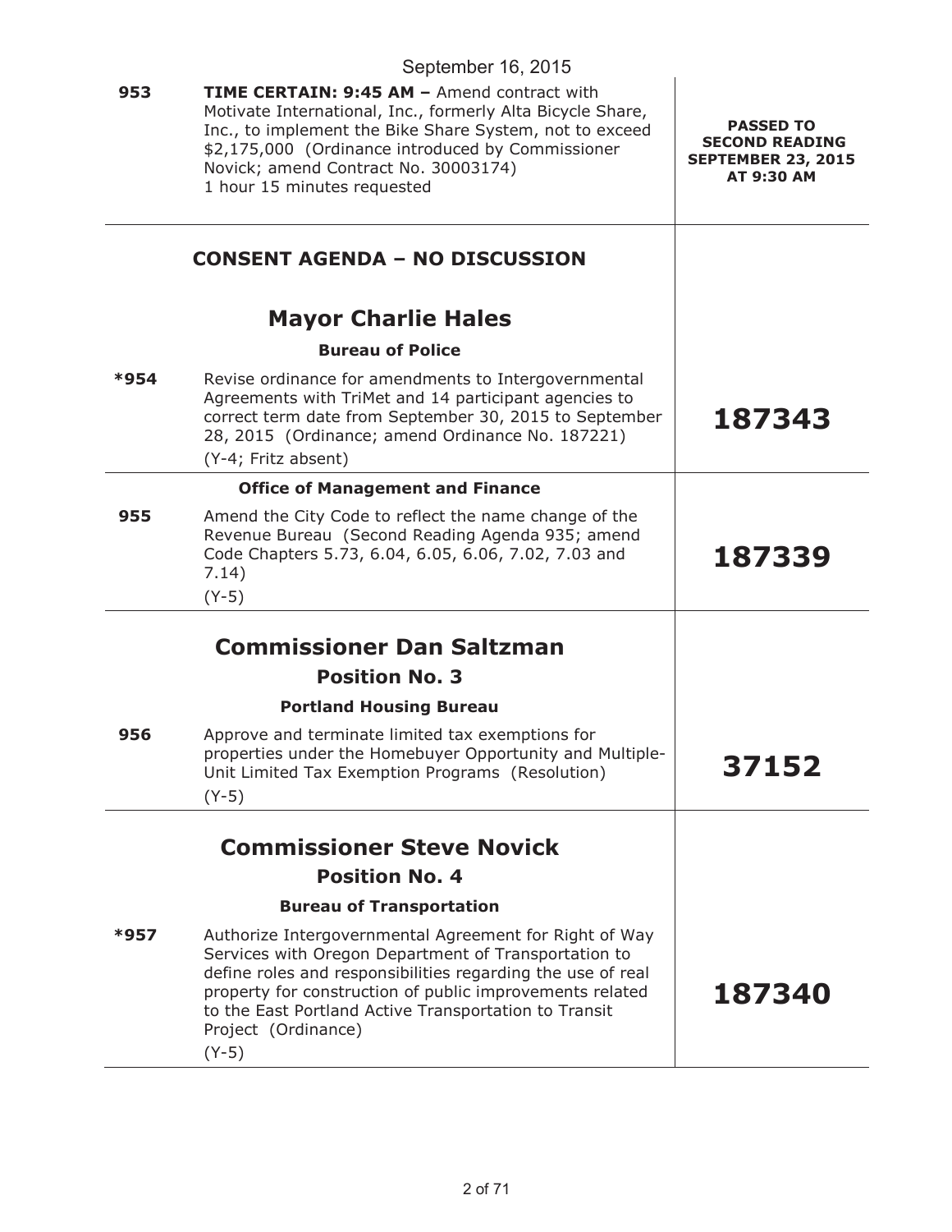September 16, 2015

| | | |
|---|---|---|
| 953 | **TIME CERTAIN: 9:45 AM –** Amend contract with Motivate International, Inc., formerly Alta Bicycle Share, Inc., to implement the Bike Share System, not to exceed $2,175,000 (Ordinance introduced by Commissioner Novick; amend Contract No. 30003174)<br>1 hour 15 minutes requested | **PASSED TO SECOND READING SEPTEMBER 23, 2015 AT 9:30 AM** |

## CONSENT AGENDA – NO DISCUSSION

## Mayor Charlie Hales

### Bureau of Police

| | | |
|---|---|---|
| *954 | Revise ordinance for amendments to Intergovernmental Agreements with TriMet and 14 participant agencies to correct term date from September 30, 2015 to September 28, 2015 (Ordinance; amend Ordinance No. 187221)<br>(Y-4; Fritz absent) | **187343** |

### Office of Management and Finance

| | | |
|---|---|---|
| 955 | Amend the City Code to reflect the name change of the Revenue Bureau (Second Reading Agenda 935; amend Code Chapters 5.73, 6.04, 6.05, 6.06, 7.02, 7.03 and 7.14)<br>(Y-5) | **187339** |

## Commissioner Dan Saltzman
### Position No. 3

### Portland Housing Bureau

| | | |
|---|---|---|
| 956 | Approve and terminate limited tax exemptions for properties under the Homebuyer Opportunity and Multiple-Unit Limited Tax Exemption Programs (Resolution)<br>(Y-5) | **37152** |

## Commissioner Steve Novick
### Position No. 4

### Bureau of Transportation

| | | |
|---|---|---|
| *957 | Authorize Intergovernmental Agreement for Right of Way Services with Oregon Department of Transportation to define roles and responsibilities regarding the use of real property for construction of public improvements related to the East Portland Active Transportation to Transit Project (Ordinance)<br>(Y-5) | **187340** |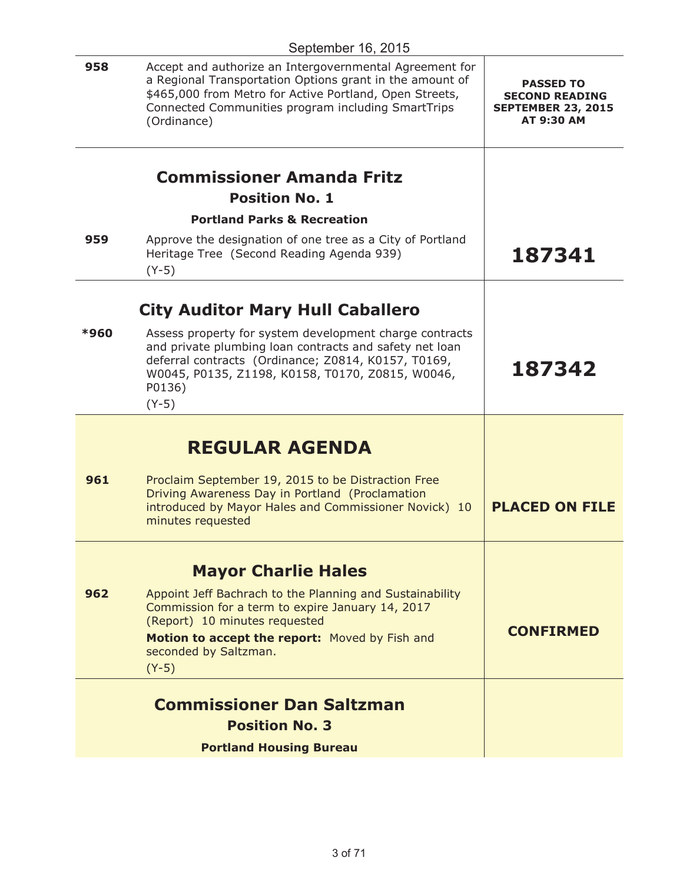September 16, 2015

| | | |
|---|---|---|
| 958 | Accept and authorize an Intergovernmental Agreement for a Regional Transportation Options grant in the amount of $465,000 from Metro for Active Portland, Open Streets, Connected Communities program including SmartTrips (Ordinance) | **PASSED TO SECOND READING SEPTEMBER 23, 2015 AT 9:30 AM** |
| | **Commissioner Amanda Fritz**<br>**Position No. 1**<br>**Portland Parks & Recreation** | |
| 959 | Approve the designation of one tree as a City of Portland Heritage Tree (Second Reading Agenda 939)<br>(Y-5) | **187341** |
| | **City Auditor Mary Hull Caballero** | |
| *960 | Assess property for system development charge contracts and private plumbing loan contracts and safety net loan deferral contracts (Ordinance; Z0814, K0157, T0169, W0045, P0135, Z1198, K0158, T0170, Z0815, W0046, P0136)<br>(Y-5) | **187342** |
| | **REGULAR AGENDA** | |
| 961 | Proclaim September 19, 2015 to be Distraction Free Driving Awareness Day in Portland (Proclamation introduced by Mayor Hales and Commissioner Novick) 10 minutes requested | **PLACED ON FILE** |
| | **Mayor Charlie Hales** | |
| 962 | Appoint Jeff Bachrach to the Planning and Sustainability Commission for a term to expire January 14, 2017 (Report) 10 minutes requested<br>**Motion to accept the report:** Moved by Fish and seconded by Saltzman.<br>(Y-5) | **CONFIRMED** |
| | **Commissioner Dan Saltzman**<br>**Position No. 3**<br>**Portland Housing Bureau** | |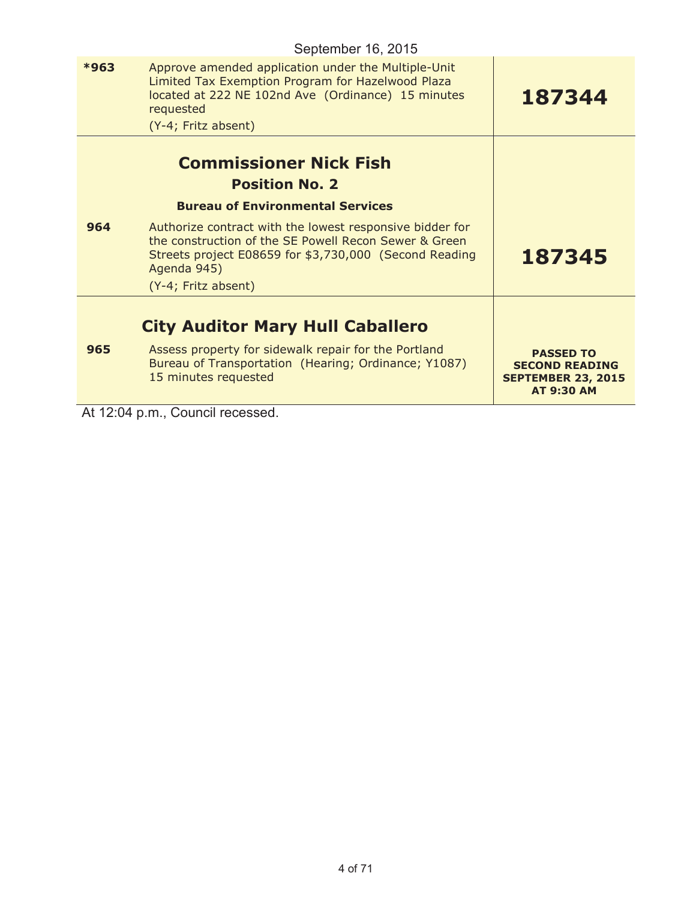September 16, 2015

| | | |
|---|---|---|
| *963 | Approve amended application under the Multiple-Unit Limited Tax Exemption Program for Hazelwood Plaza located at 222 NE 102nd Ave (Ordinance) 15 minutes requested<br>(Y-4; Fritz absent) | **187344** |
| | **Commissioner Nick Fish**<br>**Position No. 2**<br>**Bureau of Environmental Services** | |
| 964 | Authorize contract with the lowest responsive bidder for the construction of the SE Powell Recon Sewer & Green Streets project E08659 for $3,730,000 (Second Reading Agenda 945)<br>(Y-4; Fritz absent) | **187345** |
| | **City Auditor Mary Hull Caballero** | |
| 965 | Assess property for sidewalk repair for the Portland Bureau of Transportation (Hearing; Ordinance; Y1087) 15 minutes requested | **PASSED TO SECOND READING SEPTEMBER 23, 2015 AT 9:30 AM** |

At 12:04 p.m., Council recessed.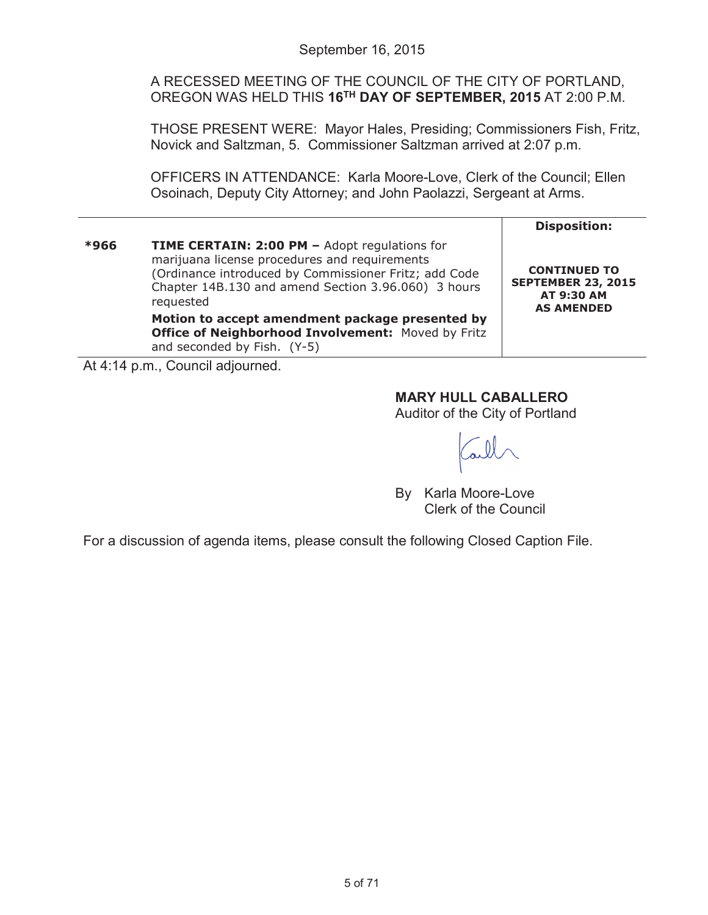September 16, 2015

A RECESSED MEETING OF THE COUNCIL OF THE CITY OF PORTLAND, OREGON WAS HELD THIS **16TH DAY OF SEPTEMBER, 2015** AT 2:00 P.M.

THOSE PRESENT WERE: Mayor Hales, Presiding; Commissioners Fish, Fritz, Novick and Saltzman, 5. Commissioner Saltzman arrived at 2:07 p.m.

OFFICERS IN ATTENDANCE: Karla Moore-Love, Clerk of the Council; Ellen Osoinach, Deputy City Attorney; and John Paolazzi, Sergeant at Arms.

| | | **Disposition:** |
|---|---|---|
| ***966** | **TIME CERTAIN: 2:00 PM –** Adopt regulations for marijuana license procedures and requirements (Ordinance introduced by Commissioner Fritz; add Code Chapter 14B.130 and amend Section 3.96.060) 3 hours requested<br><br>**Motion to accept amendment package presented by Office of Neighborhood Involvement:** Moved by Fritz and seconded by Fish. (Y-5) | **CONTINUED TO SEPTEMBER 23, 2015 AT 9:30 AM AS AMENDED** |

At 4:14 p.m., Council adjourned.

**MARY HULL CABALLERO**
Auditor of the City of Portland

By Karla Moore-Love
Clerk of the Council

For a discussion of agenda items, please consult the following Closed Caption File.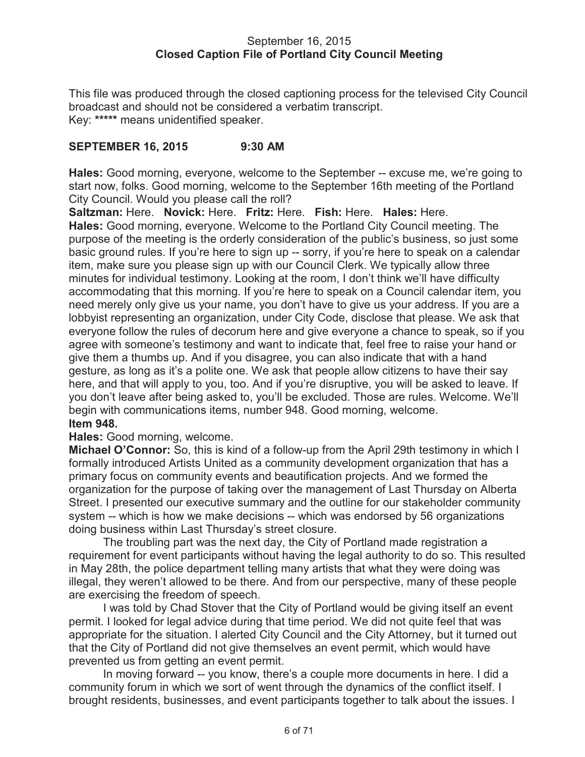September 16, 2015
**Closed Caption File of Portland City Council Meeting**

This file was produced through the closed captioning process for the televised City Council broadcast and should not be considered a verbatim transcript.
Key: ***** means unidentified speaker.

**SEPTEMBER 16, 2015 9:30 AM**

**Hales:** Good morning, everyone, welcome to the September -- excuse me, we're going to start now, folks. Good morning, welcome to the September 16th meeting of the Portland City Council. Would you please call the roll?

**Saltzman:** Here. **Novick:** Here. **Fritz:** Here. **Fish:** Here. **Hales:** Here.

**Hales:** Good morning, everyone. Welcome to the Portland City Council meeting. The purpose of the meeting is the orderly consideration of the public's business, so just some basic ground rules. If you're here to sign up -- sorry, if you're here to speak on a calendar item, make sure you please sign up with our Council Clerk. We typically allow three minutes for individual testimony. Looking at the room, I don't think we'll have difficulty accommodating that this morning. If you're here to speak on a Council calendar item, you need merely only give us your name, you don't have to give us your address. If you are a lobbyist representing an organization, under City Code, disclose that please. We ask that everyone follow the rules of decorum here and give everyone a chance to speak, so if you agree with someone's testimony and want to indicate that, feel free to raise your hand or give them a thumbs up. And if you disagree, you can also indicate that with a hand gesture, as long as it's a polite one. We ask that people allow citizens to have their say here, and that will apply to you, too. And if you're disruptive, you will be asked to leave. If you don't leave after being asked to, you'll be excluded. Those are rules. Welcome. We'll begin with communications items, number 948. Good morning, welcome.

**Item 948.**

**Hales:** Good morning, welcome.

**Michael O'Connor:** So, this is kind of a follow-up from the April 29th testimony in which I formally introduced Artists United as a community development organization that has a primary focus on community events and beautification projects. And we formed the organization for the purpose of taking over the management of Last Thursday on Alberta Street. I presented our executive summary and the outline for our stakeholder community system -- which is how we make decisions -- which was endorsed by 56 organizations doing business within Last Thursday's street closure.

The troubling part was the next day, the City of Portland made registration a requirement for event participants without having the legal authority to do so. This resulted in May 28th, the police department telling many artists that what they were doing was illegal, they weren't allowed to be there. And from our perspective, many of these people are exercising the freedom of speech.

I was told by Chad Stover that the City of Portland would be giving itself an event permit. I looked for legal advice during that time period. We did not quite feel that was appropriate for the situation. I alerted City Council and the City Attorney, but it turned out that the City of Portland did not give themselves an event permit, which would have prevented us from getting an event permit.

In moving forward -- you know, there's a couple more documents in here. I did a community forum in which we sort of went through the dynamics of the conflict itself. I brought residents, businesses, and event participants together to talk about the issues. I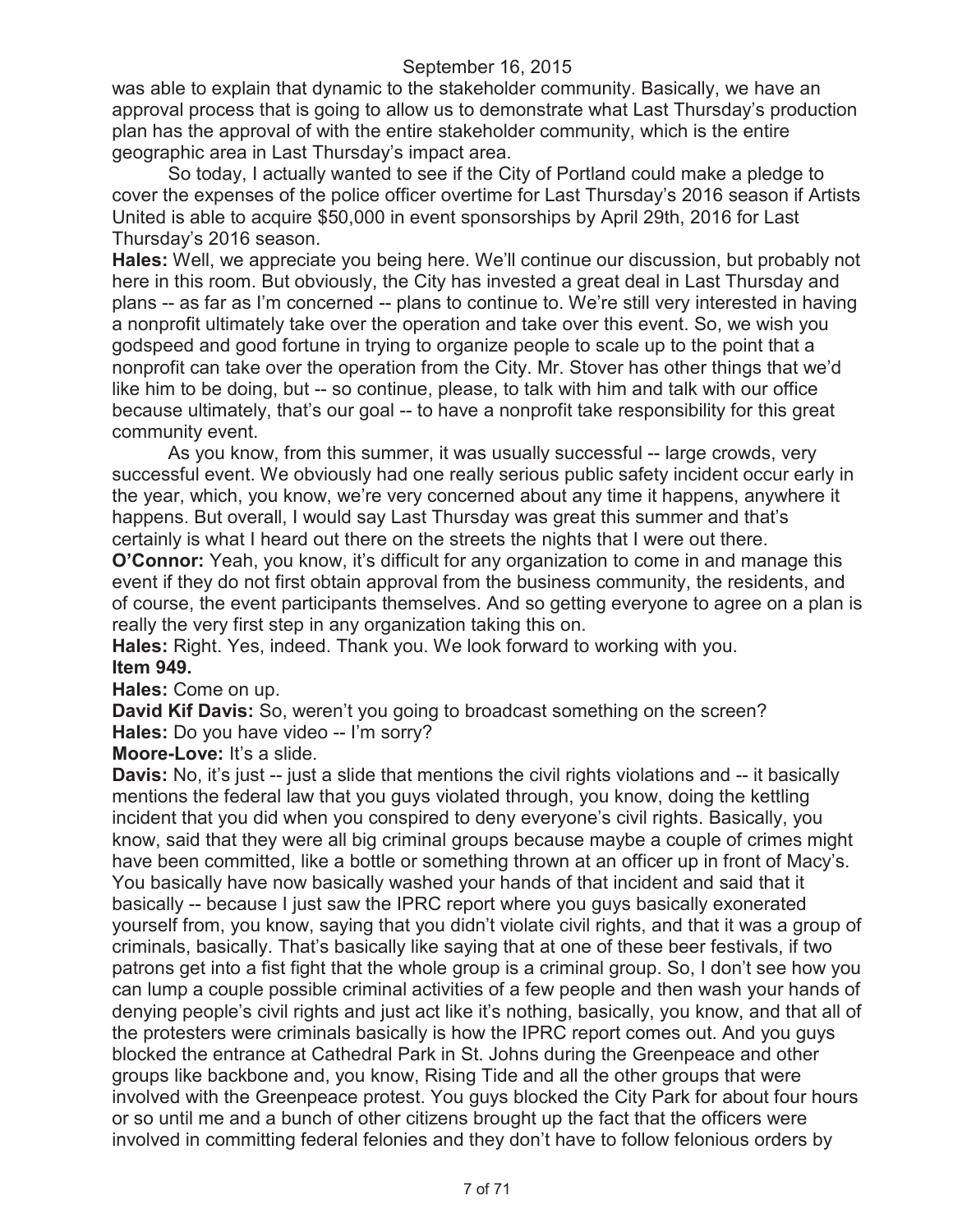was able to explain that dynamic to the stakeholder community. Basically, we have an approval process that is going to allow us to demonstrate what Last Thursday's production plan has the approval of with the entire stakeholder community, which is the entire geographic area in Last Thursday's impact area.

So today, I actually wanted to see if the City of Portland could make a pledge to cover the expenses of the police officer overtime for Last Thursday's 2016 season if Artists United is able to acquire $50,000 in event sponsorships by April 29th, 2016 for Last Thursday's 2016 season.

**Hales:** Well, we appreciate you being here. We'll continue our discussion, but probably not here in this room. But obviously, the City has invested a great deal in Last Thursday and plans -- as far as I'm concerned -- plans to continue to. We're still very interested in having a nonprofit ultimately take over the operation and take over this event. So, we wish you godspeed and good fortune in trying to organize people to scale up to the point that a nonprofit can take over the operation from the City. Mr. Stover has other things that we'd like him to be doing, but -- so continue, please, to talk with him and talk with our office because ultimately, that's our goal -- to have a nonprofit take responsibility for this great community event.

As you know, from this summer, it was usually successful -- large crowds, very successful event. We obviously had one really serious public safety incident occur early in the year, which, you know, we're very concerned about any time it happens, anywhere it happens. But overall, I would say Last Thursday was great this summer and that's certainly is what I heard out there on the streets the nights that I were out there.

**O'Connor:** Yeah, you know, it's difficult for any organization to come in and manage this event if they do not first obtain approval from the business community, the residents, and of course, the event participants themselves. And so getting everyone to agree on a plan is really the very first step in any organization taking this on.

**Hales:** Right. Yes, indeed. Thank you. We look forward to working with you.

**Item 949.**

**Hales:** Come on up.

**David Kif Davis:** So, weren't you going to broadcast something on the screen?

**Hales:** Do you have video -- I'm sorry?

**Moore-Love:** It's a slide.

**Davis:** No, it's just -- just a slide that mentions the civil rights violations and -- it basically mentions the federal law that you guys violated through, you know, doing the kettling incident that you did when you conspired to deny everyone's civil rights. Basically, you know, said that they were all big criminal groups because maybe a couple of crimes might have been committed, like a bottle or something thrown at an officer up in front of Macy's. You basically have now basically washed your hands of that incident and said that it basically -- because I just saw the IPRC report where you guys basically exonerated yourself from, you know, saying that you didn't violate civil rights, and that it was a group of criminals, basically. That's basically like saying that at one of these beer festivals, if two patrons get into a fist fight that the whole group is a criminal group. So, I don't see how you can lump a couple possible criminal activities of a few people and then wash your hands of denying people's civil rights and just act like it's nothing, basically, you know, and that all of the protesters were criminals basically is how the IPRC report comes out. And you guys blocked the entrance at Cathedral Park in St. Johns during the Greenpeace and other groups like backbone and, you know, Rising Tide and all the other groups that were involved with the Greenpeace protest. You guys blocked the City Park for about four hours or so until me and a bunch of other citizens brought up the fact that the officers were involved in committing federal felonies and they don't have to follow felonious orders by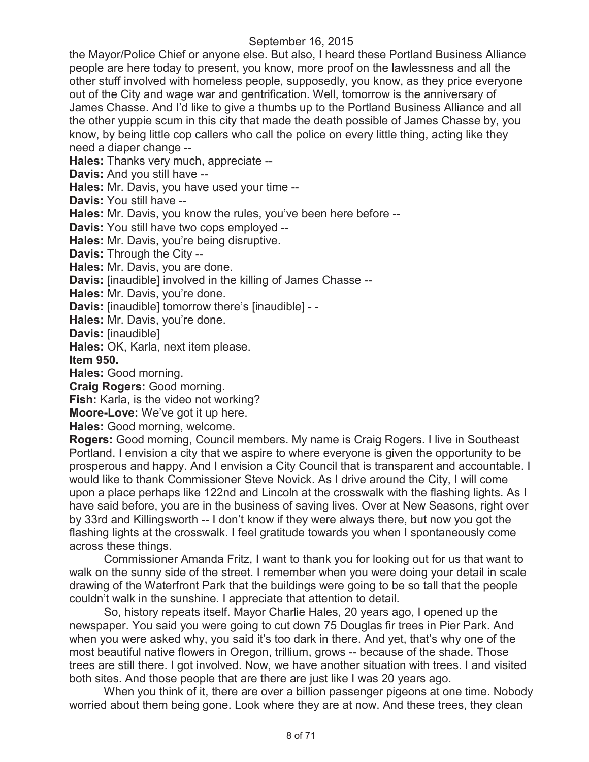the Mayor/Police Chief or anyone else. But also, I heard these Portland Business Alliance people are here today to present, you know, more proof on the lawlessness and all the other stuff involved with homeless people, supposedly, you know, as they price everyone out of the City and wage war and gentrification. Well, tomorrow is the anniversary of James Chasse. And I'd like to give a thumbs up to the Portland Business Alliance and all the other yuppie scum in this city that made the death possible of James Chasse by, you know, by being little cop callers who call the police on every little thing, acting like they need a diaper change --

**Hales:** Thanks very much, appreciate --

**Davis:** And you still have --

**Hales:** Mr. Davis, you have used your time --

**Davis:** You still have --

**Hales:** Mr. Davis, you know the rules, you've been here before --

**Davis:** You still have two cops employed --

**Hales:** Mr. Davis, you're being disruptive.

**Davis:** Through the City --

**Hales:** Mr. Davis, you are done.

**Davis:** [inaudible] involved in the killing of James Chasse --

**Hales:** Mr. Davis, you're done.

**Davis:** [inaudible] tomorrow there's [inaudible] - -

**Hales:** Mr. Davis, you're done.

**Davis:** [inaudible]

**Hales:** OK, Karla, next item please.

**Item 950.**

**Hales:** Good morning.

**Craig Rogers:** Good morning.

**Fish:** Karla, is the video not working?

**Moore-Love:** We've got it up here.

**Hales:** Good morning, welcome.

**Rogers:** Good morning, Council members. My name is Craig Rogers. I live in Southeast Portland. I envision a city that we aspire to where everyone is given the opportunity to be prosperous and happy. And I envision a City Council that is transparent and accountable. I would like to thank Commissioner Steve Novick. As I drive around the City, I will come upon a place perhaps like 122nd and Lincoln at the crosswalk with the flashing lights. As I have said before, you are in the business of saving lives. Over at New Seasons, right over by 33rd and Killingsworth -- I don't know if they were always there, but now you got the flashing lights at the crosswalk. I feel gratitude towards you when I spontaneously come across these things.

Commissioner Amanda Fritz, I want to thank you for looking out for us that want to walk on the sunny side of the street. I remember when you were doing your detail in scale drawing of the Waterfront Park that the buildings were going to be so tall that the people couldn't walk in the sunshine. I appreciate that attention to detail.

So, history repeats itself. Mayor Charlie Hales, 20 years ago, I opened up the newspaper. You said you were going to cut down 75 Douglas fir trees in Pier Park. And when you were asked why, you said it's too dark in there. And yet, that's why one of the most beautiful native flowers in Oregon, trillium, grows -- because of the shade. Those trees are still there. I got involved. Now, we have another situation with trees. I and visited both sites. And those people that are there are just like I was 20 years ago.

When you think of it, there are over a billion passenger pigeons at one time. Nobody worried about them being gone. Look where they are at now. And these trees, they clean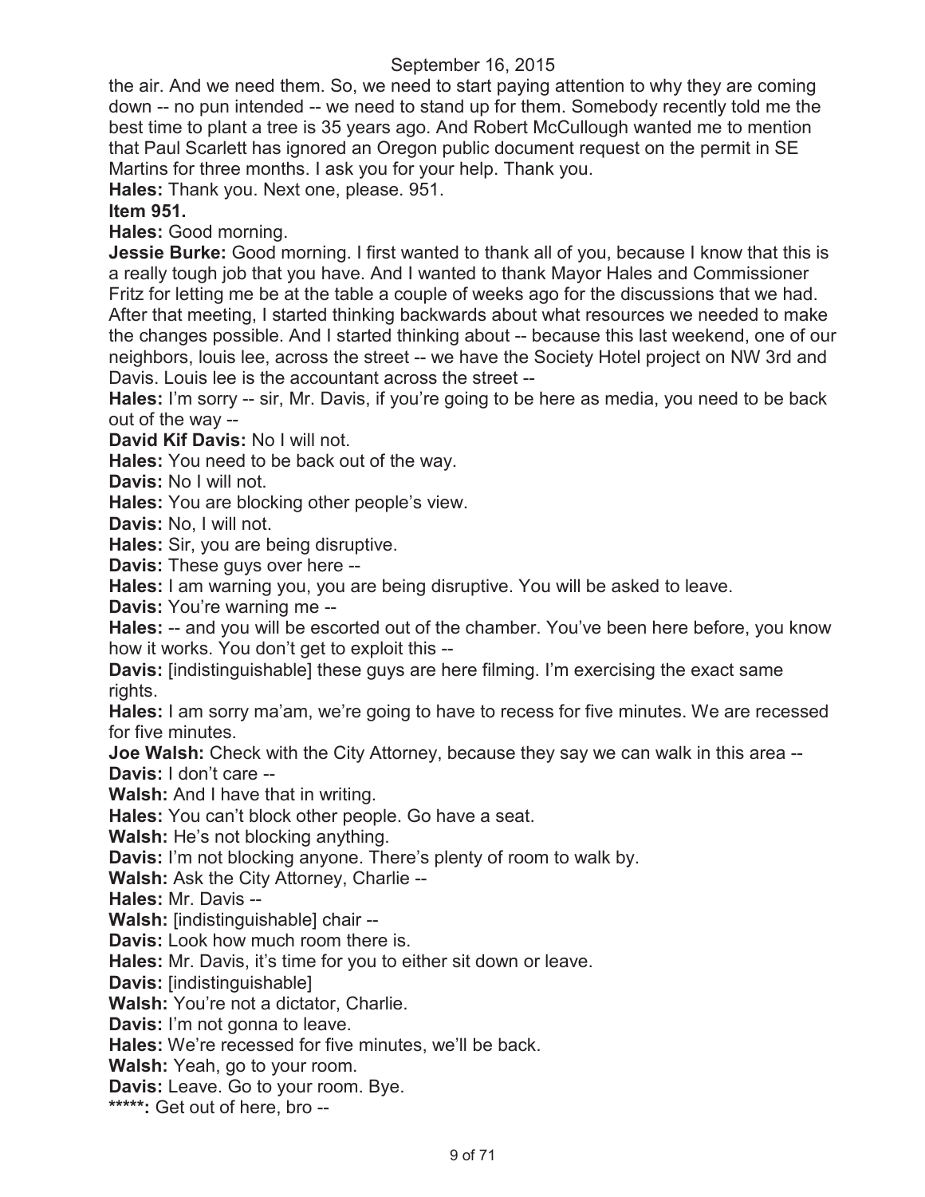the air. And we need them. So, we need to start paying attention to why they are coming down -- no pun intended -- we need to stand up for them. Somebody recently told me the best time to plant a tree is 35 years ago. And Robert McCullough wanted me to mention that Paul Scarlett has ignored an Oregon public document request on the permit in SE Martins for three months. I ask you for your help. Thank you.

**Hales:** Thank you. Next one, please. 951.

**Item 951.**

**Hales:** Good morning.

**Jessie Burke:** Good morning. I first wanted to thank all of you, because I know that this is a really tough job that you have. And I wanted to thank Mayor Hales and Commissioner Fritz for letting me be at the table a couple of weeks ago for the discussions that we had. After that meeting, I started thinking backwards about what resources we needed to make the changes possible. And I started thinking about -- because this last weekend, one of our neighbors, louis lee, across the street -- we have the Society Hotel project on NW 3rd and Davis. Louis lee is the accountant across the street --

**Hales:** I'm sorry -- sir, Mr. Davis, if you're going to be here as media, you need to be back out of the way --

**David Kif Davis:** No I will not.

**Hales:** You need to be back out of the way.

**Davis:** No I will not.

**Hales:** You are blocking other people's view.

**Davis:** No, I will not.

**Hales:** Sir, you are being disruptive.

**Davis:** These guys over here --

**Hales:** I am warning you, you are being disruptive. You will be asked to leave.

**Davis:** You're warning me --

**Hales:** -- and you will be escorted out of the chamber. You've been here before, you know how it works. You don't get to exploit this --

**Davis:** [indistinguishable] these guys are here filming. I'm exercising the exact same rights.

**Hales:** I am sorry ma'am, we're going to have to recess for five minutes. We are recessed for five minutes.

**Joe Walsh:** Check with the City Attorney, because they say we can walk in this area --

**Davis:** I don't care --

**Walsh:** And I have that in writing.

**Hales:** You can't block other people. Go have a seat.

**Walsh:** He's not blocking anything.

**Davis:** I'm not blocking anyone. There's plenty of room to walk by.

**Walsh:** Ask the City Attorney, Charlie --

**Hales:** Mr. Davis --

**Walsh:** [indistinguishable] chair --

**Davis:** Look how much room there is.

**Hales:** Mr. Davis, it's time for you to either sit down or leave.

**Davis:** [indistinguishable]

**Walsh:** You're not a dictator, Charlie.

**Davis:** I'm not gonna to leave.

**Hales:** We're recessed for five minutes, we'll be back.

**Walsh:** Yeah, go to your room.

**Davis:** Leave. Go to your room. Bye.

**\*\*\*\*\*:** Get out of here, bro --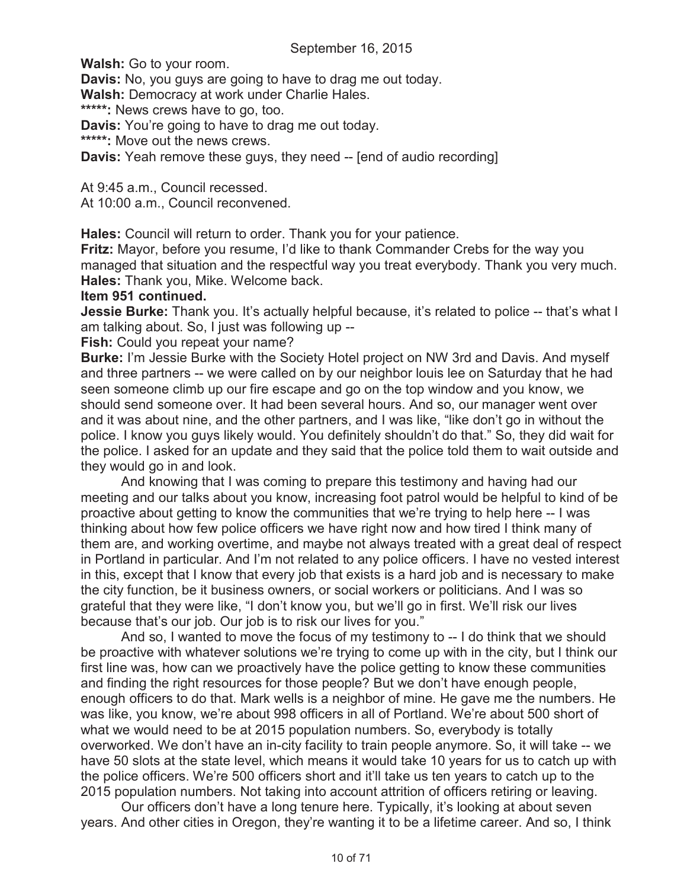**Walsh:** Go to your room.

**Davis:** No, you guys are going to have to drag me out today.

**Walsh:** Democracy at work under Charlie Hales.

**\*\*\*\*\*:** News crews have to go, too.

**Davis:** You're going to have to drag me out today.

**\*\*\*\*\*:** Move out the news crews.

**Davis:** Yeah remove these guys, they need -- [end of audio recording]

At 9:45 a.m., Council recessed.
At 10:00 a.m., Council reconvened.

**Hales:** Council will return to order. Thank you for your patience.

**Fritz:** Mayor, before you resume, I'd like to thank Commander Crebs for the way you managed that situation and the respectful way you treat everybody. Thank you very much.

**Hales:** Thank you, Mike. Welcome back.

**Item 951 continued.**

**Jessie Burke:** Thank you. It's actually helpful because, it's related to police -- that's what I am talking about. So, I just was following up --

**Fish:** Could you repeat your name?

**Burke:** I'm Jessie Burke with the Society Hotel project on NW 3rd and Davis. And myself and three partners -- we were called on by our neighbor louis lee on Saturday that he had seen someone climb up our fire escape and go on the top window and you know, we should send someone over. It had been several hours. And so, our manager went over and it was about nine, and the other partners, and I was like, "like don't go in without the police. I know you guys likely would. You definitely shouldn't do that." So, they did wait for the police. I asked for an update and they said that the police told them to wait outside and they would go in and look.

And knowing that I was coming to prepare this testimony and having had our meeting and our talks about you know, increasing foot patrol would be helpful to kind of be proactive about getting to know the communities that we're trying to help here -- I was thinking about how few police officers we have right now and how tired I think many of them are, and working overtime, and maybe not always treated with a great deal of respect in Portland in particular. And I'm not related to any police officers. I have no vested interest in this, except that I know that every job that exists is a hard job and is necessary to make the city function, be it business owners, or social workers or politicians. And I was so grateful that they were like, "I don't know you, but we'll go in first. We'll risk our lives because that's our job. Our job is to risk our lives for you."

And so, I wanted to move the focus of my testimony to -- I do think that we should be proactive with whatever solutions we're trying to come up with in the city, but I think our first line was, how can we proactively have the police getting to know these communities and finding the right resources for those people? But we don't have enough people, enough officers to do that. Mark wells is a neighbor of mine. He gave me the numbers. He was like, you know, we're about 998 officers in all of Portland. We're about 500 short of what we would need to be at 2015 population numbers. So, everybody is totally overworked. We don't have an in-city facility to train people anymore. So, it will take -- we have 50 slots at the state level, which means it would take 10 years for us to catch up with the police officers. We're 500 officers short and it'll take us ten years to catch up to the 2015 population numbers. Not taking into account attrition of officers retiring or leaving.

Our officers don't have a long tenure here. Typically, it's looking at about seven years. And other cities in Oregon, they're wanting it to be a lifetime career. And so, I think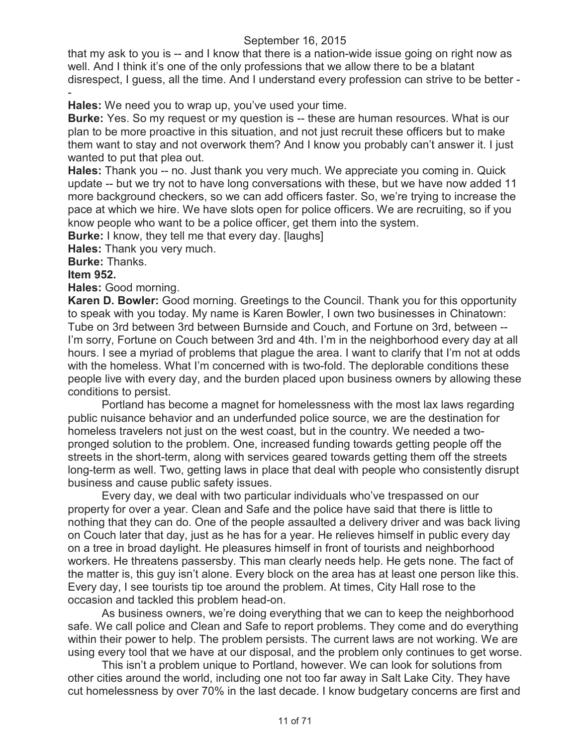that my ask to you is -- and I know that there is a nation-wide issue going on right now as well. And I think it's one of the only professions that we allow there to be a blatant disrespect, I guess, all the time. And I understand every profession can strive to be better --

**Hales:** We need you to wrap up, you've used your time.

**Burke:** Yes. So my request or my question is -- these are human resources. What is our plan to be more proactive in this situation, and not just recruit these officers but to make them want to stay and not overwork them? And I know you probably can't answer it. I just wanted to put that plea out.

**Hales:** Thank you -- no. Just thank you very much. We appreciate you coming in. Quick update -- but we try not to have long conversations with these, but we have now added 11 more background checkers, so we can add officers faster. So, we're trying to increase the pace at which we hire. We have slots open for police officers. We are recruiting, so if you know people who want to be a police officer, get them into the system.

**Burke:** I know, they tell me that every day. [laughs]

**Hales:** Thank you very much.

**Burke:** Thanks.

**Item 952.**

**Hales:** Good morning.

**Karen D. Bowler:** Good morning. Greetings to the Council. Thank you for this opportunity to speak with you today. My name is Karen Bowler, I own two businesses in Chinatown: Tube on 3rd between 3rd between Burnside and Couch, and Fortune on 3rd, between -- I'm sorry, Fortune on Couch between 3rd and 4th. I'm in the neighborhood every day at all hours. I see a myriad of problems that plague the area. I want to clarify that I'm not at odds with the homeless. What I'm concerned with is two-fold. The deplorable conditions these people live with every day, and the burden placed upon business owners by allowing these conditions to persist.

Portland has become a magnet for homelessness with the most lax laws regarding public nuisance behavior and an underfunded police source, we are the destination for homeless travelers not just on the west coast, but in the country. We needed a two-pronged solution to the problem. One, increased funding towards getting people off the streets in the short-term, along with services geared towards getting them off the streets long-term as well. Two, getting laws in place that deal with people who consistently disrupt business and cause public safety issues.

Every day, we deal with two particular individuals who've trespassed on our property for over a year. Clean and Safe and the police have said that there is little to nothing that they can do. One of the people assaulted a delivery driver and was back living on Couch later that day, just as he has for a year. He relieves himself in public every day on a tree in broad daylight. He pleasures himself in front of tourists and neighborhood workers. He threatens passersby. This man clearly needs help. He gets none. The fact of the matter is, this guy isn't alone. Every block on the area has at least one person like this. Every day, I see tourists tip toe around the problem. At times, City Hall rose to the occasion and tackled this problem head-on.

As business owners, we're doing everything that we can to keep the neighborhood safe. We call police and Clean and Safe to report problems. They come and do everything within their power to help. The problem persists. The current laws are not working. We are using every tool that we have at our disposal, and the problem only continues to get worse.

This isn't a problem unique to Portland, however. We can look for solutions from other cities around the world, including one not too far away in Salt Lake City. They have cut homelessness by over 70% in the last decade. I know budgetary concerns are first and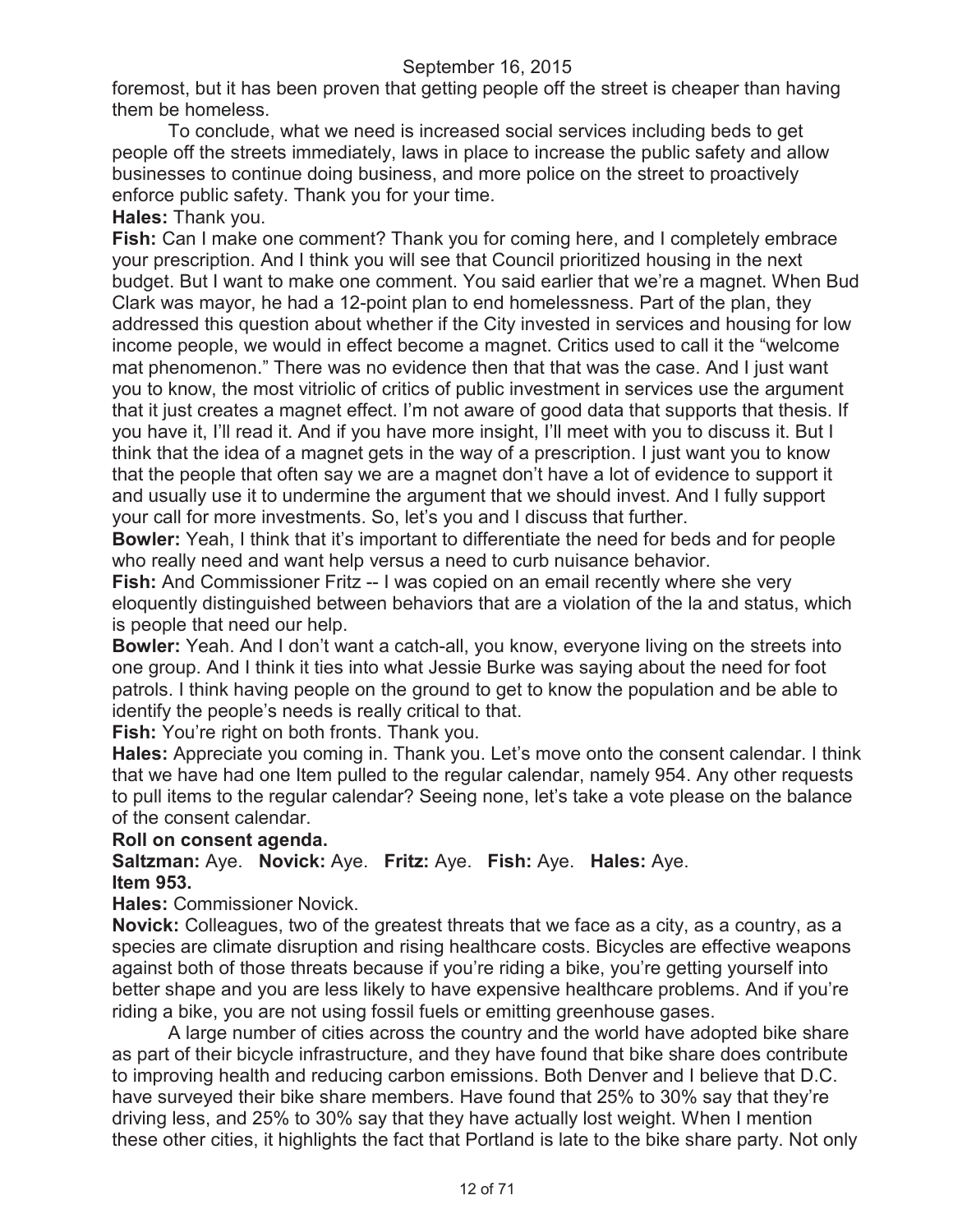foremost, but it has been proven that getting people off the street is cheaper than having them be homeless.

To conclude, what we need is increased social services including beds to get people off the streets immediately, laws in place to increase the public safety and allow businesses to continue doing business, and more police on the street to proactively enforce public safety. Thank you for your time.

**Hales:** Thank you.

**Fish:** Can I make one comment? Thank you for coming here, and I completely embrace your prescription. And I think you will see that Council prioritized housing in the next budget. But I want to make one comment. You said earlier that we're a magnet. When Bud Clark was mayor, he had a 12-point plan to end homelessness. Part of the plan, they addressed this question about whether if the City invested in services and housing for low income people, we would in effect become a magnet. Critics used to call it the "welcome mat phenomenon." There was no evidence then that that was the case. And I just want you to know, the most vitriolic of critics of public investment in services use the argument that it just creates a magnet effect. I'm not aware of good data that supports that thesis. If you have it, I'll read it. And if you have more insight, I'll meet with you to discuss it. But I think that the idea of a magnet gets in the way of a prescription. I just want you to know that the people that often say we are a magnet don't have a lot of evidence to support it and usually use it to undermine the argument that we should invest. And I fully support your call for more investments. So, let's you and I discuss that further.

**Bowler:** Yeah, I think that it's important to differentiate the need for beds and for people who really need and want help versus a need to curb nuisance behavior.

**Fish:** And Commissioner Fritz -- I was copied on an email recently where she very eloquently distinguished between behaviors that are a violation of the la and status, which is people that need our help.

**Bowler:** Yeah. And I don't want a catch-all, you know, everyone living on the streets into one group. And I think it ties into what Jessie Burke was saying about the need for foot patrols. I think having people on the ground to get to know the population and be able to identify the people's needs is really critical to that.

**Fish:** You're right on both fronts. Thank you.

**Hales:** Appreciate you coming in. Thank you. Let's move onto the consent calendar. I think that we have had one Item pulled to the regular calendar, namely 954. Any other requests to pull items to the regular calendar? Seeing none, let's take a vote please on the balance of the consent calendar.

**Roll on consent agenda.**

**Saltzman:** Aye. **Novick:** Aye. **Fritz:** Aye. **Fish:** Aye. **Hales:** Aye.

**Item 953.**

**Hales:** Commissioner Novick.

**Novick:** Colleagues, two of the greatest threats that we face as a city, as a country, as a species are climate disruption and rising healthcare costs. Bicycles are effective weapons against both of those threats because if you're riding a bike, you're getting yourself into better shape and you are less likely to have expensive healthcare problems. And if you're riding a bike, you are not using fossil fuels or emitting greenhouse gases.

A large number of cities across the country and the world have adopted bike share as part of their bicycle infrastructure, and they have found that bike share does contribute to improving health and reducing carbon emissions. Both Denver and I believe that D.C. have surveyed their bike share members. Have found that 25% to 30% say that they're driving less, and 25% to 30% say that they have actually lost weight. When I mention these other cities, it highlights the fact that Portland is late to the bike share party. Not only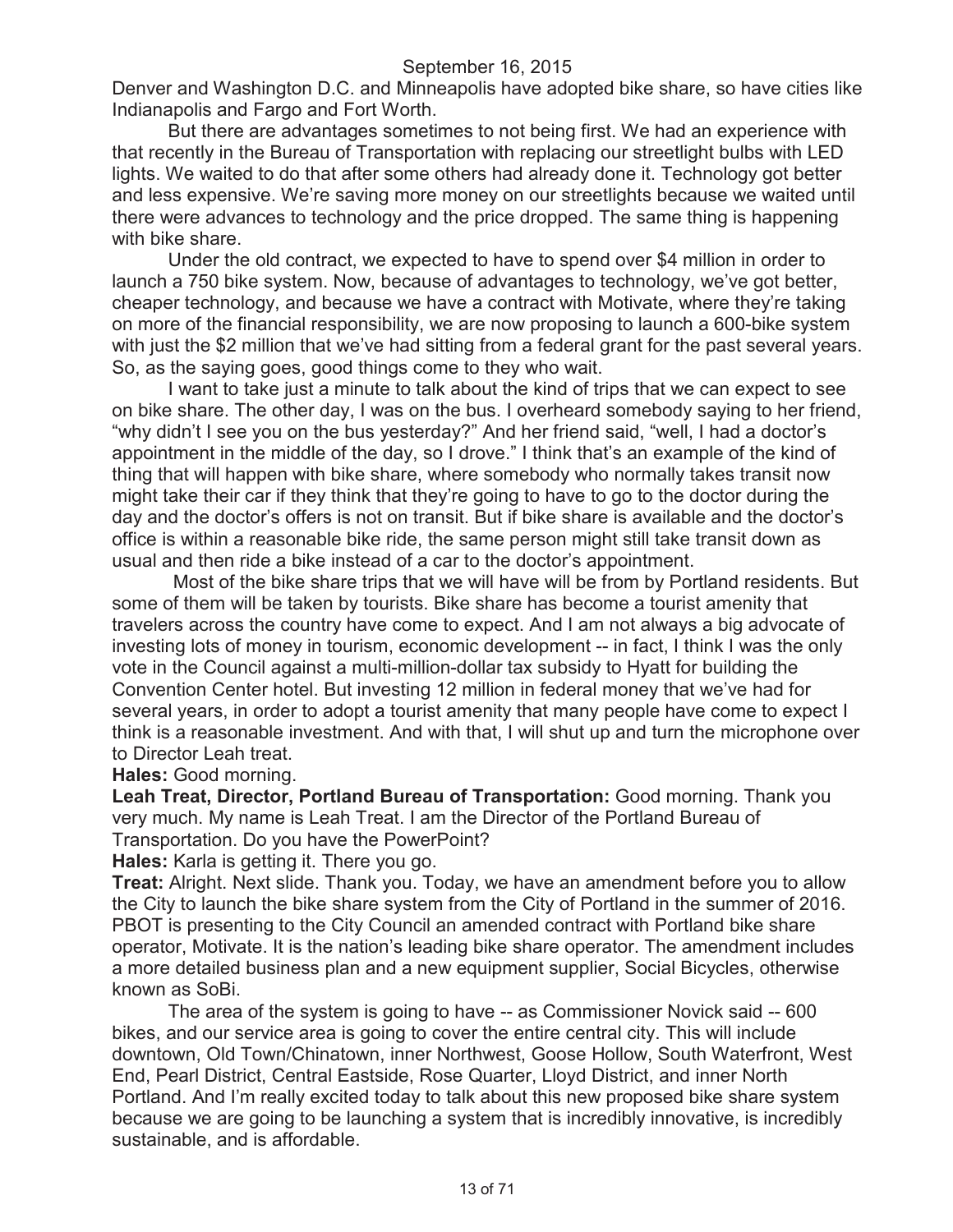Denver and Washington D.C. and Minneapolis have adopted bike share, so have cities like Indianapolis and Fargo and Fort Worth.

But there are advantages sometimes to not being first. We had an experience with that recently in the Bureau of Transportation with replacing our streetlight bulbs with LED lights. We waited to do that after some others had already done it. Technology got better and less expensive. We're saving more money on our streetlights because we waited until there were advances to technology and the price dropped. The same thing is happening with bike share.

Under the old contract, we expected to have to spend over $4 million in order to launch a 750 bike system. Now, because of advantages to technology, we've got better, cheaper technology, and because we have a contract with Motivate, where they're taking on more of the financial responsibility, we are now proposing to launch a 600-bike system with just the $2 million that we've had sitting from a federal grant for the past several years. So, as the saying goes, good things come to they who wait.

I want to take just a minute to talk about the kind of trips that we can expect to see on bike share. The other day, I was on the bus. I overheard somebody saying to her friend, "why didn't I see you on the bus yesterday?" And her friend said, "well, I had a doctor's appointment in the middle of the day, so I drove." I think that's an example of the kind of thing that will happen with bike share, where somebody who normally takes transit now might take their car if they think that they're going to have to go to the doctor during the day and the doctor's offers is not on transit. But if bike share is available and the doctor's office is within a reasonable bike ride, the same person might still take transit down as usual and then ride a bike instead of a car to the doctor's appointment.

Most of the bike share trips that we will have will be from by Portland residents. But some of them will be taken by tourists. Bike share has become a tourist amenity that travelers across the country have come to expect. And I am not always a big advocate of investing lots of money in tourism, economic development -- in fact, I think I was the only vote in the Council against a multi-million-dollar tax subsidy to Hyatt for building the Convention Center hotel. But investing 12 million in federal money that we've had for several years, in order to adopt a tourist amenity that many people have come to expect I think is a reasonable investment. And with that, I will shut up and turn the microphone over to Director Leah treat.

**Hales:** Good morning.

**Leah Treat, Director, Portland Bureau of Transportation:** Good morning. Thank you very much. My name is Leah Treat. I am the Director of the Portland Bureau of Transportation. Do you have the PowerPoint?

**Hales:** Karla is getting it. There you go.

**Treat:** Alright. Next slide. Thank you. Today, we have an amendment before you to allow the City to launch the bike share system from the City of Portland in the summer of 2016. PBOT is presenting to the City Council an amended contract with Portland bike share operator, Motivate. It is the nation's leading bike share operator. The amendment includes a more detailed business plan and a new equipment supplier, Social Bicycles, otherwise known as SoBi.

The area of the system is going to have -- as Commissioner Novick said -- 600 bikes, and our service area is going to cover the entire central city. This will include downtown, Old Town/Chinatown, inner Northwest, Goose Hollow, South Waterfront, West End, Pearl District, Central Eastside, Rose Quarter, Lloyd District, and inner North Portland. And I'm really excited today to talk about this new proposed bike share system because we are going to be launching a system that is incredibly innovative, is incredibly sustainable, and is affordable.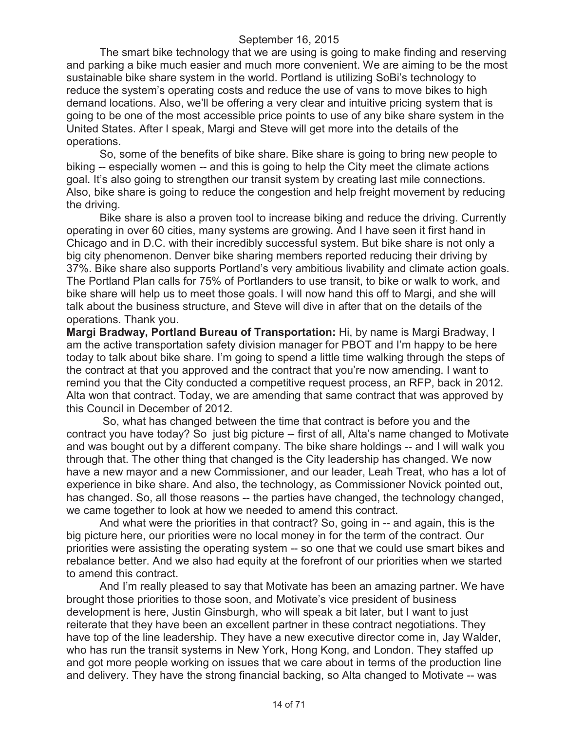The smart bike technology that we are using is going to make finding and reserving and parking a bike much easier and much more convenient. We are aiming to be the most sustainable bike share system in the world. Portland is utilizing SoBi's technology to reduce the system's operating costs and reduce the use of vans to move bikes to high demand locations. Also, we'll be offering a very clear and intuitive pricing system that is going to be one of the most accessible price points to use of any bike share system in the United States. After I speak, Margi and Steve will get more into the details of the operations.

So, some of the benefits of bike share. Bike share is going to bring new people to biking -- especially women -- and this is going to help the City meet the climate actions goal. It's also going to strengthen our transit system by creating last mile connections. Also, bike share is going to reduce the congestion and help freight movement by reducing the driving.

Bike share is also a proven tool to increase biking and reduce the driving. Currently operating in over 60 cities, many systems are growing. And I have seen it first hand in Chicago and in D.C. with their incredibly successful system. But bike share is not only a big city phenomenon. Denver bike sharing members reported reducing their driving by 37%. Bike share also supports Portland's very ambitious livability and climate action goals. The Portland Plan calls for 75% of Portlanders to use transit, to bike or walk to work, and bike share will help us to meet those goals. I will now hand this off to Margi, and she will talk about the business structure, and Steve will dive in after that on the details of the operations. Thank you.

**Margi Bradway, Portland Bureau of Transportation:** Hi, by name is Margi Bradway, I am the active transportation safety division manager for PBOT and I'm happy to be here today to talk about bike share. I'm going to spend a little time walking through the steps of the contract at that you approved and the contract that you're now amending. I want to remind you that the City conducted a competitive request process, an RFP, back in 2012. Alta won that contract. Today, we are amending that same contract that was approved by this Council in December of 2012.

So, what has changed between the time that contract is before you and the contract you have today? So just big picture -- first of all, Alta's name changed to Motivate and was bought out by a different company. The bike share holdings -- and I will walk you through that. The other thing that changed is the City leadership has changed. We now have a new mayor and a new Commissioner, and our leader, Leah Treat, who has a lot of experience in bike share. And also, the technology, as Commissioner Novick pointed out, has changed. So, all those reasons -- the parties have changed, the technology changed, we came together to look at how we needed to amend this contract.

And what were the priorities in that contract? So, going in -- and again, this is the big picture here, our priorities were no local money in for the term of the contract. Our priorities were assisting the operating system -- so one that we could use smart bikes and rebalance better. And we also had equity at the forefront of our priorities when we started to amend this contract.

And I'm really pleased to say that Motivate has been an amazing partner. We have brought those priorities to those soon, and Motivate's vice president of business development is here, Justin Ginsburgh, who will speak a bit later, but I want to just reiterate that they have been an excellent partner in these contract negotiations. They have top of the line leadership. They have a new executive director come in, Jay Walder, who has run the transit systems in New York, Hong Kong, and London. They staffed up and got more people working on issues that we care about in terms of the production line and delivery. They have the strong financial backing, so Alta changed to Motivate -- was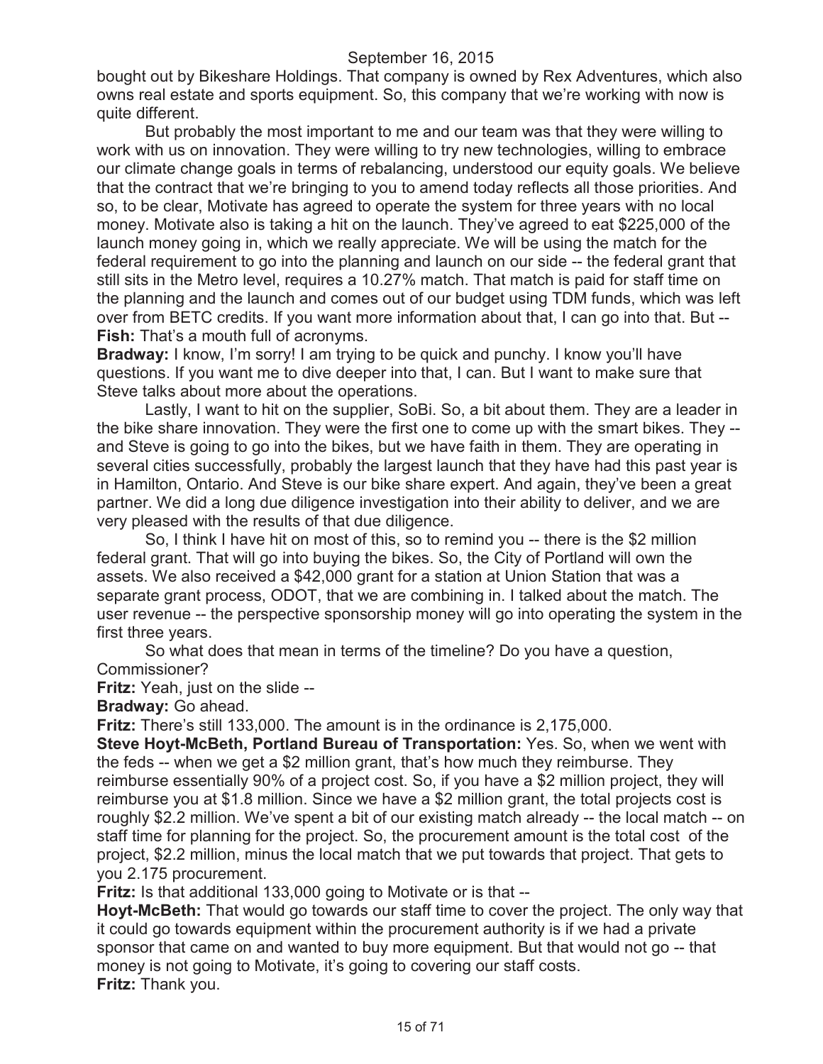bought out by Bikeshare Holdings. That company is owned by Rex Adventures, which also owns real estate and sports equipment. So, this company that we're working with now is quite different.

But probably the most important to me and our team was that they were willing to work with us on innovation. They were willing to try new technologies, willing to embrace our climate change goals in terms of rebalancing, understood our equity goals. We believe that the contract that we're bringing to you to amend today reflects all those priorities. And so, to be clear, Motivate has agreed to operate the system for three years with no local money. Motivate also is taking a hit on the launch. They've agreed to eat $225,000 of the launch money going in, which we really appreciate. We will be using the match for the federal requirement to go into the planning and launch on our side -- the federal grant that still sits in the Metro level, requires a 10.27% match. That match is paid for staff time on the planning and the launch and comes out of our budget using TDM funds, which was left over from BETC credits. If you want more information about that, I can go into that. But --

**Fish:** That's a mouth full of acronyms.

**Bradway:** I know, I'm sorry! I am trying to be quick and punchy. I know you'll have questions. If you want me to dive deeper into that, I can. But I want to make sure that Steve talks about more about the operations.

Lastly, I want to hit on the supplier, SoBi. So, a bit about them. They are a leader in the bike share innovation. They were the first one to come up with the smart bikes. They -- and Steve is going to go into the bikes, but we have faith in them. They are operating in several cities successfully, probably the largest launch that they have had this past year is in Hamilton, Ontario. And Steve is our bike share expert. And again, they've been a great partner. We did a long due diligence investigation into their ability to deliver, and we are very pleased with the results of that due diligence.

So, I think I have hit on most of this, so to remind you -- there is the $2 million federal grant. That will go into buying the bikes. So, the City of Portland will own the assets. We also received a $42,000 grant for a station at Union Station that was a separate grant process, ODOT, that we are combining in. I talked about the match. The user revenue -- the perspective sponsorship money will go into operating the system in the first three years.

So what does that mean in terms of the timeline? Do you have a question, Commissioner?

**Fritz:** Yeah, just on the slide --

**Bradway:** Go ahead.

**Fritz:** There's still 133,000. The amount is in the ordinance is 2,175,000.

**Steve Hoyt-McBeth, Portland Bureau of Transportation:** Yes. So, when we went with the feds -- when we get a $2 million grant, that's how much they reimburse. They reimburse essentially 90% of a project cost. So, if you have a $2 million project, they will reimburse you at $1.8 million. Since we have a $2 million grant, the total projects cost is roughly $2.2 million. We've spent a bit of our existing match already -- the local match -- on staff time for planning for the project. So, the procurement amount is the total cost of the project, $2.2 million, minus the local match that we put towards that project. That gets to you 2.175 procurement.

**Fritz:** Is that additional 133,000 going to Motivate or is that --

**Hoyt-McBeth:** That would go towards our staff time to cover the project. The only way that it could go towards equipment within the procurement authority is if we had a private sponsor that came on and wanted to buy more equipment. But that would not go -- that money is not going to Motivate, it's going to covering our staff costs.

**Fritz:** Thank you.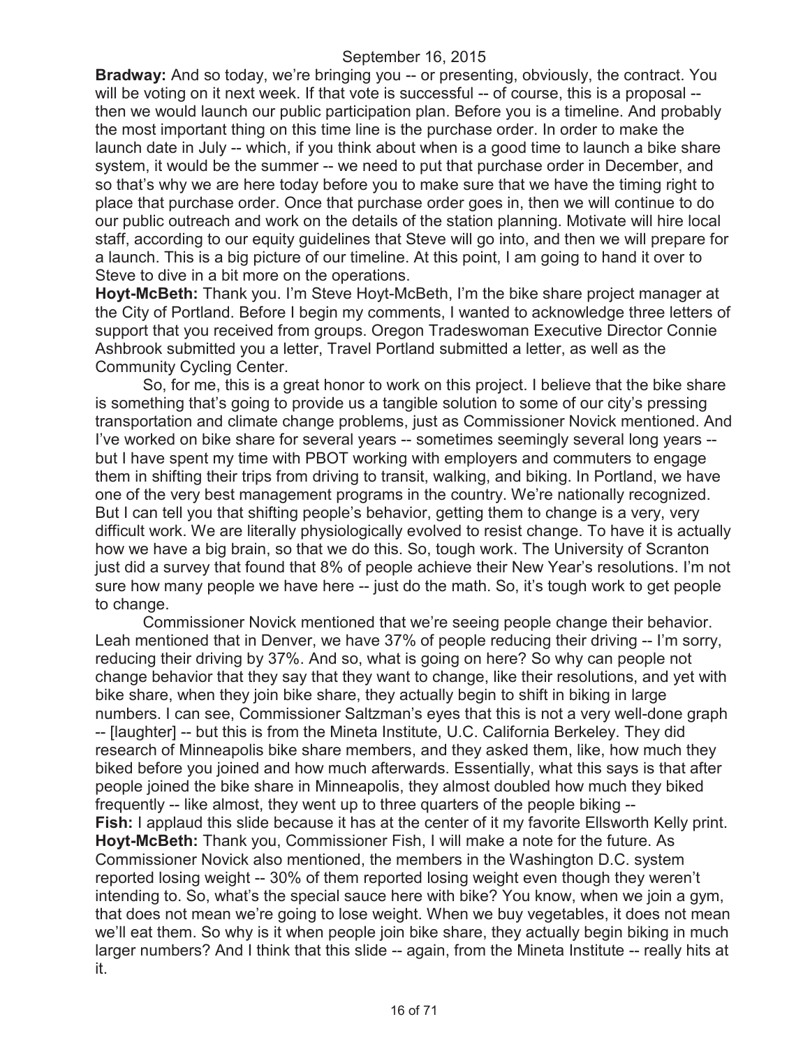**Bradway:** And so today, we're bringing you -- or presenting, obviously, the contract. You will be voting on it next week. If that vote is successful -- of course, this is a proposal -- then we would launch our public participation plan. Before you is a timeline. And probably the most important thing on this time line is the purchase order. In order to make the launch date in July -- which, if you think about when is a good time to launch a bike share system, it would be the summer -- we need to put that purchase order in December, and so that's why we are here today before you to make sure that we have the timing right to place that purchase order. Once that purchase order goes in, then we will continue to do our public outreach and work on the details of the station planning. Motivate will hire local staff, according to our equity guidelines that Steve will go into, and then we will prepare for a launch. This is a big picture of our timeline. At this point, I am going to hand it over to Steve to dive in a bit more on the operations.

**Hoyt-McBeth:** Thank you. I'm Steve Hoyt-McBeth, I'm the bike share project manager at the City of Portland. Before I begin my comments, I wanted to acknowledge three letters of support that you received from groups. Oregon Tradeswoman Executive Director Connie Ashbrook submitted you a letter, Travel Portland submitted a letter, as well as the Community Cycling Center.

So, for me, this is a great honor to work on this project. I believe that the bike share is something that's going to provide us a tangible solution to some of our city's pressing transportation and climate change problems, just as Commissioner Novick mentioned. And I've worked on bike share for several years -- sometimes seemingly several long years -- but I have spent my time with PBOT working with employers and commuters to engage them in shifting their trips from driving to transit, walking, and biking. In Portland, we have one of the very best management programs in the country. We're nationally recognized. But I can tell you that shifting people's behavior, getting them to change is a very, very difficult work. We are literally physiologically evolved to resist change. To have it is actually how we have a big brain, so that we do this. So, tough work. The University of Scranton just did a survey that found that 8% of people achieve their New Year's resolutions. I'm not sure how many people we have here -- just do the math. So, it's tough work to get people to change.

Commissioner Novick mentioned that we're seeing people change their behavior. Leah mentioned that in Denver, we have 37% of people reducing their driving -- I'm sorry, reducing their driving by 37%. And so, what is going on here? So why can people not change behavior that they say that they want to change, like their resolutions, and yet with bike share, when they join bike share, they actually begin to shift in biking in large numbers. I can see, Commissioner Saltzman's eyes that this is not a very well-done graph -- [laughter] -- but this is from the Mineta Institute, U.C. California Berkeley. They did research of Minneapolis bike share members, and they asked them, like, how much they biked before you joined and how much afterwards. Essentially, what this says is that after people joined the bike share in Minneapolis, they almost doubled how much they biked frequently -- like almost, they went up to three quarters of the people biking --

**Fish:** I applaud this slide because it has at the center of it my favorite Ellsworth Kelly print.

**Hoyt-McBeth:** Thank you, Commissioner Fish, I will make a note for the future. As Commissioner Novick also mentioned, the members in the Washington D.C. system reported losing weight -- 30% of them reported losing weight even though they weren't intending to. So, what's the special sauce here with bike? You know, when we join a gym, that does not mean we're going to lose weight. When we buy vegetables, it does not mean we'll eat them. So why is it when people join bike share, they actually begin biking in much larger numbers? And I think that this slide -- again, from the Mineta Institute -- really hits at it.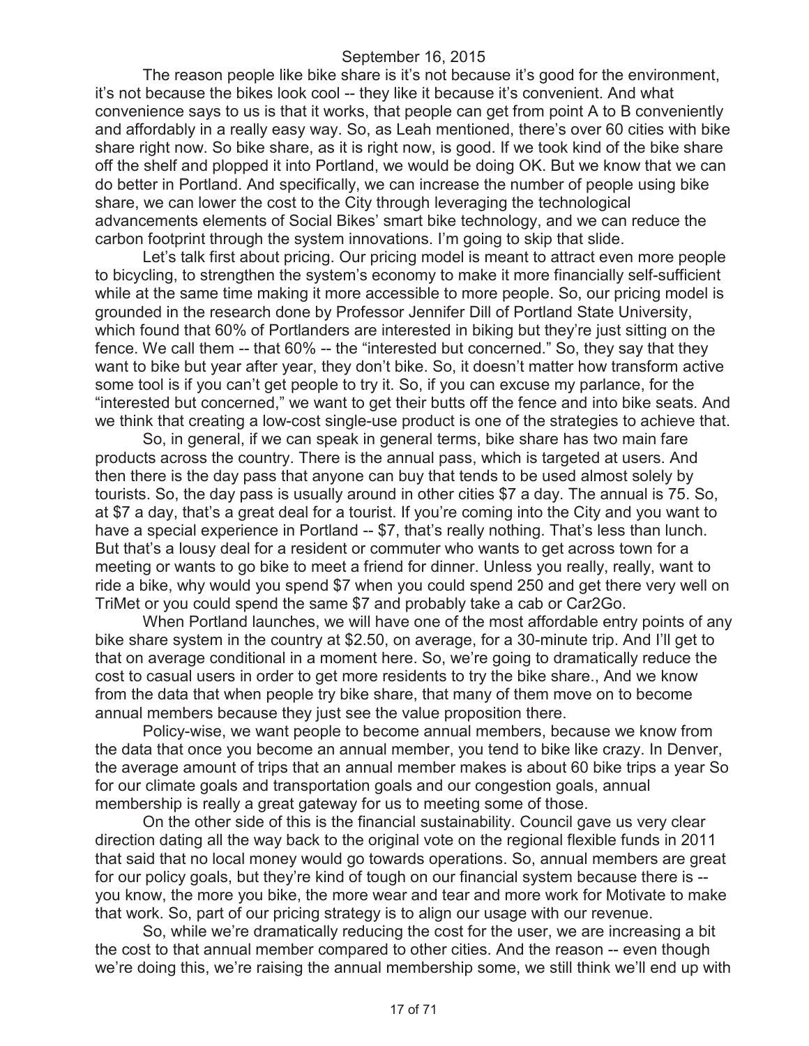The reason people like bike share is it's not because it's good for the environment, it's not because the bikes look cool -- they like it because it's convenient. And what convenience says to us is that it works, that people can get from point A to B conveniently and affordably in a really easy way. So, as Leah mentioned, there's over 60 cities with bike share right now. So bike share, as it is right now, is good. If we took kind of the bike share off the shelf and plopped it into Portland, we would be doing OK. But we know that we can do better in Portland. And specifically, we can increase the number of people using bike share, we can lower the cost to the City through leveraging the technological advancements elements of Social Bikes' smart bike technology, and we can reduce the carbon footprint through the system innovations. I'm going to skip that slide.

Let's talk first about pricing. Our pricing model is meant to attract even more people to bicycling, to strengthen the system's economy to make it more financially self-sufficient while at the same time making it more accessible to more people. So, our pricing model is grounded in the research done by Professor Jennifer Dill of Portland State University, which found that 60% of Portlanders are interested in biking but they're just sitting on the fence. We call them -- that 60% -- the "interested but concerned." So, they say that they want to bike but year after year, they don't bike. So, it doesn't matter how transform active some tool is if you can't get people to try it. So, if you can excuse my parlance, for the "interested but concerned," we want to get their butts off the fence and into bike seats. And we think that creating a low-cost single-use product is one of the strategies to achieve that.

So, in general, if we can speak in general terms, bike share has two main fare products across the country. There is the annual pass, which is targeted at users. And then there is the day pass that anyone can buy that tends to be used almost solely by tourists. So, the day pass is usually around in other cities $7 a day. The annual is 75. So, at $7 a day, that's a great deal for a tourist. If you're coming into the City and you want to have a special experience in Portland -- $7, that's really nothing. That's less than lunch. But that's a lousy deal for a resident or commuter who wants to get across town for a meeting or wants to go bike to meet a friend for dinner. Unless you really, really, want to ride a bike, why would you spend $7 when you could spend 250 and get there very well on TriMet or you could spend the same $7 and probably take a cab or Car2Go.

When Portland launches, we will have one of the most affordable entry points of any bike share system in the country at $2.50, on average, for a 30-minute trip. And I'll get to that on average conditional in a moment here. So, we're going to dramatically reduce the cost to casual users in order to get more residents to try the bike share., And we know from the data that when people try bike share, that many of them move on to become annual members because they just see the value proposition there.

Policy-wise, we want people to become annual members, because we know from the data that once you become an annual member, you tend to bike like crazy. In Denver, the average amount of trips that an annual member makes is about 60 bike trips a year So for our climate goals and transportation goals and our congestion goals, annual membership is really a great gateway for us to meeting some of those.

On the other side of this is the financial sustainability. Council gave us very clear direction dating all the way back to the original vote on the regional flexible funds in 2011 that said that no local money would go towards operations. So, annual members are great for our policy goals, but they're kind of tough on our financial system because there is -- you know, the more you bike, the more wear and tear and more work for Motivate to make that work. So, part of our pricing strategy is to align our usage with our revenue.

So, while we're dramatically reducing the cost for the user, we are increasing a bit the cost to that annual member compared to other cities. And the reason -- even though we're doing this, we're raising the annual membership some, we still think we'll end up with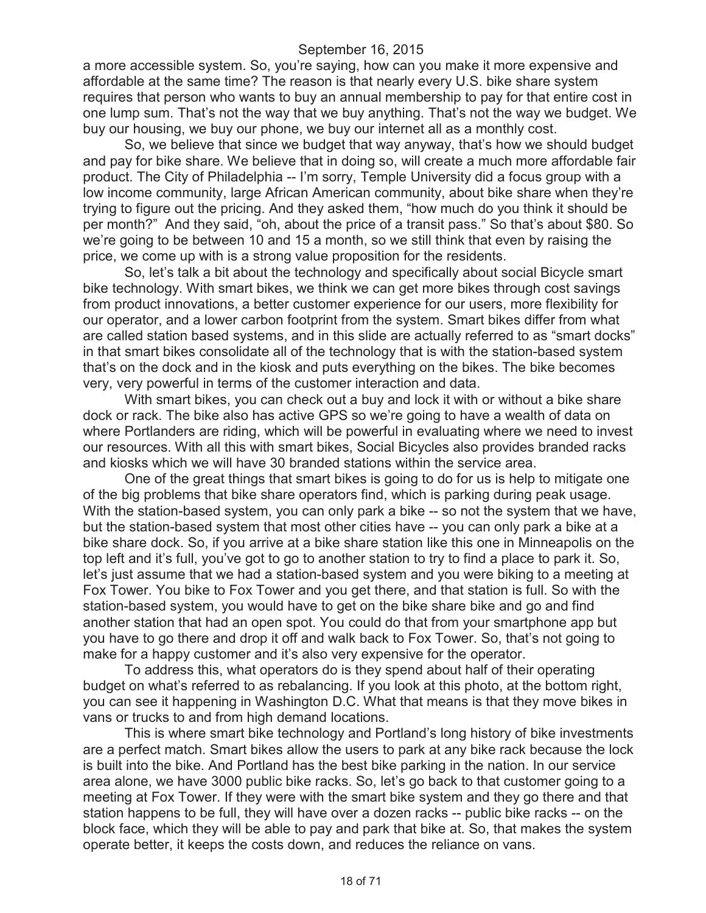a more accessible system. So, you're saying, how can you make it more expensive and affordable at the same time? The reason is that nearly every U.S. bike share system requires that person who wants to buy an annual membership to pay for that entire cost in one lump sum. That's not the way that we buy anything. That's not the way we budget. We buy our housing, we buy our phone, we buy our internet all as a monthly cost.

So, we believe that since we budget that way anyway, that's how we should budget and pay for bike share. We believe that in doing so, will create a much more affordable fair product. The City of Philadelphia -- I'm sorry, Temple University did a focus group with a low income community, large African American community, about bike share when they're trying to figure out the pricing. And they asked them, "how much do you think it should be per month?" And they said, "oh, about the price of a transit pass." So that's about $80. So we're going to be between 10 and 15 a month, so we still think that even by raising the price, we come up with is a strong value proposition for the residents.

So, let's talk a bit about the technology and specifically about social Bicycle smart bike technology. With smart bikes, we think we can get more bikes through cost savings from product innovations, a better customer experience for our users, more flexibility for our operator, and a lower carbon footprint from the system. Smart bikes differ from what are called station based systems, and in this slide are actually referred to as "smart docks" in that smart bikes consolidate all of the technology that is with the station-based system that's on the dock and in the kiosk and puts everything on the bikes. The bike becomes very, very powerful in terms of the customer interaction and data.

With smart bikes, you can check out a buy and lock it with or without a bike share dock or rack. The bike also has active GPS so we're going to have a wealth of data on where Portlanders are riding, which will be powerful in evaluating where we need to invest our resources. With all this with smart bikes, Social Bicycles also provides branded racks and kiosks which we will have 30 branded stations within the service area.

One of the great things that smart bikes is going to do for us is help to mitigate one of the big problems that bike share operators find, which is parking during peak usage. With the station-based system, you can only park a bike -- so not the system that we have, but the station-based system that most other cities have -- you can only park a bike at a bike share dock. So, if you arrive at a bike share station like this one in Minneapolis on the top left and it's full, you've got to go to another station to try to find a place to park it. So, let's just assume that we had a station-based system and you were biking to a meeting at Fox Tower. You bike to Fox Tower and you get there, and that station is full. So with the station-based system, you would have to get on the bike share bike and go and find another station that had an open spot. You could do that from your smartphone app but you have to go there and drop it off and walk back to Fox Tower. So, that's not going to make for a happy customer and it's also very expensive for the operator.

To address this, what operators do is they spend about half of their operating budget on what's referred to as rebalancing. If you look at this photo, at the bottom right, you can see it happening in Washington D.C. What that means is that they move bikes in vans or trucks to and from high demand locations.

This is where smart bike technology and Portland's long history of bike investments are a perfect match. Smart bikes allow the users to park at any bike rack because the lock is built into the bike. And Portland has the best bike parking in the nation. In our service area alone, we have 3000 public bike racks. So, let's go back to that customer going to a meeting at Fox Tower. If they were with the smart bike system and they go there and that station happens to be full, they will have over a dozen racks -- public bike racks -- on the block face, which they will be able to pay and park that bike at. So, that makes the system operate better, it keeps the costs down, and reduces the reliance on vans.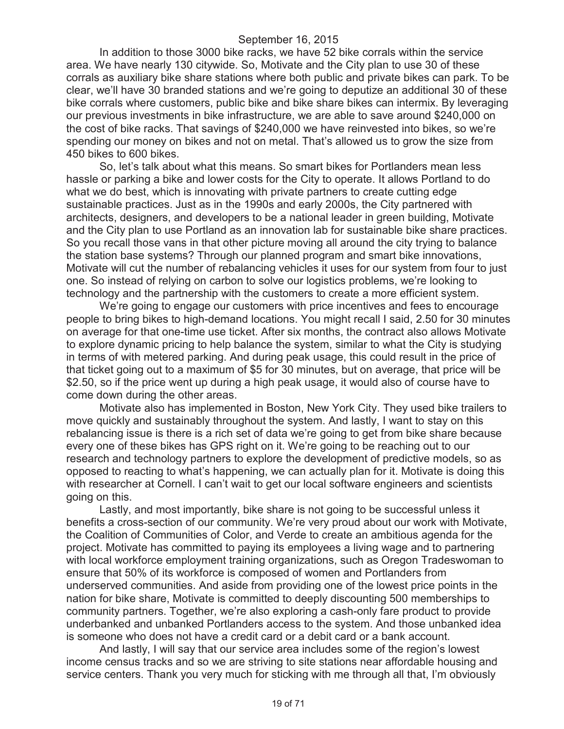September 16, 2015

In addition to those 3000 bike racks, we have 52 bike corrals within the service area. We have nearly 130 citywide. So, Motivate and the City plan to use 30 of these corrals as auxiliary bike share stations where both public and private bikes can park. To be clear, we'll have 30 branded stations and we're going to deputize an additional 30 of these bike corrals where customers, public bike and bike share bikes can intermix. By leveraging our previous investments in bike infrastructure, we are able to save around $240,000 on the cost of bike racks. That savings of $240,000 we have reinvested into bikes, so we're spending our money on bikes and not on metal. That's allowed us to grow the size from 450 bikes to 600 bikes.

So, let's talk about what this means. So smart bikes for Portlanders mean less hassle or parking a bike and lower costs for the City to operate. It allows Portland to do what we do best, which is innovating with private partners to create cutting edge sustainable practices. Just as in the 1990s and early 2000s, the City partnered with architects, designers, and developers to be a national leader in green building, Motivate and the City plan to use Portland as an innovation lab for sustainable bike share practices. So you recall those vans in that other picture moving all around the city trying to balance the station base systems? Through our planned program and smart bike innovations, Motivate will cut the number of rebalancing vehicles it uses for our system from four to just one. So instead of relying on carbon to solve our logistics problems, we're looking to technology and the partnership with the customers to create a more efficient system.

We're going to engage our customers with price incentives and fees to encourage people to bring bikes to high-demand locations. You might recall I said, 2.50 for 30 minutes on average for that one-time use ticket. After six months, the contract also allows Motivate to explore dynamic pricing to help balance the system, similar to what the City is studying in terms of with metered parking. And during peak usage, this could result in the price of that ticket going out to a maximum of $5 for 30 minutes, but on average, that price will be $2.50, so if the price went up during a high peak usage, it would also of course have to come down during the other areas.

Motivate also has implemented in Boston, New York City. They used bike trailers to move quickly and sustainably throughout the system. And lastly, I want to stay on this rebalancing issue is there is a rich set of data we're going to get from bike share because every one of these bikes has GPS right on it. We're going to be reaching out to our research and technology partners to explore the development of predictive models, so as opposed to reacting to what's happening, we can actually plan for it. Motivate is doing this with researcher at Cornell. I can't wait to get our local software engineers and scientists going on this.

Lastly, and most importantly, bike share is not going to be successful unless it benefits a cross-section of our community. We're very proud about our work with Motivate, the Coalition of Communities of Color, and Verde to create an ambitious agenda for the project. Motivate has committed to paying its employees a living wage and to partnering with local workforce employment training organizations, such as Oregon Tradeswoman to ensure that 50% of its workforce is composed of women and Portlanders from underserved communities. And aside from providing one of the lowest price points in the nation for bike share, Motivate is committed to deeply discounting 500 memberships to community partners. Together, we're also exploring a cash-only fare product to provide underbanked and unbanked Portlanders access to the system. And those unbanked idea is someone who does not have a credit card or a debit card or a bank account.

And lastly, I will say that our service area includes some of the region's lowest income census tracks and so we are striving to site stations near affordable housing and service centers. Thank you very much for sticking with me through all that, I'm obviously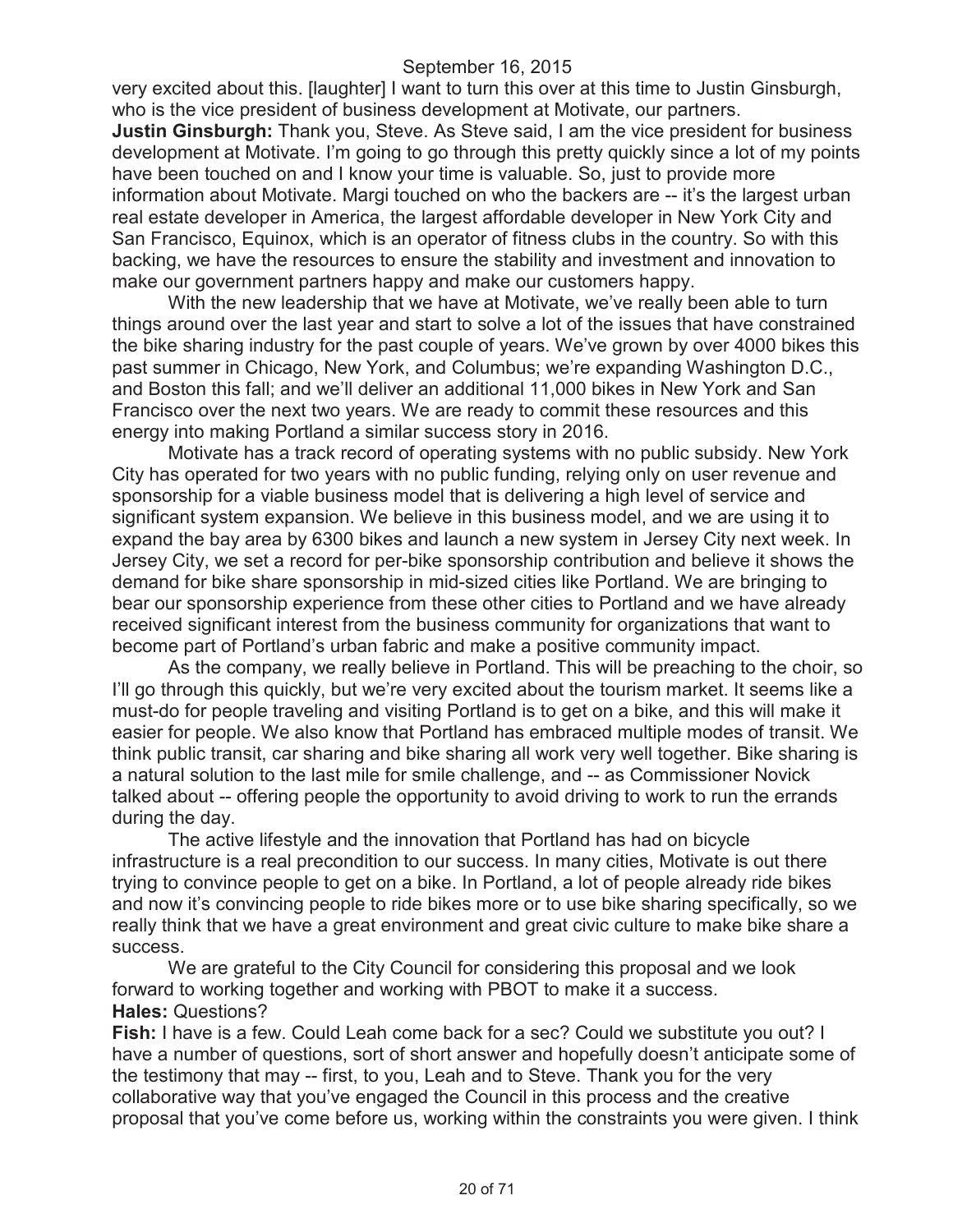very excited about this. [laughter] I want to turn this over at this time to Justin Ginsburgh, who is the vice president of business development at Motivate, our partners.

**Justin Ginsburgh:** Thank you, Steve. As Steve said, I am the vice president for business development at Motivate. I'm going to go through this pretty quickly since a lot of my points have been touched on and I know your time is valuable. So, just to provide more information about Motivate. Margi touched on who the backers are -- it's the largest urban real estate developer in America, the largest affordable developer in New York City and San Francisco, Equinox, which is an operator of fitness clubs in the country. So with this backing, we have the resources to ensure the stability and investment and innovation to make our government partners happy and make our customers happy.

With the new leadership that we have at Motivate, we've really been able to turn things around over the last year and start to solve a lot of the issues that have constrained the bike sharing industry for the past couple of years. We've grown by over 4000 bikes this past summer in Chicago, New York, and Columbus; we're expanding Washington D.C., and Boston this fall; and we'll deliver an additional 11,000 bikes in New York and San Francisco over the next two years. We are ready to commit these resources and this energy into making Portland a similar success story in 2016.

Motivate has a track record of operating systems with no public subsidy. New York City has operated for two years with no public funding, relying only on user revenue and sponsorship for a viable business model that is delivering a high level of service and significant system expansion. We believe in this business model, and we are using it to expand the bay area by 6300 bikes and launch a new system in Jersey City next week. In Jersey City, we set a record for per-bike sponsorship contribution and believe it shows the demand for bike share sponsorship in mid-sized cities like Portland. We are bringing to bear our sponsorship experience from these other cities to Portland and we have already received significant interest from the business community for organizations that want to become part of Portland's urban fabric and make a positive community impact.

As the company, we really believe in Portland. This will be preaching to the choir, so I'll go through this quickly, but we're very excited about the tourism market. It seems like a must-do for people traveling and visiting Portland is to get on a bike, and this will make it easier for people. We also know that Portland has embraced multiple modes of transit. We think public transit, car sharing and bike sharing all work very well together. Bike sharing is a natural solution to the last mile for smile challenge, and -- as Commissioner Novick talked about -- offering people the opportunity to avoid driving to work to run the errands during the day.

The active lifestyle and the innovation that Portland has had on bicycle infrastructure is a real precondition to our success. In many cities, Motivate is out there trying to convince people to get on a bike. In Portland, a lot of people already ride bikes and now it's convincing people to ride bikes more or to use bike sharing specifically, so we really think that we have a great environment and great civic culture to make bike share a success.

We are grateful to the City Council for considering this proposal and we look forward to working together and working with PBOT to make it a success.

**Hales:** Questions?

**Fish:** I have is a few. Could Leah come back for a sec? Could we substitute you out? I have a number of questions, sort of short answer and hopefully doesn't anticipate some of the testimony that may -- first, to you, Leah and to Steve. Thank you for the very collaborative way that you've engaged the Council in this process and the creative proposal that you've come before us, working within the constraints you were given. I think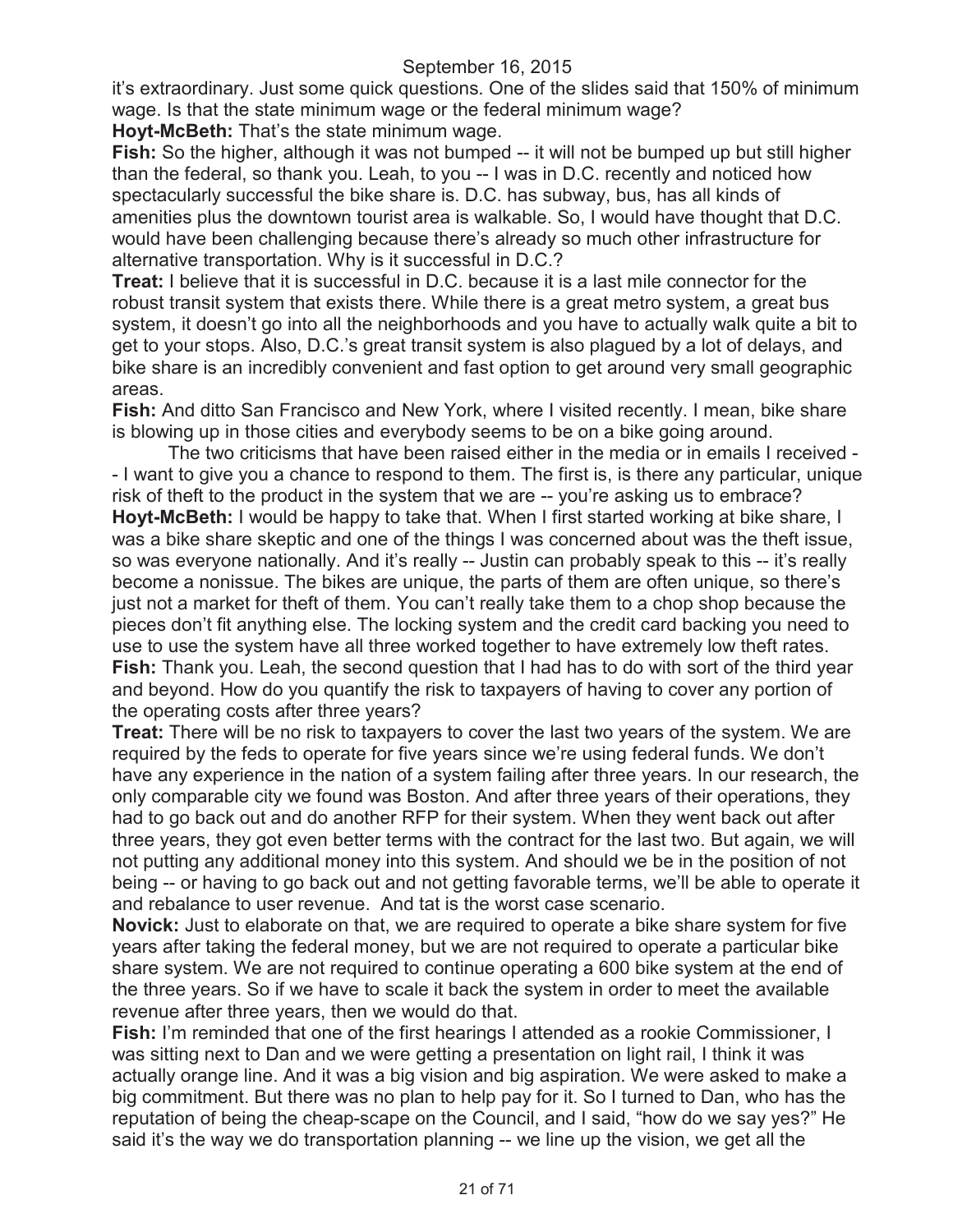it's extraordinary. Just some quick questions. One of the slides said that 150% of minimum wage. Is that the state minimum wage or the federal minimum wage?

**Hoyt-McBeth:** That's the state minimum wage.

**Fish:** So the higher, although it was not bumped -- it will not be bumped up but still higher than the federal, so thank you. Leah, to you -- I was in D.C. recently and noticed how spectacularly successful the bike share is. D.C. has subway, bus, has all kinds of amenities plus the downtown tourist area is walkable. So, I would have thought that D.C. would have been challenging because there's already so much other infrastructure for alternative transportation. Why is it successful in D.C.?

**Treat:** I believe that it is successful in D.C. because it is a last mile connector for the robust transit system that exists there. While there is a great metro system, a great bus system, it doesn't go into all the neighborhoods and you have to actually walk quite a bit to get to your stops. Also, D.C.'s great transit system is also plagued by a lot of delays, and bike share is an incredibly convenient and fast option to get around very small geographic areas.

**Fish:** And ditto San Francisco and New York, where I visited recently. I mean, bike share is blowing up in those cities and everybody seems to be on a bike going around.

The two criticisms that have been raised either in the media or in emails I received -- I want to give you a chance to respond to them. The first is, is there any particular, unique risk of theft to the product in the system that we are -- you're asking us to embrace?

**Hoyt-McBeth:** I would be happy to take that. When I first started working at bike share, I was a bike share skeptic and one of the things I was concerned about was the theft issue, so was everyone nationally. And it's really -- Justin can probably speak to this -- it's really become a nonissue. The bikes are unique, the parts of them are often unique, so there's just not a market for theft of them. You can't really take them to a chop shop because the pieces don't fit anything else. The locking system and the credit card backing you need to use to use the system have all three worked together to have extremely low theft rates.

**Fish:** Thank you. Leah, the second question that I had has to do with sort of the third year and beyond. How do you quantify the risk to taxpayers of having to cover any portion of the operating costs after three years?

**Treat:** There will be no risk to taxpayers to cover the last two years of the system. We are required by the feds to operate for five years since we're using federal funds. We don't have any experience in the nation of a system failing after three years. In our research, the only comparable city we found was Boston. And after three years of their operations, they had to go back out and do another RFP for their system. When they went back out after three years, they got even better terms with the contract for the last two. But again, we will not putting any additional money into this system. And should we be in the position of not being -- or having to go back out and not getting favorable terms, we'll be able to operate it and rebalance to user revenue. And tat is the worst case scenario.

**Novick:** Just to elaborate on that, we are required to operate a bike share system for five years after taking the federal money, but we are not required to operate a particular bike share system. We are not required to continue operating a 600 bike system at the end of the three years. So if we have to scale it back the system in order to meet the available revenue after three years, then we would do that.

**Fish:** I'm reminded that one of the first hearings I attended as a rookie Commissioner, I was sitting next to Dan and we were getting a presentation on light rail, I think it was actually orange line. And it was a big vision and big aspiration. We were asked to make a big commitment. But there was no plan to help pay for it. So I turned to Dan, who has the reputation of being the cheap-scape on the Council, and I said, "how do we say yes?" He said it's the way we do transportation planning -- we line up the vision, we get all the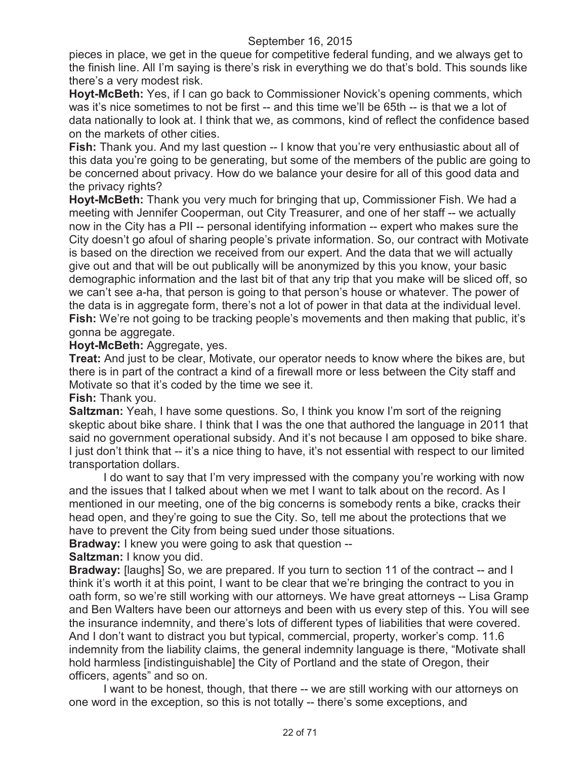pieces in place, we get in the queue for competitive federal funding, and we always get to the finish line. All I'm saying is there's risk in everything we do that's bold. This sounds like there's a very modest risk.

**Hoyt-McBeth:** Yes, if I can go back to Commissioner Novick's opening comments, which was it's nice sometimes to not be first -- and this time we'll be 65th -- is that we a lot of data nationally to look at. I think that we, as commons, kind of reflect the confidence based on the markets of other cities.

**Fish:** Thank you. And my last question -- I know that you're very enthusiastic about all of this data you're going to be generating, but some of the members of the public are going to be concerned about privacy. How do we balance your desire for all of this good data and the privacy rights?

**Hoyt-McBeth:** Thank you very much for bringing that up, Commissioner Fish. We had a meeting with Jennifer Cooperman, out City Treasurer, and one of her staff -- we actually now in the City has a PII -- personal identifying information -- expert who makes sure the City doesn't go afoul of sharing people's private information. So, our contract with Motivate is based on the direction we received from our expert. And the data that we will actually give out and that will be out publically will be anonymized by this you know, your basic demographic information and the last bit of that any trip that you make will be sliced off, so we can't see a-ha, that person is going to that person's house or whatever. The power of the data is in aggregate form, there's not a lot of power in that data at the individual level.

**Fish:** We're not going to be tracking people's movements and then making that public, it's gonna be aggregate.

**Hoyt-McBeth:** Aggregate, yes.

**Treat:** And just to be clear, Motivate, our operator needs to know where the bikes are, but there is in part of the contract a kind of a firewall more or less between the City staff and Motivate so that it's coded by the time we see it.

**Fish:** Thank you.

**Saltzman:** Yeah, I have some questions. So, I think you know I'm sort of the reigning skeptic about bike share. I think that I was the one that authored the language in 2011 that said no government operational subsidy. And it's not because I am opposed to bike share. I just don't think that -- it's a nice thing to have, it's not essential with respect to our limited transportation dollars.

I do want to say that I'm very impressed with the company you're working with now and the issues that I talked about when we met I want to talk about on the record. As I mentioned in our meeting, one of the big concerns is somebody rents a bike, cracks their head open, and they're going to sue the City. So, tell me about the protections that we have to prevent the City from being sued under those situations.

**Bradway:** I knew you were going to ask that question --

**Saltzman:** I know you did.

**Bradway:** [laughs] So, we are prepared. If you turn to section 11 of the contract -- and I think it's worth it at this point, I want to be clear that we're bringing the contract to you in oath form, so we're still working with our attorneys. We have great attorneys -- Lisa Gramp and Ben Walters have been our attorneys and been with us every step of this. You will see the insurance indemnity, and there's lots of different types of liabilities that were covered. And I don't want to distract you but typical, commercial, property, worker's comp. 11.6 indemnity from the liability claims, the general indemnity language is there, "Motivate shall hold harmless [indistinguishable] the City of Portland and the state of Oregon, their officers, agents" and so on.

I want to be honest, though, that there -- we are still working with our attorneys on one word in the exception, so this is not totally -- there's some exceptions, and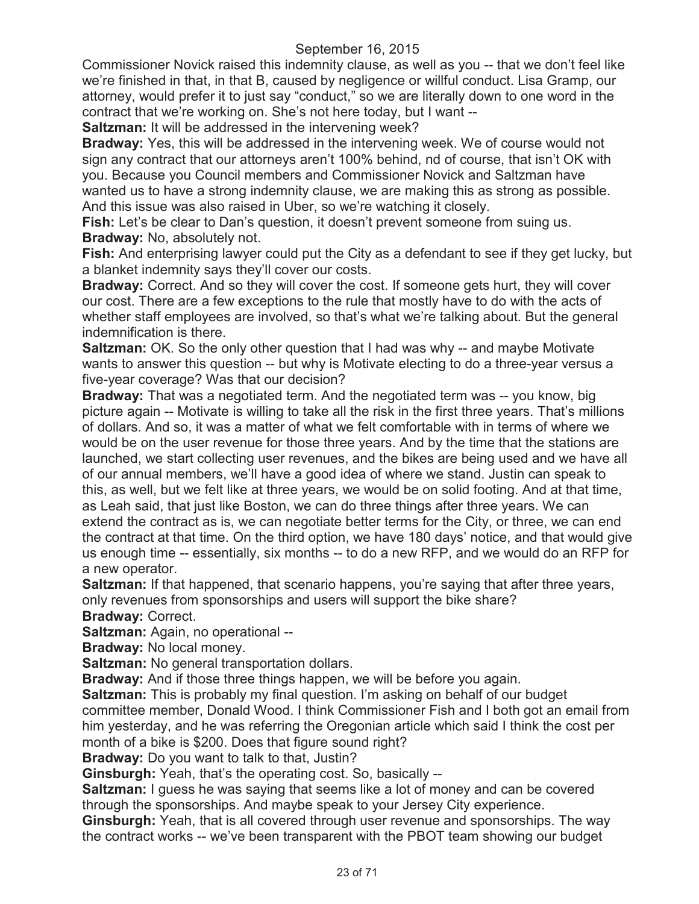Commissioner Novick raised this indemnity clause, as well as you -- that we don't feel like we're finished in that, in that B, caused by negligence or willful conduct. Lisa Gramp, our attorney, would prefer it to just say "conduct," so we are literally down to one word in the contract that we're working on. She's not here today, but I want --

**Saltzman:** It will be addressed in the intervening week?

**Bradway:** Yes, this will be addressed in the intervening week. We of course would not sign any contract that our attorneys aren't 100% behind, nd of course, that isn't OK with you. Because you Council members and Commissioner Novick and Saltzman have wanted us to have a strong indemnity clause, we are making this as strong as possible. And this issue was also raised in Uber, so we're watching it closely.

**Fish:** Let's be clear to Dan's question, it doesn't prevent someone from suing us.

**Bradway:** No, absolutely not.

**Fish:** And enterprising lawyer could put the City as a defendant to see if they get lucky, but a blanket indemnity says they'll cover our costs.

**Bradway:** Correct. And so they will cover the cost. If someone gets hurt, they will cover our cost. There are a few exceptions to the rule that mostly have to do with the acts of whether staff employees are involved, so that's what we're talking about. But the general indemnification is there.

**Saltzman:** OK. So the only other question that I had was why -- and maybe Motivate wants to answer this question -- but why is Motivate electing to do a three-year versus a five-year coverage? Was that our decision?

**Bradway:** That was a negotiated term. And the negotiated term was -- you know, big picture again -- Motivate is willing to take all the risk in the first three years. That's millions of dollars. And so, it was a matter of what we felt comfortable with in terms of where we would be on the user revenue for those three years. And by the time that the stations are launched, we start collecting user revenues, and the bikes are being used and we have all of our annual members, we'll have a good idea of where we stand. Justin can speak to this, as well, but we felt like at three years, we would be on solid footing. And at that time, as Leah said, that just like Boston, we can do three things after three years. We can extend the contract as is, we can negotiate better terms for the City, or three, we can end the contract at that time. On the third option, we have 180 days' notice, and that would give us enough time -- essentially, six months -- to do a new RFP, and we would do an RFP for a new operator.

**Saltzman:** If that happened, that scenario happens, you're saying that after three years, only revenues from sponsorships and users will support the bike share?

**Bradway:** Correct.

**Saltzman:** Again, no operational --

**Bradway:** No local money.

**Saltzman:** No general transportation dollars.

**Bradway:** And if those three things happen, we will be before you again.

**Saltzman:** This is probably my final question. I'm asking on behalf of our budget committee member, Donald Wood. I think Commissioner Fish and I both got an email from him yesterday, and he was referring the Oregonian article which said I think the cost per month of a bike is $200. Does that figure sound right?

**Bradway:** Do you want to talk to that, Justin?

**Ginsburgh:** Yeah, that's the operating cost. So, basically --

**Saltzman:** I guess he was saying that seems like a lot of money and can be covered through the sponsorships. And maybe speak to your Jersey City experience.

**Ginsburgh:** Yeah, that is all covered through user revenue and sponsorships. The way the contract works -- we've been transparent with the PBOT team showing our budget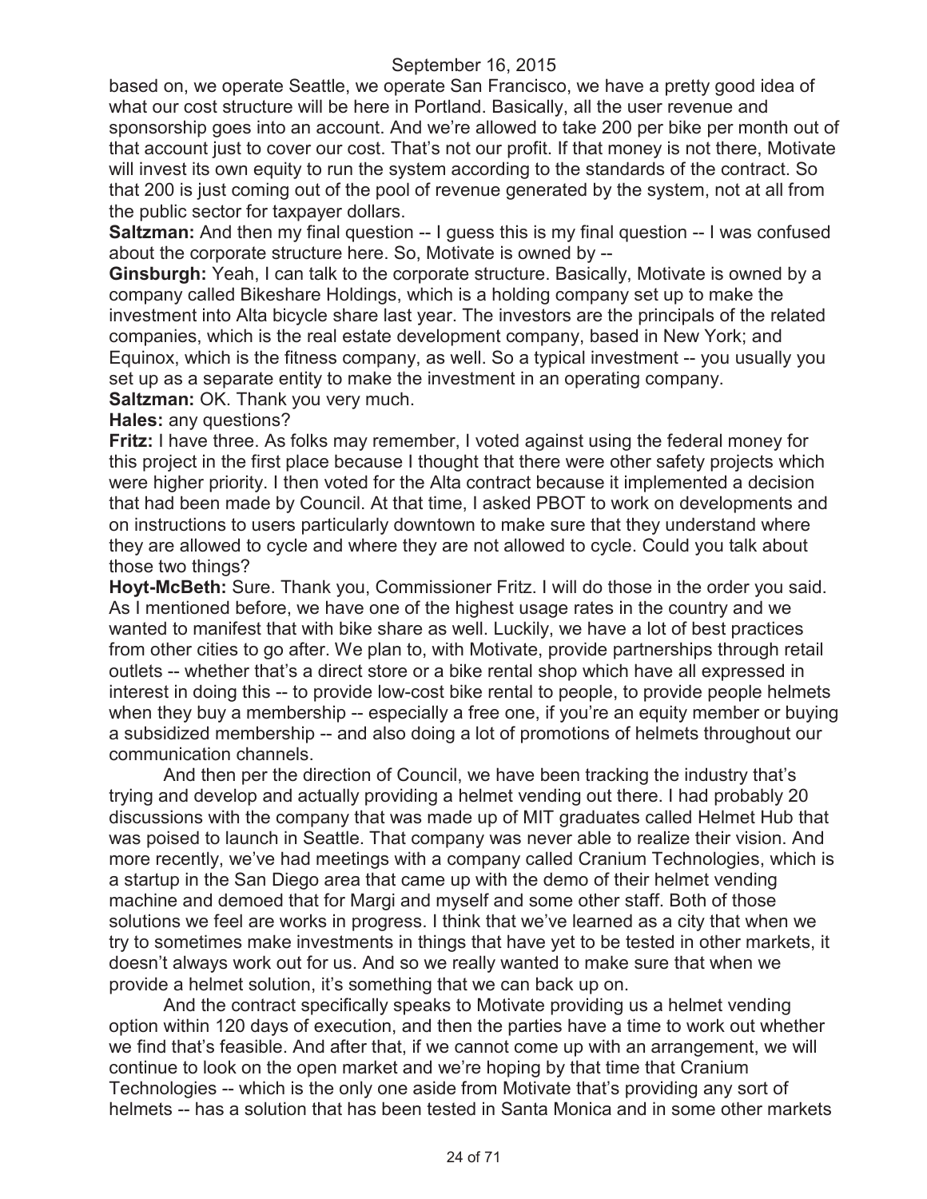based on, we operate Seattle, we operate San Francisco, we have a pretty good idea of what our cost structure will be here in Portland. Basically, all the user revenue and sponsorship goes into an account. And we're allowed to take 200 per bike per month out of that account just to cover our cost. That's not our profit. If that money is not there, Motivate will invest its own equity to run the system according to the standards of the contract. So that 200 is just coming out of the pool of revenue generated by the system, not at all from the public sector for taxpayer dollars.

**Saltzman:** And then my final question -- I guess this is my final question -- I was confused about the corporate structure here. So, Motivate is owned by --

**Ginsburgh:** Yeah, I can talk to the corporate structure. Basically, Motivate is owned by a company called Bikeshare Holdings, which is a holding company set up to make the investment into Alta bicycle share last year. The investors are the principals of the related companies, which is the real estate development company, based in New York; and Equinox, which is the fitness company, as well. So a typical investment -- you usually you set up as a separate entity to make the investment in an operating company.

**Saltzman:** OK. Thank you very much.

**Hales:** any questions?

**Fritz:** I have three. As folks may remember, I voted against using the federal money for this project in the first place because I thought that there were other safety projects which were higher priority. I then voted for the Alta contract because it implemented a decision that had been made by Council. At that time, I asked PBOT to work on developments and on instructions to users particularly downtown to make sure that they understand where they are allowed to cycle and where they are not allowed to cycle. Could you talk about those two things?

**Hoyt-McBeth:** Sure. Thank you, Commissioner Fritz. I will do those in the order you said. As I mentioned before, we have one of the highest usage rates in the country and we wanted to manifest that with bike share as well. Luckily, we have a lot of best practices from other cities to go after. We plan to, with Motivate, provide partnerships through retail outlets -- whether that's a direct store or a bike rental shop which have all expressed in interest in doing this -- to provide low-cost bike rental to people, to provide people helmets when they buy a membership -- especially a free one, if you're an equity member or buying a subsidized membership -- and also doing a lot of promotions of helmets throughout our communication channels.

And then per the direction of Council, we have been tracking the industry that's trying and develop and actually providing a helmet vending out there. I had probably 20 discussions with the company that was made up of MIT graduates called Helmet Hub that was poised to launch in Seattle. That company was never able to realize their vision. And more recently, we've had meetings with a company called Cranium Technologies, which is a startup in the San Diego area that came up with the demo of their helmet vending machine and demoed that for Margi and myself and some other staff. Both of those solutions we feel are works in progress. I think that we've learned as a city that when we try to sometimes make investments in things that have yet to be tested in other markets, it doesn't always work out for us. And so we really wanted to make sure that when we provide a helmet solution, it's something that we can back up on.

And the contract specifically speaks to Motivate providing us a helmet vending option within 120 days of execution, and then the parties have a time to work out whether we find that's feasible. And after that, if we cannot come up with an arrangement, we will continue to look on the open market and we're hoping by that time that Cranium Technologies -- which is the only one aside from Motivate that's providing any sort of helmets -- has a solution that has been tested in Santa Monica and in some other markets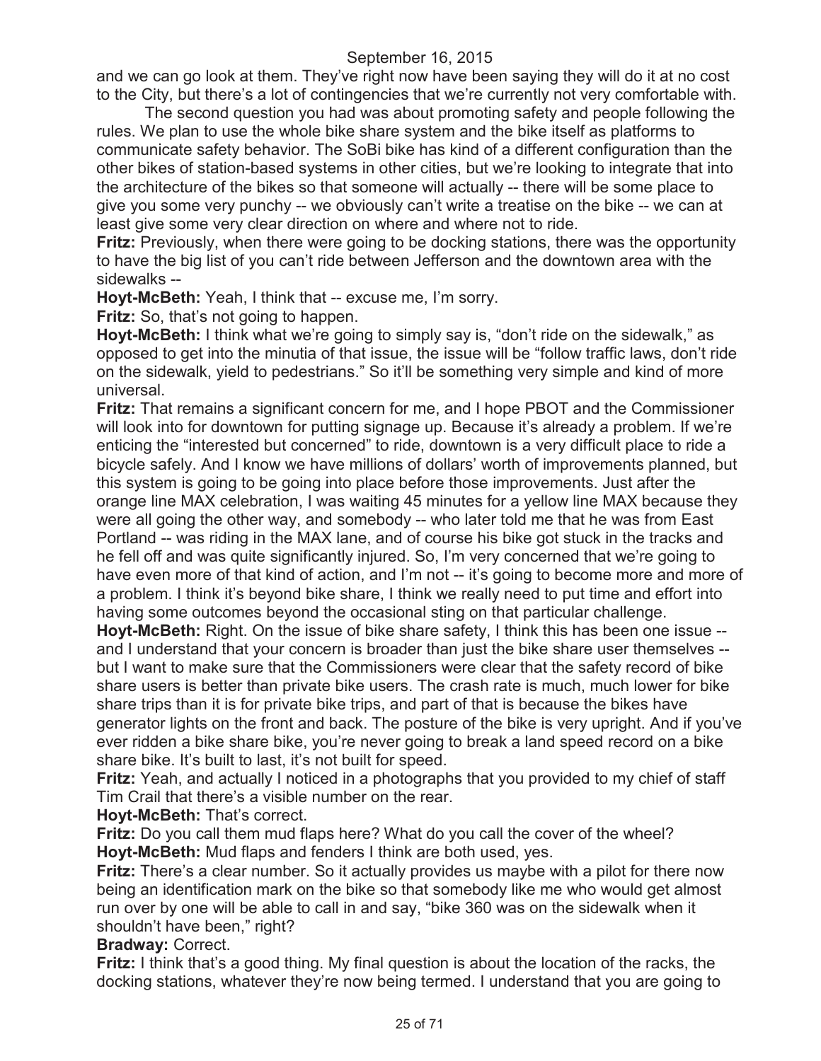and we can go look at them. They've right now have been saying they will do it at no cost to the City, but there's a lot of contingencies that we're currently not very comfortable with.

The second question you had was about promoting safety and people following the rules. We plan to use the whole bike share system and the bike itself as platforms to communicate safety behavior. The SoBi bike has kind of a different configuration than the other bikes of station-based systems in other cities, but we're looking to integrate that into the architecture of the bikes so that someone will actually -- there will be some place to give you some very punchy -- we obviously can't write a treatise on the bike -- we can at least give some very clear direction on where and where not to ride.

**Fritz:** Previously, when there were going to be docking stations, there was the opportunity to have the big list of you can't ride between Jefferson and the downtown area with the sidewalks --

**Hoyt-McBeth:** Yeah, I think that -- excuse me, I'm sorry.

**Fritz:** So, that's not going to happen.

**Hoyt-McBeth:** I think what we're going to simply say is, "don't ride on the sidewalk," as opposed to get into the minutia of that issue, the issue will be "follow traffic laws, don't ride on the sidewalk, yield to pedestrians." So it'll be something very simple and kind of more universal.

**Fritz:** That remains a significant concern for me, and I hope PBOT and the Commissioner will look into for downtown for putting signage up. Because it's already a problem. If we're enticing the "interested but concerned" to ride, downtown is a very difficult place to ride a bicycle safely. And I know we have millions of dollars' worth of improvements planned, but this system is going to be going into place before those improvements. Just after the orange line MAX celebration, I was waiting 45 minutes for a yellow line MAX because they were all going the other way, and somebody -- who later told me that he was from East Portland -- was riding in the MAX lane, and of course his bike got stuck in the tracks and he fell off and was quite significantly injured. So, I'm very concerned that we're going to have even more of that kind of action, and I'm not -- it's going to become more and more of a problem. I think it's beyond bike share, I think we really need to put time and effort into having some outcomes beyond the occasional sting on that particular challenge.

**Hoyt-McBeth:** Right. On the issue of bike share safety, I think this has been one issue -- and I understand that your concern is broader than just the bike share user themselves -- but I want to make sure that the Commissioners were clear that the safety record of bike share users is better than private bike users. The crash rate is much, much lower for bike share trips than it is for private bike trips, and part of that is because the bikes have generator lights on the front and back. The posture of the bike is very upright. And if you've ever ridden a bike share bike, you're never going to break a land speed record on a bike share bike. It's built to last, it's not built for speed.

**Fritz:** Yeah, and actually I noticed in a photographs that you provided to my chief of staff Tim Crail that there's a visible number on the rear.

**Hoyt-McBeth:** That's correct.

**Fritz:** Do you call them mud flaps here? What do you call the cover of the wheel?

**Hoyt-McBeth:** Mud flaps and fenders I think are both used, yes.

**Fritz:** There's a clear number. So it actually provides us maybe with a pilot for there now being an identification mark on the bike so that somebody like me who would get almost run over by one will be able to call in and say, "bike 360 was on the sidewalk when it shouldn't have been," right?

**Bradway:** Correct.

**Fritz:** I think that's a good thing. My final question is about the location of the racks, the docking stations, whatever they're now being termed. I understand that you are going to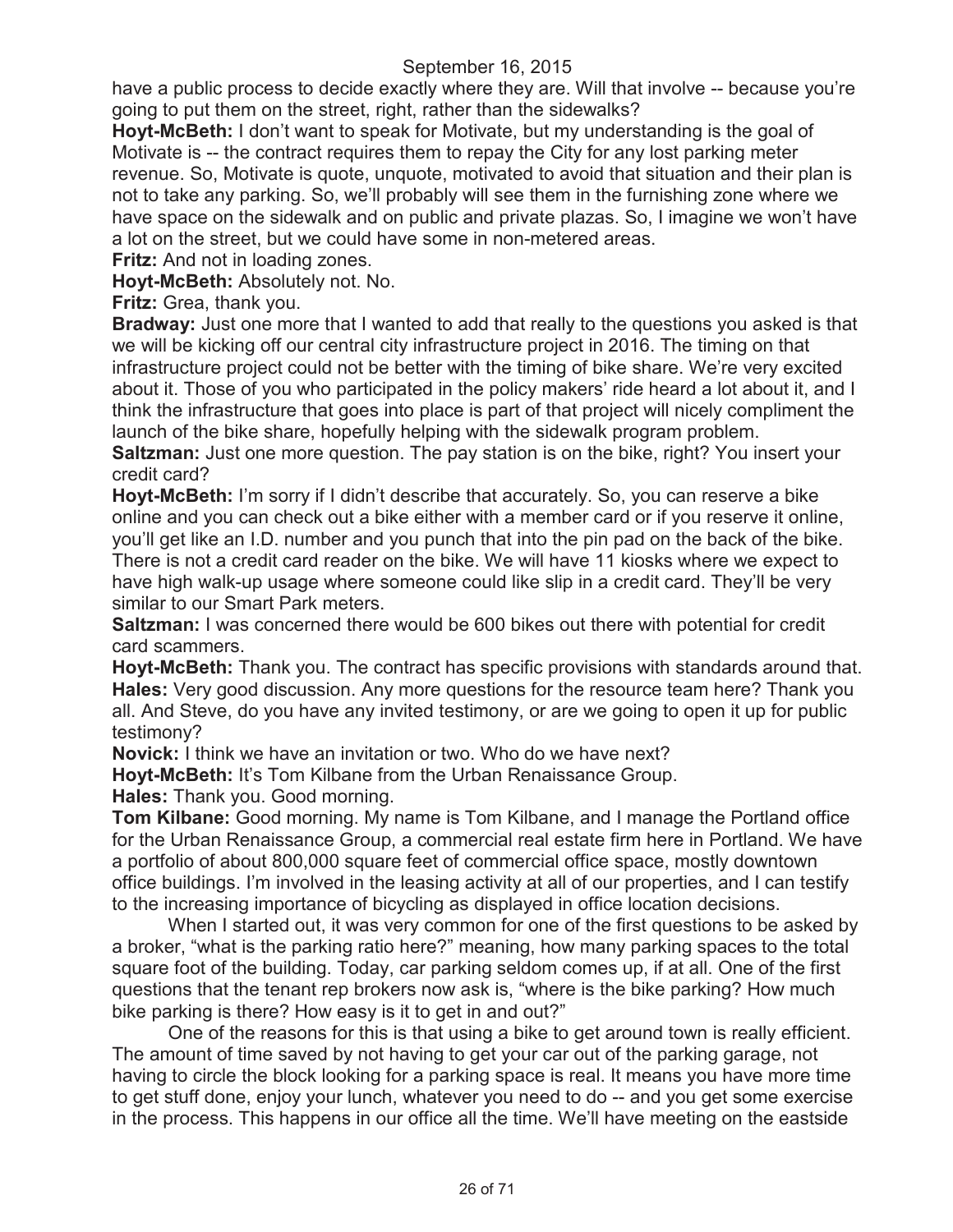have a public process to decide exactly where they are. Will that involve -- because you're going to put them on the street, right, rather than the sidewalks?

**Hoyt-McBeth:** I don't want to speak for Motivate, but my understanding is the goal of Motivate is -- the contract requires them to repay the City for any lost parking meter revenue. So, Motivate is quote, unquote, motivated to avoid that situation and their plan is not to take any parking. So, we'll probably will see them in the furnishing zone where we have space on the sidewalk and on public and private plazas. So, I imagine we won't have a lot on the street, but we could have some in non-metered areas.

**Fritz:** And not in loading zones.

**Hoyt-McBeth:** Absolutely not. No.

**Fritz:** Grea, thank you.

**Bradway:** Just one more that I wanted to add that really to the questions you asked is that we will be kicking off our central city infrastructure project in 2016. The timing on that infrastructure project could not be better with the timing of bike share. We're very excited about it. Those of you who participated in the policy makers' ride heard a lot about it, and I think the infrastructure that goes into place is part of that project will nicely compliment the launch of the bike share, hopefully helping with the sidewalk program problem.

**Saltzman:** Just one more question. The pay station is on the bike, right? You insert your credit card?

**Hoyt-McBeth:** I'm sorry if I didn't describe that accurately. So, you can reserve a bike online and you can check out a bike either with a member card or if you reserve it online, you'll get like an I.D. number and you punch that into the pin pad on the back of the bike. There is not a credit card reader on the bike. We will have 11 kiosks where we expect to have high walk-up usage where someone could like slip in a credit card. They'll be very similar to our Smart Park meters.

**Saltzman:** I was concerned there would be 600 bikes out there with potential for credit card scammers.

**Hoyt-McBeth:** Thank you. The contract has specific provisions with standards around that.

**Hales:** Very good discussion. Any more questions for the resource team here? Thank you all. And Steve, do you have any invited testimony, or are we going to open it up for public testimony?

**Novick:** I think we have an invitation or two. Who do we have next?

**Hoyt-McBeth:** It's Tom Kilbane from the Urban Renaissance Group.

**Hales:** Thank you. Good morning.

**Tom Kilbane:** Good morning. My name is Tom Kilbane, and I manage the Portland office for the Urban Renaissance Group, a commercial real estate firm here in Portland. We have a portfolio of about 800,000 square feet of commercial office space, mostly downtown office buildings. I'm involved in the leasing activity at all of our properties, and I can testify to the increasing importance of bicycling as displayed in office location decisions.

When I started out, it was very common for one of the first questions to be asked by a broker, "what is the parking ratio here?" meaning, how many parking spaces to the total square foot of the building. Today, car parking seldom comes up, if at all. One of the first questions that the tenant rep brokers now ask is, "where is the bike parking? How much bike parking is there? How easy is it to get in and out?"

One of the reasons for this is that using a bike to get around town is really efficient. The amount of time saved by not having to get your car out of the parking garage, not having to circle the block looking for a parking space is real. It means you have more time to get stuff done, enjoy your lunch, whatever you need to do -- and you get some exercise in the process. This happens in our office all the time. We'll have meeting on the eastside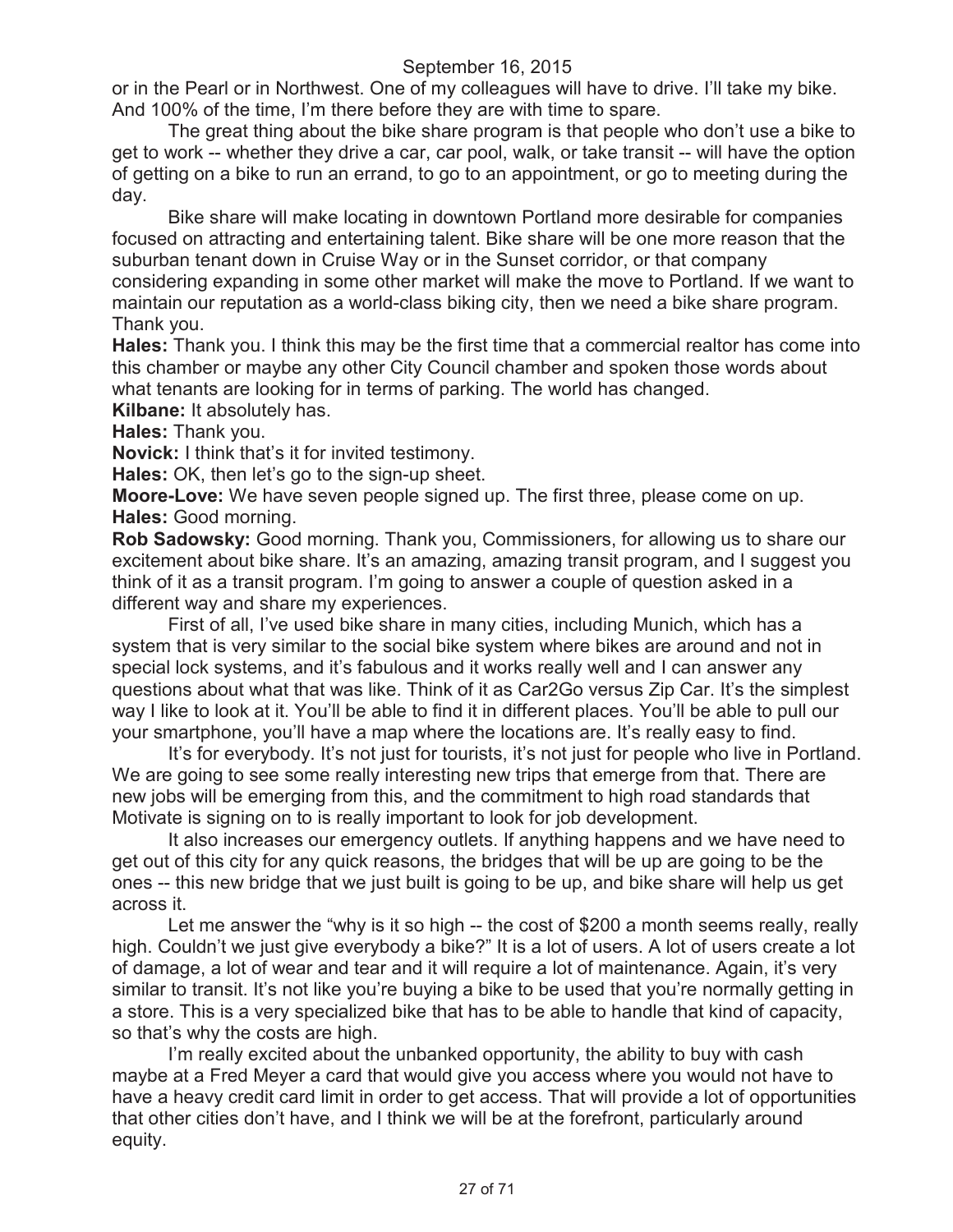or in the Pearl or in Northwest. One of my colleagues will have to drive. I'll take my bike. And 100% of the time, I'm there before they are with time to spare.

The great thing about the bike share program is that people who don't use a bike to get to work -- whether they drive a car, car pool, walk, or take transit -- will have the option of getting on a bike to run an errand, to go to an appointment, or go to meeting during the day.

Bike share will make locating in downtown Portland more desirable for companies focused on attracting and entertaining talent. Bike share will be one more reason that the suburban tenant down in Cruise Way or in the Sunset corridor, or that company considering expanding in some other market will make the move to Portland. If we want to maintain our reputation as a world-class biking city, then we need a bike share program. Thank you.

**Hales:** Thank you. I think this may be the first time that a commercial realtor has come into this chamber or maybe any other City Council chamber and spoken those words about what tenants are looking for in terms of parking. The world has changed.

**Kilbane:** It absolutely has.

**Hales:** Thank you.

**Novick:** I think that's it for invited testimony.

**Hales:** OK, then let's go to the sign-up sheet.

**Moore-Love:** We have seven people signed up. The first three, please come on up.

**Hales:** Good morning.

**Rob Sadowsky:** Good morning. Thank you, Commissioners, for allowing us to share our excitement about bike share. It's an amazing, amazing transit program, and I suggest you think of it as a transit program. I'm going to answer a couple of question asked in a different way and share my experiences.

First of all, I've used bike share in many cities, including Munich, which has a system that is very similar to the social bike system where bikes are around and not in special lock systems, and it's fabulous and it works really well and I can answer any questions about what that was like. Think of it as Car2Go versus Zip Car. It's the simplest way I like to look at it. You'll be able to find it in different places. You'll be able to pull our your smartphone, you'll have a map where the locations are. It's really easy to find.

It's for everybody. It's not just for tourists, it's not just for people who live in Portland. We are going to see some really interesting new trips that emerge from that. There are new jobs will be emerging from this, and the commitment to high road standards that Motivate is signing on to is really important to look for job development.

It also increases our emergency outlets. If anything happens and we have need to get out of this city for any quick reasons, the bridges that will be up are going to be the ones -- this new bridge that we just built is going to be up, and bike share will help us get across it.

Let me answer the "why is it so high -- the cost of $200 a month seems really, really high. Couldn't we just give everybody a bike?" It is a lot of users. A lot of users create a lot of damage, a lot of wear and tear and it will require a lot of maintenance. Again, it's very similar to transit. It's not like you're buying a bike to be used that you're normally getting in a store. This is a very specialized bike that has to be able to handle that kind of capacity, so that's why the costs are high.

I'm really excited about the unbanked opportunity, the ability to buy with cash maybe at a Fred Meyer a card that would give you access where you would not have to have a heavy credit card limit in order to get access. That will provide a lot of opportunities that other cities don't have, and I think we will be at the forefront, particularly around equity.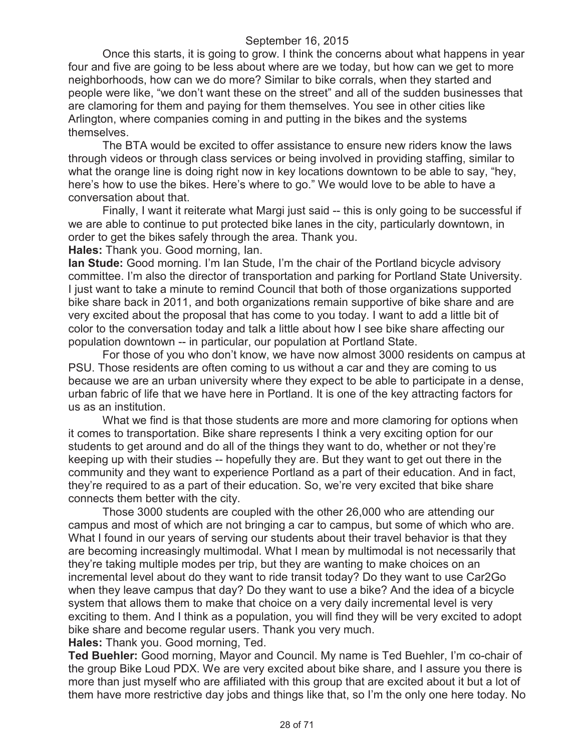Once this starts, it is going to grow. I think the concerns about what happens in year four and five are going to be less about where are we today, but how can we get to more neighborhoods, how can we do more? Similar to bike corrals, when they started and people were like, "we don't want these on the street" and all of the sudden businesses that are clamoring for them and paying for them themselves. You see in other cities like Arlington, where companies coming in and putting in the bikes and the systems themselves.

The BTA would be excited to offer assistance to ensure new riders know the laws through videos or through class services or being involved in providing staffing, similar to what the orange line is doing right now in key locations downtown to be able to say, "hey, here's how to use the bikes. Here's where to go." We would love to be able to have a conversation about that.

Finally, I want it reiterate what Margi just said -- this is only going to be successful if we are able to continue to put protected bike lanes in the city, particularly downtown, in order to get the bikes safely through the area. Thank you.

**Hales:** Thank you. Good morning, Ian.

**Ian Stude:** Good morning. I'm Ian Stude, I'm the chair of the Portland bicycle advisory committee. I'm also the director of transportation and parking for Portland State University. I just want to take a minute to remind Council that both of those organizations supported bike share back in 2011, and both organizations remain supportive of bike share and are very excited about the proposal that has come to you today. I want to add a little bit of color to the conversation today and talk a little about how I see bike share affecting our population downtown -- in particular, our population at Portland State.

For those of you who don't know, we have now almost 3000 residents on campus at PSU. Those residents are often coming to us without a car and they are coming to us because we are an urban university where they expect to be able to participate in a dense, urban fabric of life that we have here in Portland. It is one of the key attracting factors for us as an institution.

What we find is that those students are more and more clamoring for options when it comes to transportation. Bike share represents I think a very exciting option for our students to get around and do all of the things they want to do, whether or not they're keeping up with their studies -- hopefully they are. But they want to get out there in the community and they want to experience Portland as a part of their education. And in fact, they're required to as a part of their education. So, we're very excited that bike share connects them better with the city.

Those 3000 students are coupled with the other 26,000 who are attending our campus and most of which are not bringing a car to campus, but some of which who are. What I found in our years of serving our students about their travel behavior is that they are becoming increasingly multimodal. What I mean by multimodal is not necessarily that they're taking multiple modes per trip, but they are wanting to make choices on an incremental level about do they want to ride transit today? Do they want to use Car2Go when they leave campus that day? Do they want to use a bike? And the idea of a bicycle system that allows them to make that choice on a very daily incremental level is very exciting to them. And I think as a population, you will find they will be very excited to adopt bike share and become regular users. Thank you very much.

**Hales:** Thank you. Good morning, Ted.

**Ted Buehler:** Good morning, Mayor and Council. My name is Ted Buehler, I'm co-chair of the group Bike Loud PDX. We are very excited about bike share, and I assure you there is more than just myself who are affiliated with this group that are excited about it but a lot of them have more restrictive day jobs and things like that, so I'm the only one here today. No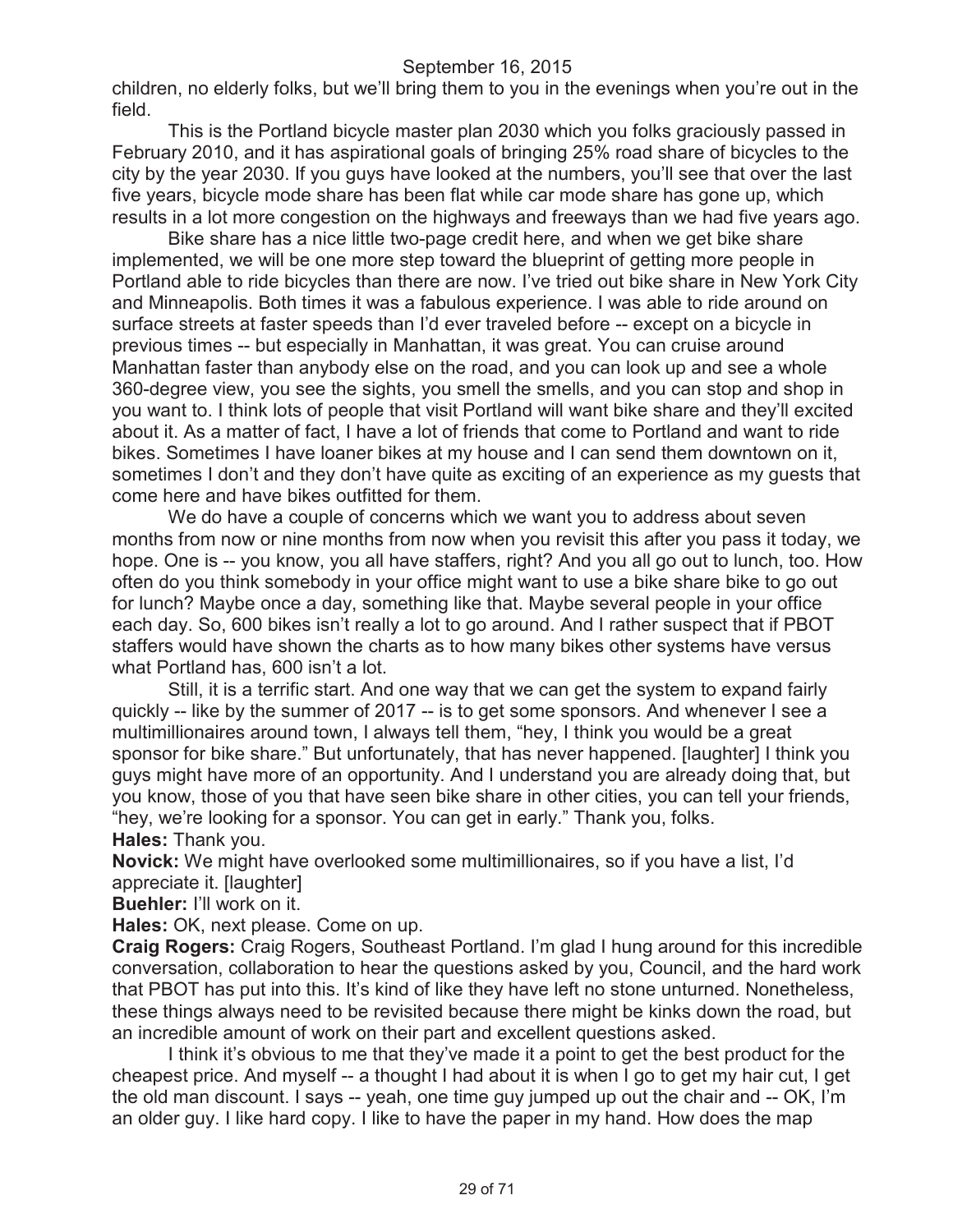children, no elderly folks, but we'll bring them to you in the evenings when you're out in the field.

This is the Portland bicycle master plan 2030 which you folks graciously passed in February 2010, and it has aspirational goals of bringing 25% road share of bicycles to the city by the year 2030. If you guys have looked at the numbers, you'll see that over the last five years, bicycle mode share has been flat while car mode share has gone up, which results in a lot more congestion on the highways and freeways than we had five years ago.

Bike share has a nice little two-page credit here, and when we get bike share implemented, we will be one more step toward the blueprint of getting more people in Portland able to ride bicycles than there are now. I've tried out bike share in New York City and Minneapolis. Both times it was a fabulous experience. I was able to ride around on surface streets at faster speeds than I'd ever traveled before -- except on a bicycle in previous times -- but especially in Manhattan, it was great. You can cruise around Manhattan faster than anybody else on the road, and you can look up and see a whole 360-degree view, you see the sights, you smell the smells, and you can stop and shop in you want to. I think lots of people that visit Portland will want bike share and they'll excited about it. As a matter of fact, I have a lot of friends that come to Portland and want to ride bikes. Sometimes I have loaner bikes at my house and I can send them downtown on it, sometimes I don't and they don't have quite as exciting of an experience as my guests that come here and have bikes outfitted for them.

We do have a couple of concerns which we want you to address about seven months from now or nine months from now when you revisit this after you pass it today, we hope. One is -- you know, you all have staffers, right? And you all go out to lunch, too. How often do you think somebody in your office might want to use a bike share bike to go out for lunch? Maybe once a day, something like that. Maybe several people in your office each day. So, 600 bikes isn't really a lot to go around. And I rather suspect that if PBOT staffers would have shown the charts as to how many bikes other systems have versus what Portland has, 600 isn't a lot.

Still, it is a terrific start. And one way that we can get the system to expand fairly quickly -- like by the summer of 2017 -- is to get some sponsors. And whenever I see a multimillionaires around town, I always tell them, "hey, I think you would be a great sponsor for bike share." But unfortunately, that has never happened. [laughter] I think you guys might have more of an opportunity. And I understand you are already doing that, but you know, those of you that have seen bike share in other cities, you can tell your friends, "hey, we're looking for a sponsor. You can get in early." Thank you, folks.

**Hales:** Thank you.

**Novick:** We might have overlooked some multimillionaires, so if you have a list, I'd appreciate it. [laughter]

**Buehler:** I'll work on it.

**Hales:** OK, next please. Come on up.

**Craig Rogers:** Craig Rogers, Southeast Portland. I'm glad I hung around for this incredible conversation, collaboration to hear the questions asked by you, Council, and the hard work that PBOT has put into this. It's kind of like they have left no stone unturned. Nonetheless, these things always need to be revisited because there might be kinks down the road, but an incredible amount of work on their part and excellent questions asked.

I think it's obvious to me that they've made it a point to get the best product for the cheapest price. And myself -- a thought I had about it is when I go to get my hair cut, I get the old man discount. I says -- yeah, one time guy jumped up out the chair and -- OK, I'm an older guy. I like hard copy. I like to have the paper in my hand. How does the map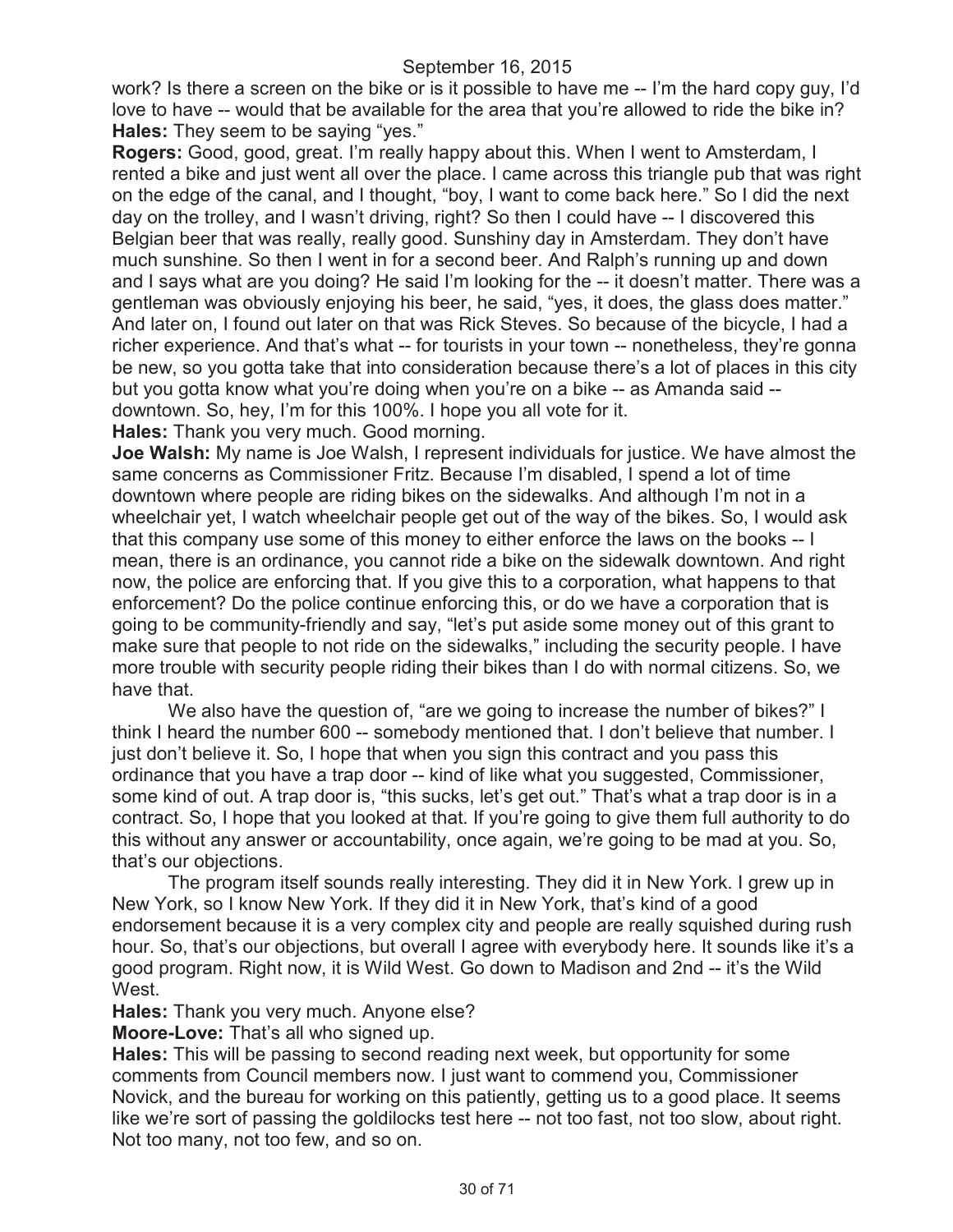work? Is there a screen on the bike or is it possible to have me -- I'm the hard copy guy, I'd love to have -- would that be available for the area that you're allowed to ride the bike in?

**Hales:** They seem to be saying "yes."

**Rogers:** Good, good, great. I'm really happy about this. When I went to Amsterdam, I rented a bike and just went all over the place. I came across this triangle pub that was right on the edge of the canal, and I thought, "boy, I want to come back here." So I did the next day on the trolley, and I wasn't driving, right? So then I could have -- I discovered this Belgian beer that was really, really good. Sunshiny day in Amsterdam. They don't have much sunshine. So then I went in for a second beer. And Ralph's running up and down and I says what are you doing? He said I'm looking for the -- it doesn't matter. There was a gentleman was obviously enjoying his beer, he said, "yes, it does, the glass does matter." And later on, I found out later on that was Rick Steves. So because of the bicycle, I had a richer experience. And that's what -- for tourists in your town -- nonetheless, they're gonna be new, so you gotta take that into consideration because there's a lot of places in this city but you gotta know what you're doing when you're on a bike -- as Amanda said -- downtown. So, hey, I'm for this 100%. I hope you all vote for it.

**Hales:** Thank you very much. Good morning.

**Joe Walsh:** My name is Joe Walsh, I represent individuals for justice. We have almost the same concerns as Commissioner Fritz. Because I'm disabled, I spend a lot of time downtown where people are riding bikes on the sidewalks. And although I'm not in a wheelchair yet, I watch wheelchair people get out of the way of the bikes. So, I would ask that this company use some of this money to either enforce the laws on the books -- I mean, there is an ordinance, you cannot ride a bike on the sidewalk downtown. And right now, the police are enforcing that. If you give this to a corporation, what happens to that enforcement? Do the police continue enforcing this, or do we have a corporation that is going to be community-friendly and say, "let's put aside some money out of this grant to make sure that people to not ride on the sidewalks," including the security people. I have more trouble with security people riding their bikes than I do with normal citizens. So, we have that.

We also have the question of, "are we going to increase the number of bikes?" I think I heard the number 600 -- somebody mentioned that. I don't believe that number. I just don't believe it. So, I hope that when you sign this contract and you pass this ordinance that you have a trap door -- kind of like what you suggested, Commissioner, some kind of out. A trap door is, "this sucks, let's get out." That's what a trap door is in a contract. So, I hope that you looked at that. If you're going to give them full authority to do this without any answer or accountability, once again, we're going to be mad at you. So, that's our objections.

The program itself sounds really interesting. They did it in New York. I grew up in New York, so I know New York. If they did it in New York, that's kind of a good endorsement because it is a very complex city and people are really squished during rush hour. So, that's our objections, but overall I agree with everybody here. It sounds like it's a good program. Right now, it is Wild West. Go down to Madison and 2nd -- it's the Wild West.

**Hales:** Thank you very much. Anyone else?

**Moore-Love:** That's all who signed up.

**Hales:** This will be passing to second reading next week, but opportunity for some comments from Council members now. I just want to commend you, Commissioner Novick, and the bureau for working on this patiently, getting us to a good place. It seems like we're sort of passing the goldilocks test here -- not too fast, not too slow, about right. Not too many, not too few, and so on.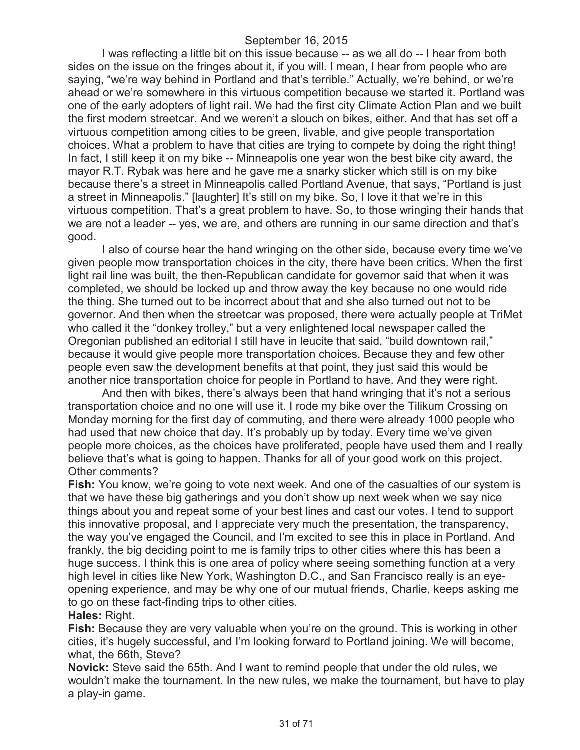I was reflecting a little bit on this issue because -- as we all do -- I hear from both sides on the issue on the fringes about it, if you will. I mean, I hear from people who are saying, "we're way behind in Portland and that's terrible." Actually, we're behind, or we're ahead or we're somewhere in this virtuous competition because we started it. Portland was one of the early adopters of light rail. We had the first city Climate Action Plan and we built the first modern streetcar. And we weren't a slouch on bikes, either. And that has set off a virtuous competition among cities to be green, livable, and give people transportation choices. What a problem to have that cities are trying to compete by doing the right thing! In fact, I still keep it on my bike -- Minneapolis one year won the best bike city award, the mayor R.T. Rybak was here and he gave me a snarky sticker which still is on my bike because there's a street in Minneapolis called Portland Avenue, that says, "Portland is just a street in Minneapolis." [laughter] It's still on my bike. So, I love it that we're in this virtuous competition. That's a great problem to have. So, to those wringing their hands that we are not a leader -- yes, we are, and others are running in our same direction and that's good.

I also of course hear the hand wringing on the other side, because every time we've given people mow transportation choices in the city, there have been critics. When the first light rail line was built, the then-Republican candidate for governor said that when it was completed, we should be locked up and throw away the key because no one would ride the thing. She turned out to be incorrect about that and she also turned out not to be governor. And then when the streetcar was proposed, there were actually people at TriMet who called it the "donkey trolley," but a very enlightened local newspaper called the Oregonian published an editorial I still have in leucite that said, "build downtown rail," because it would give people more transportation choices. Because they and few other people even saw the development benefits at that point, they just said this would be another nice transportation choice for people in Portland to have. And they were right.

And then with bikes, there's always been that hand wringing that it's not a serious transportation choice and no one will use it. I rode my bike over the Tilikum Crossing on Monday morning for the first day of commuting, and there were already 1000 people who had used that new choice that day. It's probably up by today. Every time we've given people more choices, as the choices have proliferated, people have used them and I really believe that's what is going to happen. Thanks for all of your good work on this project. Other comments?

**Fish:** You know, we're going to vote next week. And one of the casualties of our system is that we have these big gatherings and you don't show up next week when we say nice things about you and repeat some of your best lines and cast our votes. I tend to support this innovative proposal, and I appreciate very much the presentation, the transparency, the way you've engaged the Council, and I'm excited to see this in place in Portland. And frankly, the big deciding point to me is family trips to other cities where this has been a huge success. I think this is one area of policy where seeing something function at a very high level in cities like New York, Washington D.C., and San Francisco really is an eye-opening experience, and may be why one of our mutual friends, Charlie, keeps asking me to go on these fact-finding trips to other cities.

**Hales:** Right.

**Fish:** Because they are very valuable when you're on the ground. This is working in other cities, it's hugely successful, and I'm looking forward to Portland joining. We will become, what, the 66th, Steve?

**Novick:** Steve said the 65th. And I want to remind people that under the old rules, we wouldn't make the tournament. In the new rules, we make the tournament, but have to play a play-in game.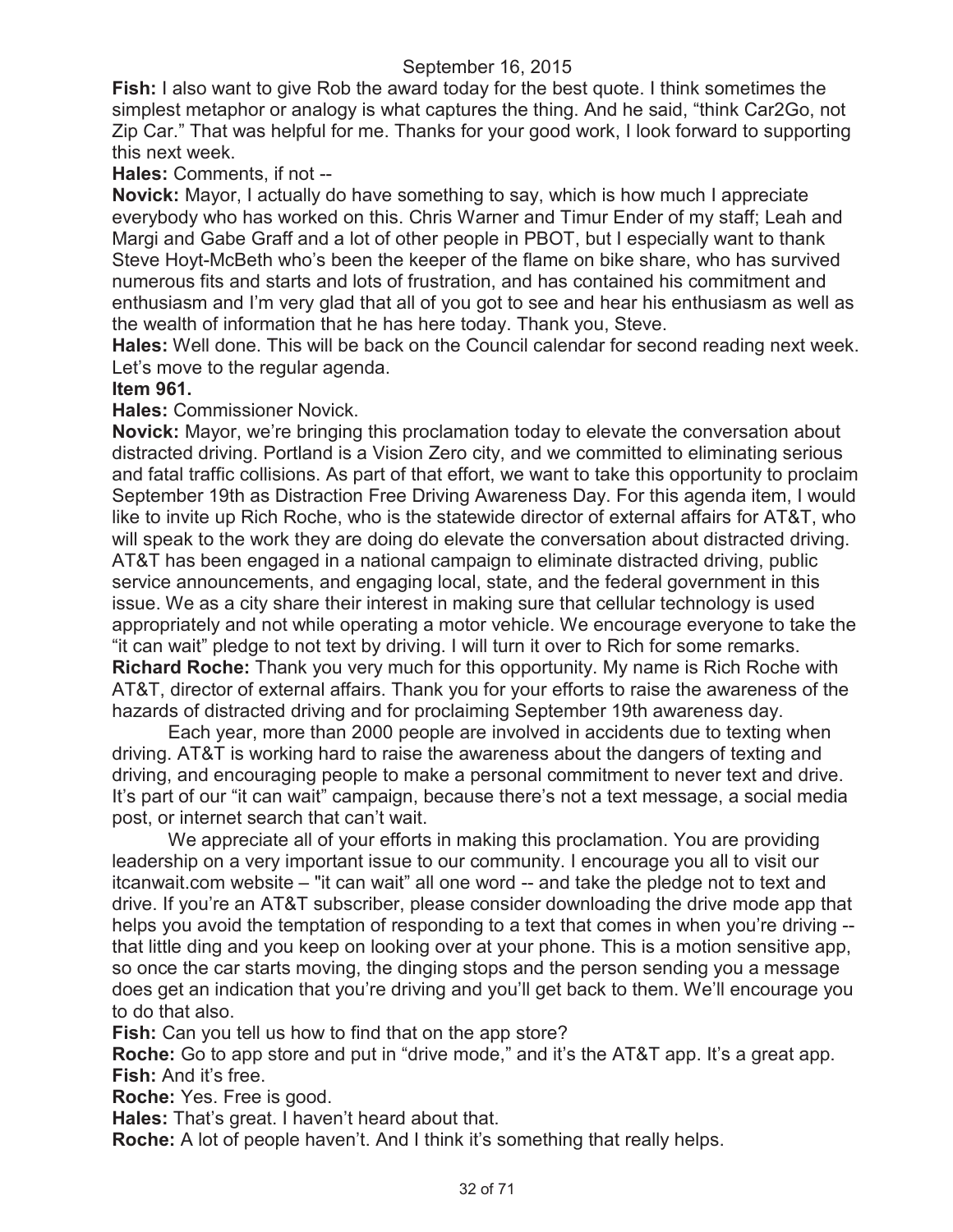**Fish:** I also want to give Rob the award today for the best quote. I think sometimes the simplest metaphor or analogy is what captures the thing. And he said, "think Car2Go, not Zip Car." That was helpful for me. Thanks for your good work, I look forward to supporting this next week.

**Hales:** Comments, if not --

**Novick:** Mayor, I actually do have something to say, which is how much I appreciate everybody who has worked on this. Chris Warner and Timur Ender of my staff; Leah and Margi and Gabe Graff and a lot of other people in PBOT, but I especially want to thank Steve Hoyt-McBeth who's been the keeper of the flame on bike share, who has survived numerous fits and starts and lots of frustration, and has contained his commitment and enthusiasm and I'm very glad that all of you got to see and hear his enthusiasm as well as the wealth of information that he has here today. Thank you, Steve.

**Hales:** Well done. This will be back on the Council calendar for second reading next week. Let's move to the regular agenda.

**Item 961.**

**Hales:** Commissioner Novick.

**Novick:** Mayor, we're bringing this proclamation today to elevate the conversation about distracted driving. Portland is a Vision Zero city, and we committed to eliminating serious and fatal traffic collisions. As part of that effort, we want to take this opportunity to proclaim September 19th as Distraction Free Driving Awareness Day. For this agenda item, I would like to invite up Rich Roche, who is the statewide director of external affairs for AT&T, who will speak to the work they are doing do elevate the conversation about distracted driving. AT&T has been engaged in a national campaign to eliminate distracted driving, public service announcements, and engaging local, state, and the federal government in this issue. We as a city share their interest in making sure that cellular technology is used appropriately and not while operating a motor vehicle. We encourage everyone to take the "it can wait" pledge to not text by driving. I will turn it over to Rich for some remarks.

**Richard Roche:** Thank you very much for this opportunity. My name is Rich Roche with AT&T, director of external affairs. Thank you for your efforts to raise the awareness of the hazards of distracted driving and for proclaiming September 19th awareness day.

Each year, more than 2000 people are involved in accidents due to texting when driving. AT&T is working hard to raise the awareness about the dangers of texting and driving, and encouraging people to make a personal commitment to never text and drive. It's part of our "it can wait" campaign, because there's not a text message, a social media post, or internet search that can't wait.

We appreciate all of your efforts in making this proclamation. You are providing leadership on a very important issue to our community. I encourage you all to visit our itcanwait.com website – "it can wait" all one word -- and take the pledge not to text and drive. If you're an AT&T subscriber, please consider downloading the drive mode app that helps you avoid the temptation of responding to a text that comes in when you're driving -- that little ding and you keep on looking over at your phone. This is a motion sensitive app, so once the car starts moving, the dinging stops and the person sending you a message does get an indication that you're driving and you'll get back to them. We'll encourage you to do that also.

**Fish:** Can you tell us how to find that on the app store?

**Roche:** Go to app store and put in "drive mode," and it's the AT&T app. It's a great app.

**Fish:** And it's free.

**Roche:** Yes. Free is good.

**Hales:** That's great. I haven't heard about that.

**Roche:** A lot of people haven't. And I think it's something that really helps.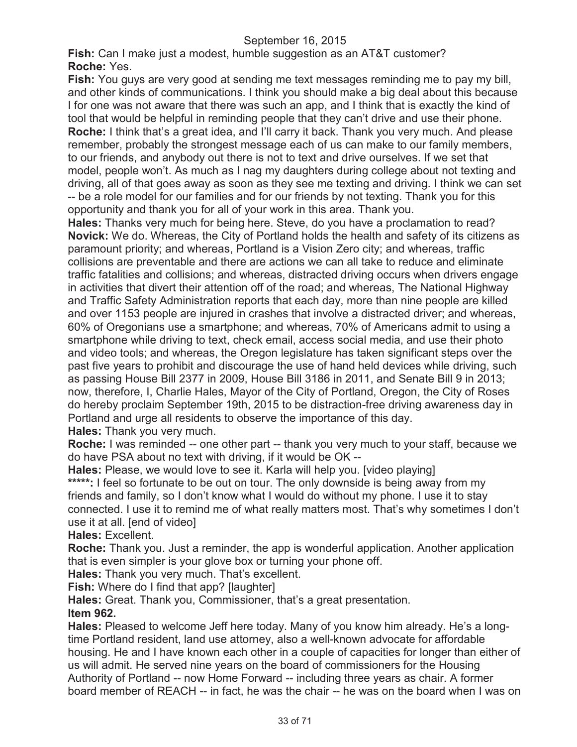**Fish:** Can I make just a modest, humble suggestion as an AT&T customer?
**Roche:** Yes.
**Fish:** You guys are very good at sending me text messages reminding me to pay my bill, and other kinds of communications. I think you should make a big deal about this because I for one was not aware that there was such an app, and I think that is exactly the kind of tool that would be helpful in reminding people that they can't drive and use their phone.
**Roche:** I think that's a great idea, and I'll carry it back. Thank you very much. And please remember, probably the strongest message each of us can make to our family members, to our friends, and anybody out there is not to text and drive ourselves. If we set that model, people won't. As much as I nag my daughters during college about not texting and driving, all of that goes away as soon as they see me texting and driving. I think we can set -- be a role model for our families and for our friends by not texting. Thank you for this opportunity and thank you for all of your work in this area. Thank you.
**Hales:** Thanks very much for being here. Steve, do you have a proclamation to read?
**Novick:** We do. Whereas, the City of Portland holds the health and safety of its citizens as paramount priority; and whereas, Portland is a Vision Zero city; and whereas, traffic collisions are preventable and there are actions we can all take to reduce and eliminate traffic fatalities and collisions; and whereas, distracted driving occurs when drivers engage in activities that divert their attention off of the road; and whereas, The National Highway and Traffic Safety Administration reports that each day, more than nine people are killed and over 1153 people are injured in crashes that involve a distracted driver; and whereas, 60% of Oregonians use a smartphone; and whereas, 70% of Americans admit to using a smartphone while driving to text, check email, access social media, and use their photo and video tools; and whereas, the Oregon legislature has taken significant steps over the past five years to prohibit and discourage the use of hand held devices while driving, such as passing House Bill 2377 in 2009, House Bill 3186 in 2011, and Senate Bill 9 in 2013; now, therefore, I, Charlie Hales, Mayor of the City of Portland, Oregon, the City of Roses do hereby proclaim September 19th, 2015 to be distraction-free driving awareness day in Portland and urge all residents to observe the importance of this day.
**Hales:** Thank you very much.
**Roche:** I was reminded -- one other part -- thank you very much to your staff, because we do have PSA about no text with driving, if it would be OK --
**Hales:** Please, we would love to see it. Karla will help you. [video playing]
**\*\*\*\*\*:** I feel so fortunate to be out on tour. The only downside is being away from my friends and family, so I don't know what I would do without my phone. I use it to stay connected. I use it to remind me of what really matters most. That's why sometimes I don't use it at all. [end of video]
**Hales:** Excellent.
**Roche:** Thank you. Just a reminder, the app is wonderful application. Another application that is even simpler is your glove box or turning your phone off.
**Hales:** Thank you very much. That's excellent.
**Fish:** Where do I find that app? [laughter]
**Hales:** Great. Thank you, Commissioner, that's a great presentation.
**Item 962.**
**Hales:** Pleased to welcome Jeff here today. Many of you know him already. He's a long-time Portland resident, land use attorney, also a well-known advocate for affordable housing. He and I have known each other in a couple of capacities for longer than either of us will admit. He served nine years on the board of commissioners for the Housing Authority of Portland -- now Home Forward -- including three years as chair. A former board member of REACH -- in fact, he was the chair -- he was on the board when I was on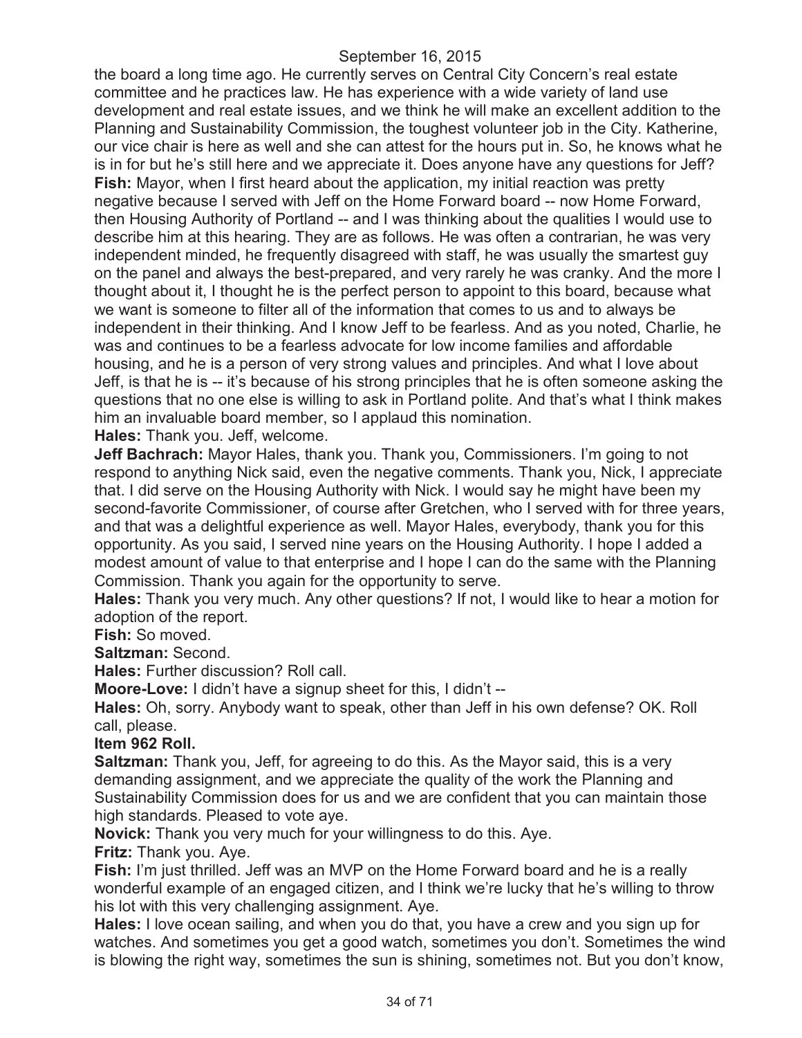the board a long time ago. He currently serves on Central City Concern's real estate committee and he practices law. He has experience with a wide variety of land use development and real estate issues, and we think he will make an excellent addition to the Planning and Sustainability Commission, the toughest volunteer job in the City. Katherine, our vice chair is here as well and she can attest for the hours put in. So, he knows what he is in for but he's still here and we appreciate it. Does anyone have any questions for Jeff?

**Fish:** Mayor, when I first heard about the application, my initial reaction was pretty negative because I served with Jeff on the Home Forward board -- now Home Forward, then Housing Authority of Portland -- and I was thinking about the qualities I would use to describe him at this hearing. They are as follows. He was often a contrarian, he was very independent minded, he frequently disagreed with staff, he was usually the smartest guy on the panel and always the best-prepared, and very rarely he was cranky. And the more I thought about it, I thought he is the perfect person to appoint to this board, because what we want is someone to filter all of the information that comes to us and to always be independent in their thinking. And I know Jeff to be fearless. And as you noted, Charlie, he was and continues to be a fearless advocate for low income families and affordable housing, and he is a person of very strong values and principles. And what I love about Jeff, is that he is -- it's because of his strong principles that he is often someone asking the questions that no one else is willing to ask in Portland polite. And that's what I think makes him an invaluable board member, so I applaud this nomination.

**Hales:** Thank you. Jeff, welcome.

**Jeff Bachrach:** Mayor Hales, thank you. Thank you, Commissioners. I'm going to not respond to anything Nick said, even the negative comments. Thank you, Nick, I appreciate that. I did serve on the Housing Authority with Nick. I would say he might have been my second-favorite Commissioner, of course after Gretchen, who I served with for three years, and that was a delightful experience as well. Mayor Hales, everybody, thank you for this opportunity. As you said, I served nine years on the Housing Authority. I hope I added a modest amount of value to that enterprise and I hope I can do the same with the Planning Commission. Thank you again for the opportunity to serve.

**Hales:** Thank you very much. Any other questions? If not, I would like to hear a motion for adoption of the report.

**Fish:** So moved.

**Saltzman:** Second.

**Hales:** Further discussion? Roll call.

**Moore-Love:** I didn't have a signup sheet for this, I didn't --

**Hales:** Oh, sorry. Anybody want to speak, other than Jeff in his own defense? OK. Roll call, please.

**Item 962 Roll.**

**Saltzman:** Thank you, Jeff, for agreeing to do this. As the Mayor said, this is a very demanding assignment, and we appreciate the quality of the work the Planning and Sustainability Commission does for us and we are confident that you can maintain those high standards. Pleased to vote aye.

**Novick:** Thank you very much for your willingness to do this. Aye.

**Fritz:** Thank you. Aye.

**Fish:** I'm just thrilled. Jeff was an MVP on the Home Forward board and he is a really wonderful example of an engaged citizen, and I think we're lucky that he's willing to throw his lot with this very challenging assignment. Aye.

**Hales:** I love ocean sailing, and when you do that, you have a crew and you sign up for watches. And sometimes you get a good watch, sometimes you don't. Sometimes the wind is blowing the right way, sometimes the sun is shining, sometimes not. But you don't know,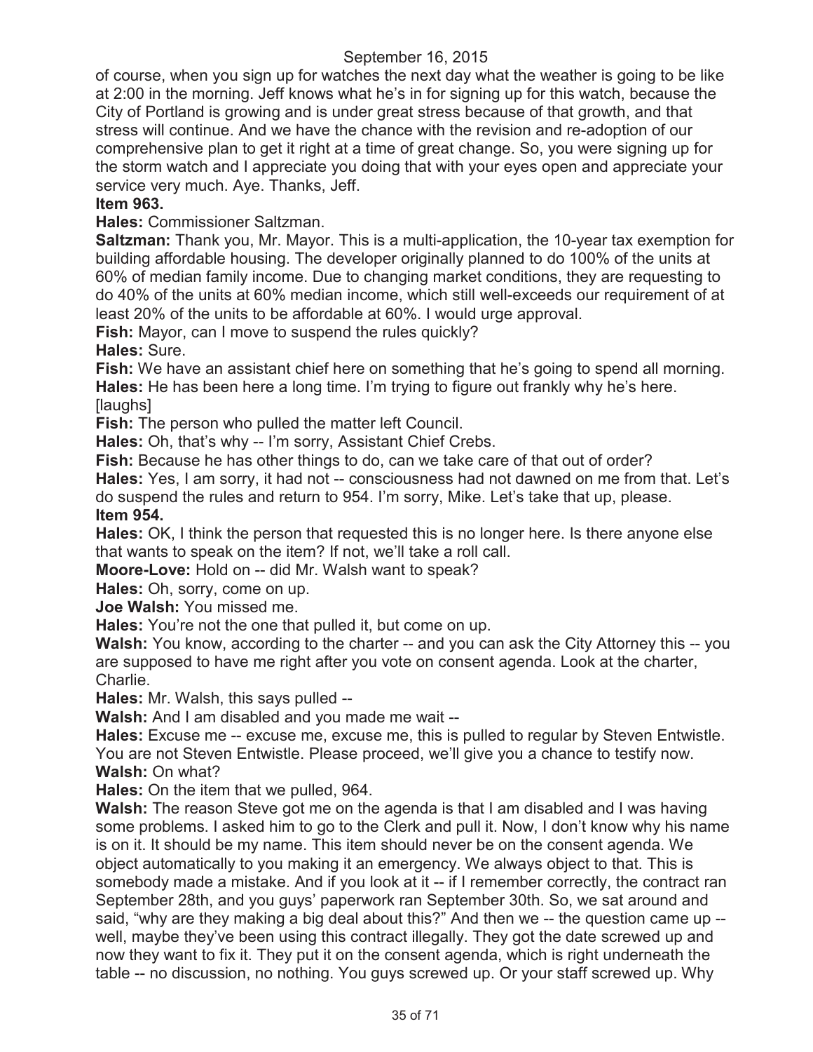of course, when you sign up for watches the next day what the weather is going to be like at 2:00 in the morning. Jeff knows what he's in for signing up for this watch, because the City of Portland is growing and is under great stress because of that growth, and that stress will continue. And we have the chance with the revision and re-adoption of our comprehensive plan to get it right at a time of great change. So, you were signing up for the storm watch and I appreciate you doing that with your eyes open and appreciate your service very much. Aye. Thanks, Jeff.

**Item 963.**

**Hales:** Commissioner Saltzman.

**Saltzman:** Thank you, Mr. Mayor. This is a multi-application, the 10-year tax exemption for building affordable housing. The developer originally planned to do 100% of the units at 60% of median family income. Due to changing market conditions, they are requesting to do 40% of the units at 60% median income, which still well-exceeds our requirement of at least 20% of the units to be affordable at 60%. I would urge approval.

**Fish:** Mayor, can I move to suspend the rules quickly?

**Hales:** Sure.

**Fish:** We have an assistant chief here on something that he's going to spend all morning.

**Hales:** He has been here a long time. I'm trying to figure out frankly why he's here. [laughs]

**Fish:** The person who pulled the matter left Council.

**Hales:** Oh, that's why -- I'm sorry, Assistant Chief Crebs.

**Fish:** Because he has other things to do, can we take care of that out of order?

**Hales:** Yes, I am sorry, it had not -- consciousness had not dawned on me from that. Let's do suspend the rules and return to 954. I'm sorry, Mike. Let's take that up, please.

**Item 954.**

**Hales:** OK, I think the person that requested this is no longer here. Is there anyone else that wants to speak on the item? If not, we'll take a roll call.

**Moore-Love:** Hold on -- did Mr. Walsh want to speak?

**Hales:** Oh, sorry, come on up.

**Joe Walsh:** You missed me.

**Hales:** You're not the one that pulled it, but come on up.

**Walsh:** You know, according to the charter -- and you can ask the City Attorney this -- you are supposed to have me right after you vote on consent agenda. Look at the charter, Charlie.

**Hales:** Mr. Walsh, this says pulled --

**Walsh:** And I am disabled and you made me wait --

**Hales:** Excuse me -- excuse me, excuse me, this is pulled to regular by Steven Entwistle. You are not Steven Entwistle. Please proceed, we'll give you a chance to testify now.

**Walsh:** On what?

**Hales:** On the item that we pulled, 964.

**Walsh:** The reason Steve got me on the agenda is that I am disabled and I was having some problems. I asked him to go to the Clerk and pull it. Now, I don't know why his name is on it. It should be my name. This item should never be on the consent agenda. We object automatically to you making it an emergency. We always object to that. This is somebody made a mistake. And if you look at it -- if I remember correctly, the contract ran September 28th, and you guys' paperwork ran September 30th. So, we sat around and said, "why are they making a big deal about this?" And then we -- the question came up -- well, maybe they've been using this contract illegally. They got the date screwed up and now they want to fix it. They put it on the consent agenda, which is right underneath the table -- no discussion, no nothing. You guys screwed up. Or your staff screwed up. Why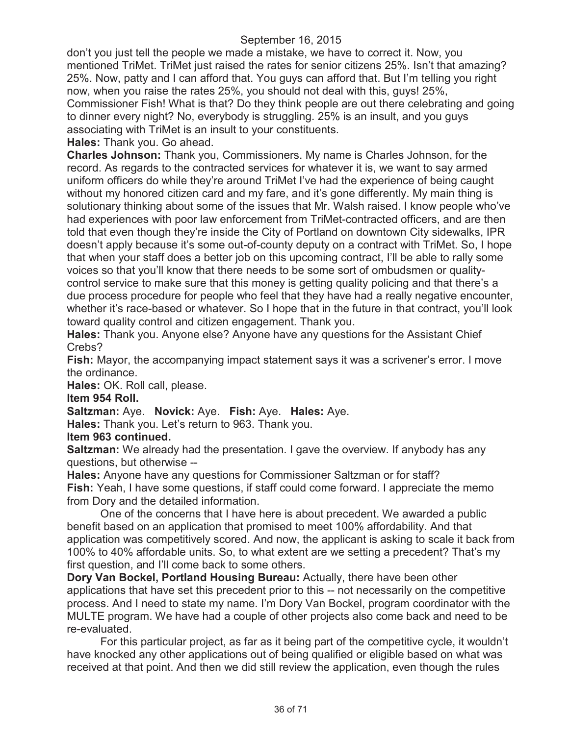don't you just tell the people we made a mistake, we have to correct it. Now, you mentioned TriMet. TriMet just raised the rates for senior citizens 25%. Isn't that amazing? 25%. Now, patty and I can afford that. You guys can afford that. But I'm telling you right now, when you raise the rates 25%, you should not deal with this, guys! 25%, Commissioner Fish! What is that? Do they think people are out there celebrating and going to dinner every night? No, everybody is struggling. 25% is an insult, and you guys associating with TriMet is an insult to your constituents.

**Hales:** Thank you. Go ahead.

**Charles Johnson:** Thank you, Commissioners. My name is Charles Johnson, for the record. As regards to the contracted services for whatever it is, we want to say armed uniform officers do while they're around TriMet I've had the experience of being caught without my honored citizen card and my fare, and it's gone differently. My main thing is solutionary thinking about some of the issues that Mr. Walsh raised. I know people who've had experiences with poor law enforcement from TriMet-contracted officers, and are then told that even though they're inside the City of Portland on downtown City sidewalks, IPR doesn't apply because it's some out-of-county deputy on a contract with TriMet. So, I hope that when your staff does a better job on this upcoming contract, I'll be able to rally some voices so that you'll know that there needs to be some sort of ombudsmen or quality-control service to make sure that this money is getting quality policing and that there's a due process procedure for people who feel that they have had a really negative encounter, whether it's race-based or whatever. So I hope that in the future in that contract, you'll look toward quality control and citizen engagement. Thank you.

**Hales:** Thank you. Anyone else? Anyone have any questions for the Assistant Chief Crebs?

**Fish:** Mayor, the accompanying impact statement says it was a scrivener's error. I move the ordinance.

**Hales:** OK. Roll call, please.

**Item 954 Roll.**

**Saltzman:** Aye. **Novick:** Aye. **Fish:** Aye. **Hales:** Aye.

**Hales:** Thank you. Let's return to 963. Thank you.

**Item 963 continued.**

**Saltzman:** We already had the presentation. I gave the overview. If anybody has any questions, but otherwise --

**Hales:** Anyone have any questions for Commissioner Saltzman or for staff?

**Fish:** Yeah, I have some questions, if staff could come forward. I appreciate the memo from Dory and the detailed information.

One of the concerns that I have here is about precedent. We awarded a public benefit based on an application that promised to meet 100% affordability. And that application was competitively scored. And now, the applicant is asking to scale it back from 100% to 40% affordable units. So, to what extent are we setting a precedent? That's my first question, and I'll come back to some others.

**Dory Van Bockel, Portland Housing Bureau:** Actually, there have been other applications that have set this precedent prior to this -- not necessarily on the competitive process. And I need to state my name. I'm Dory Van Bockel, program coordinator with the MULTE program. We have had a couple of other projects also come back and need to be re-evaluated.

For this particular project, as far as it being part of the competitive cycle, it wouldn't have knocked any other applications out of being qualified or eligible based on what was received at that point. And then we did still review the application, even though the rules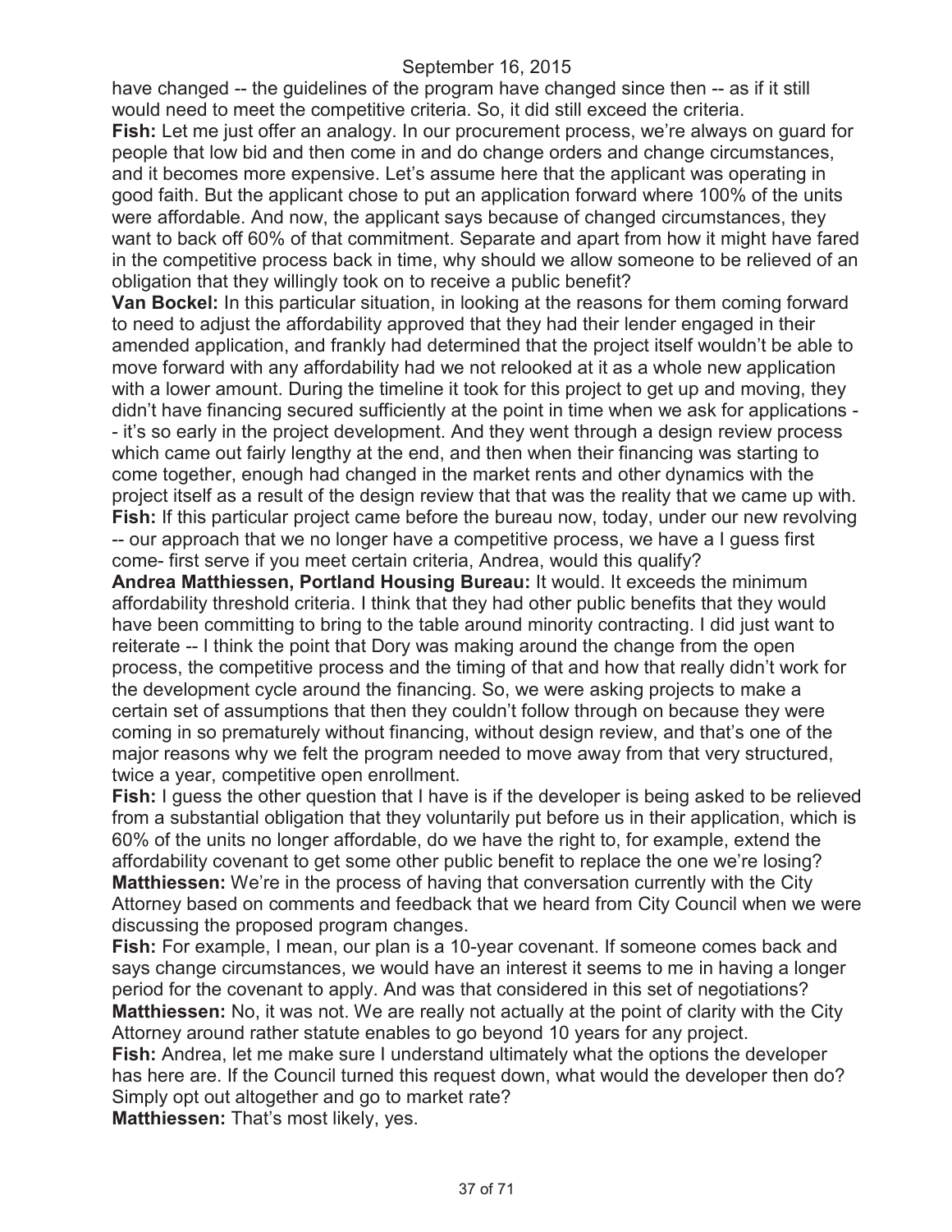have changed -- the guidelines of the program have changed since then -- as if it still would need to meet the competitive criteria. So, it did still exceed the criteria.

**Fish:** Let me just offer an analogy. In our procurement process, we're always on guard for people that low bid and then come in and do change orders and change circumstances, and it becomes more expensive. Let's assume here that the applicant was operating in good faith. But the applicant chose to put an application forward where 100% of the units were affordable. And now, the applicant says because of changed circumstances, they want to back off 60% of that commitment. Separate and apart from how it might have fared in the competitive process back in time, why should we allow someone to be relieved of an obligation that they willingly took on to receive a public benefit?

**Van Bockel:** In this particular situation, in looking at the reasons for them coming forward to need to adjust the affordability approved that they had their lender engaged in their amended application, and frankly had determined that the project itself wouldn't be able to move forward with any affordability had we not relooked at it as a whole new application with a lower amount. During the timeline it took for this project to get up and moving, they didn't have financing secured sufficiently at the point in time when we ask for applications -- it's so early in the project development. And they went through a design review process which came out fairly lengthy at the end, and then when their financing was starting to come together, enough had changed in the market rents and other dynamics with the project itself as a result of the design review that that was the reality that we came up with.

**Fish:** If this particular project came before the bureau now, today, under our new revolving -- our approach that we no longer have a competitive process, we have a I guess first come- first serve if you meet certain criteria, Andrea, would this qualify?

**Andrea Matthiessen, Portland Housing Bureau:** It would. It exceeds the minimum affordability threshold criteria. I think that they had other public benefits that they would have been committing to bring to the table around minority contracting. I did just want to reiterate -- I think the point that Dory was making around the change from the open process, the competitive process and the timing of that and how that really didn't work for the development cycle around the financing. So, we were asking projects to make a certain set of assumptions that then they couldn't follow through on because they were coming in so prematurely without financing, without design review, and that's one of the major reasons why we felt the program needed to move away from that very structured, twice a year, competitive open enrollment.

**Fish:** I guess the other question that I have is if the developer is being asked to be relieved from a substantial obligation that they voluntarily put before us in their application, which is 60% of the units no longer affordable, do we have the right to, for example, extend the affordability covenant to get some other public benefit to replace the one we're losing?

**Matthiessen:** We're in the process of having that conversation currently with the City Attorney based on comments and feedback that we heard from City Council when we were discussing the proposed program changes.

**Fish:** For example, I mean, our plan is a 10-year covenant. If someone comes back and says change circumstances, we would have an interest it seems to me in having a longer period for the covenant to apply. And was that considered in this set of negotiations?

**Matthiessen:** No, it was not. We are really not actually at the point of clarity with the City Attorney around rather statute enables to go beyond 10 years for any project.

**Fish:** Andrea, let me make sure I understand ultimately what the options the developer has here are. If the Council turned this request down, what would the developer then do? Simply opt out altogether and go to market rate?

**Matthiessen:** That's most likely, yes.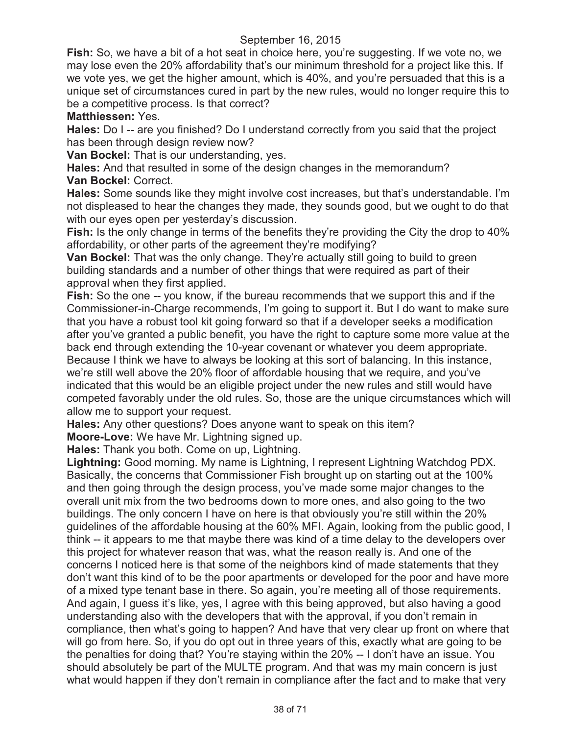**Fish:** So, we have a bit of a hot seat in choice here, you're suggesting. If we vote no, we may lose even the 20% affordability that's our minimum threshold for a project like this. If we vote yes, we get the higher amount, which is 40%, and you're persuaded that this is a unique set of circumstances cured in part by the new rules, would no longer require this to be a competitive process. Is that correct?

**Matthiessen:** Yes.

**Hales:** Do I -- are you finished? Do I understand correctly from you said that the project has been through design review now?

**Van Bockel:** That is our understanding, yes.

**Hales:** And that resulted in some of the design changes in the memorandum?

**Van Bockel:** Correct.

**Hales:** Some sounds like they might involve cost increases, but that's understandable. I'm not displeased to hear the changes they made, they sounds good, but we ought to do that with our eyes open per yesterday's discussion.

**Fish:** Is the only change in terms of the benefits they're providing the City the drop to 40% affordability, or other parts of the agreement they're modifying?

**Van Bockel:** That was the only change. They're actually still going to build to green building standards and a number of other things that were required as part of their approval when they first applied.

**Fish:** So the one -- you know, if the bureau recommends that we support this and if the Commissioner-in-Charge recommends, I'm going to support it. But I do want to make sure that you have a robust tool kit going forward so that if a developer seeks a modification after you've granted a public benefit, you have the right to capture some more value at the back end through extending the 10-year covenant or whatever you deem appropriate. Because I think we have to always be looking at this sort of balancing. In this instance, we're still well above the 20% floor of affordable housing that we require, and you've indicated that this would be an eligible project under the new rules and still would have competed favorably under the old rules. So, those are the unique circumstances which will allow me to support your request.

**Hales:** Any other questions? Does anyone want to speak on this item?

**Moore-Love:** We have Mr. Lightning signed up.

**Hales:** Thank you both. Come on up, Lightning.

**Lightning:** Good morning. My name is Lightning, I represent Lightning Watchdog PDX. Basically, the concerns that Commissioner Fish brought up on starting out at the 100% and then going through the design process, you've made some major changes to the overall unit mix from the two bedrooms down to more ones, and also going to the two buildings. The only concern I have on here is that obviously you're still within the 20% guidelines of the affordable housing at the 60% MFI. Again, looking from the public good, I think -- it appears to me that maybe there was kind of a time delay to the developers over this project for whatever reason that was, what the reason really is. And one of the concerns I noticed here is that some of the neighbors kind of made statements that they don't want this kind of to be the poor apartments or developed for the poor and have more of a mixed type tenant base in there. So again, you're meeting all of those requirements. And again, I guess it's like, yes, I agree with this being approved, but also having a good understanding also with the developers that with the approval, if you don't remain in compliance, then what's going to happen? And have that very clear up front on where that will go from here. So, if you do opt out in three years of this, exactly what are going to be the penalties for doing that? You're staying within the 20% -- I don't have an issue. You should absolutely be part of the MULTE program. And that was my main concern is just what would happen if they don't remain in compliance after the fact and to make that very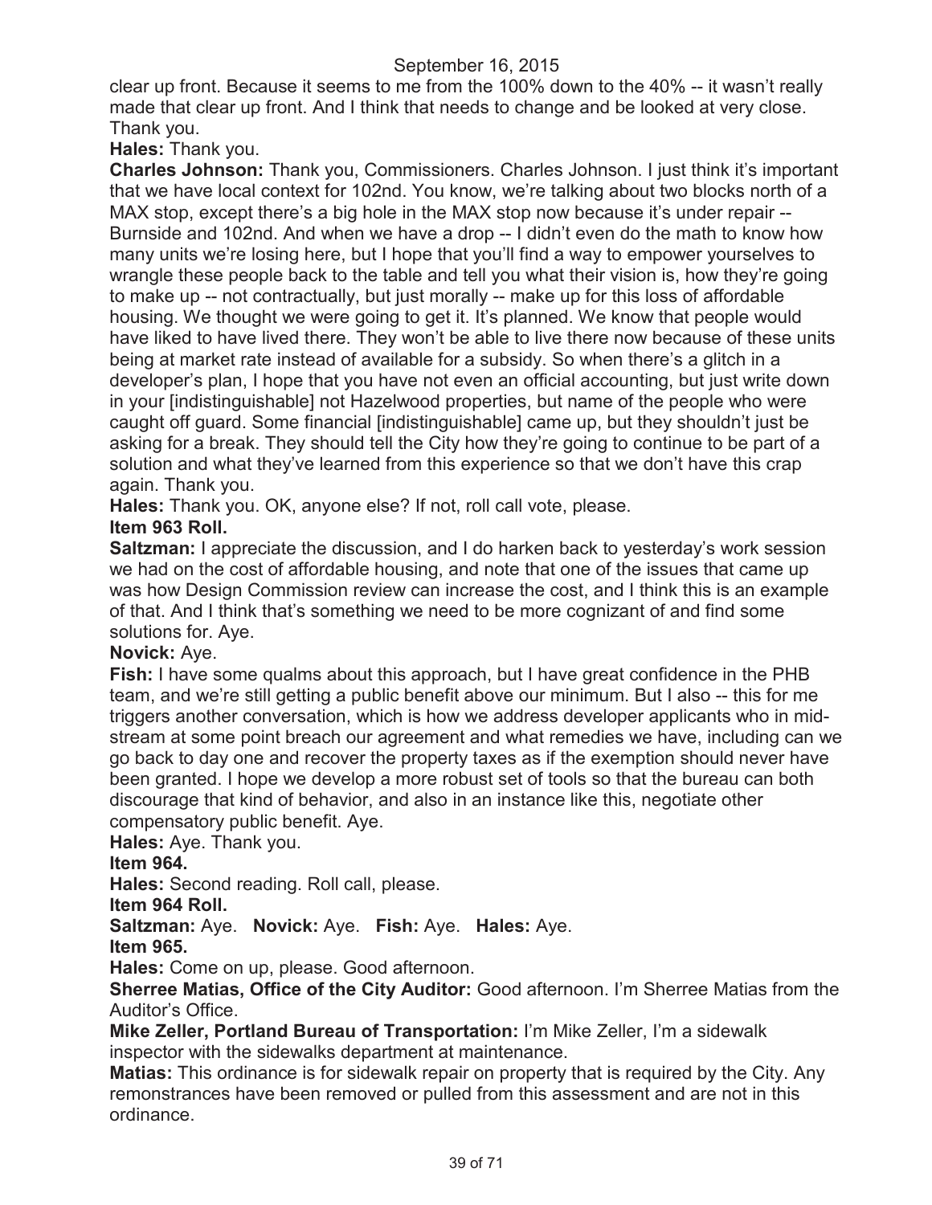clear up front. Because it seems to me from the 100% down to the 40% -- it wasn't really made that clear up front. And I think that needs to change and be looked at very close. Thank you.

**Hales:** Thank you.

**Charles Johnson:** Thank you, Commissioners. Charles Johnson. I just think it's important that we have local context for 102nd. You know, we're talking about two blocks north of a MAX stop, except there's a big hole in the MAX stop now because it's under repair -- Burnside and 102nd. And when we have a drop -- I didn't even do the math to know how many units we're losing here, but I hope that you'll find a way to empower yourselves to wrangle these people back to the table and tell you what their vision is, how they're going to make up -- not contractually, but just morally -- make up for this loss of affordable housing. We thought we were going to get it. It's planned. We know that people would have liked to have lived there. They won't be able to live there now because of these units being at market rate instead of available for a subsidy. So when there's a glitch in a developer's plan, I hope that you have not even an official accounting, but just write down in your [indistinguishable] not Hazelwood properties, but name of the people who were caught off guard. Some financial [indistinguishable] came up, but they shouldn't just be asking for a break. They should tell the City how they're going to continue to be part of a solution and what they've learned from this experience so that we don't have this crap again. Thank you.

**Hales:** Thank you. OK, anyone else? If not, roll call vote, please.

**Item 963 Roll.**

**Saltzman:** I appreciate the discussion, and I do harken back to yesterday's work session we had on the cost of affordable housing, and note that one of the issues that came up was how Design Commission review can increase the cost, and I think this is an example of that. And I think that's something we need to be more cognizant of and find some solutions for. Aye.

**Novick:** Aye.

**Fish:** I have some qualms about this approach, but I have great confidence in the PHB team, and we're still getting a public benefit above our minimum. But I also -- this for me triggers another conversation, which is how we address developer applicants who in mid-stream at some point breach our agreement and what remedies we have, including can we go back to day one and recover the property taxes as if the exemption should never have been granted. I hope we develop a more robust set of tools so that the bureau can both discourage that kind of behavior, and also in an instance like this, negotiate other compensatory public benefit. Aye.

**Hales:** Aye. Thank you.

**Item 964.**

**Hales:** Second reading. Roll call, please.

**Item 964 Roll.**

**Saltzman:** Aye. **Novick:** Aye. **Fish:** Aye. **Hales:** Aye.

**Item 965.**

**Hales:** Come on up, please. Good afternoon.

**Sherree Matias, Office of the City Auditor:** Good afternoon. I'm Sherree Matias from the Auditor's Office.

**Mike Zeller, Portland Bureau of Transportation:** I'm Mike Zeller, I'm a sidewalk inspector with the sidewalks department at maintenance.

**Matias:** This ordinance is for sidewalk repair on property that is required by the City. Any remonstrances have been removed or pulled from this assessment and are not in this ordinance.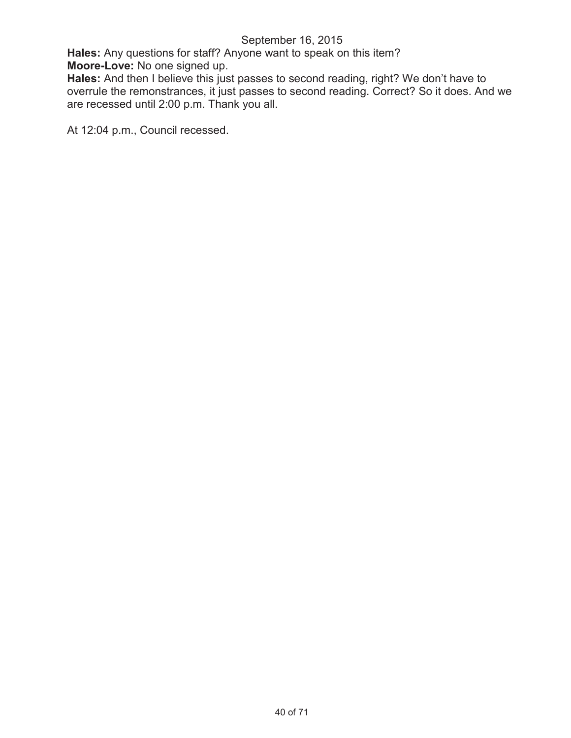**Hales:** Any questions for staff? Anyone want to speak on this item?
**Moore-Love:** No one signed up.
**Hales:** And then I believe this just passes to second reading, right? We don't have to overrule the remonstrances, it just passes to second reading. Correct? So it does. And we are recessed until 2:00 p.m. Thank you all.

At 12:04 p.m., Council recessed.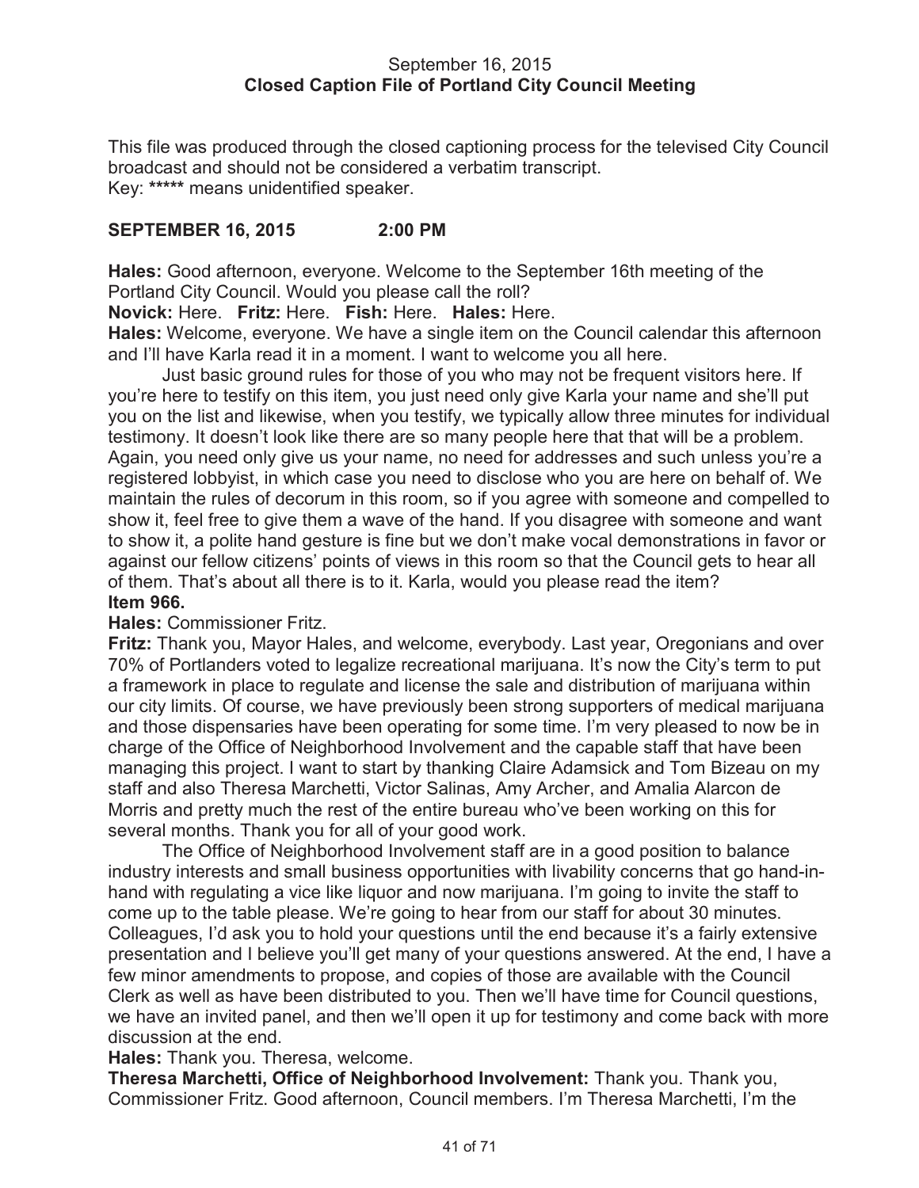September 16, 2015
**Closed Caption File of Portland City Council Meeting**

This file was produced through the closed captioning process for the televised City Council broadcast and should not be considered a verbatim transcript.
Key: ***** means unidentified speaker.

**SEPTEMBER 16, 2015 2:00 PM**

**Hales:** Good afternoon, everyone. Welcome to the September 16th meeting of the Portland City Council. Would you please call the roll?

**Novick:** Here. **Fritz:** Here. **Fish:** Here. **Hales:** Here.

**Hales:** Welcome, everyone. We have a single item on the Council calendar this afternoon and I'll have Karla read it in a moment. I want to welcome you all here.

Just basic ground rules for those of you who may not be frequent visitors here. If you're here to testify on this item, you just need only give Karla your name and she'll put you on the list and likewise, when you testify, we typically allow three minutes for individual testimony. It doesn't look like there are so many people here that that will be a problem. Again, you need only give us your name, no need for addresses and such unless you're a registered lobbyist, in which case you need to disclose who you are here on behalf of. We maintain the rules of decorum in this room, so if you agree with someone and compelled to show it, feel free to give them a wave of the hand. If you disagree with someone and want to show it, a polite hand gesture is fine but we don't make vocal demonstrations in favor or against our fellow citizens' points of views in this room so that the Council gets to hear all of them. That's about all there is to it. Karla, would you please read the item?

**Item 966.**

**Hales:** Commissioner Fritz.

**Fritz:** Thank you, Mayor Hales, and welcome, everybody. Last year, Oregonians and over 70% of Portlanders voted to legalize recreational marijuana. It's now the City's term to put a framework in place to regulate and license the sale and distribution of marijuana within our city limits. Of course, we have previously been strong supporters of medical marijuana and those dispensaries have been operating for some time. I'm very pleased to now be in charge of the Office of Neighborhood Involvement and the capable staff that have been managing this project. I want to start by thanking Claire Adamsick and Tom Bizeau on my staff and also Theresa Marchetti, Victor Salinas, Amy Archer, and Amalia Alarcon de Morris and pretty much the rest of the entire bureau who've been working on this for several months. Thank you for all of your good work.

The Office of Neighborhood Involvement staff are in a good position to balance industry interests and small business opportunities with livability concerns that go hand-in-hand with regulating a vice like liquor and now marijuana. I'm going to invite the staff to come up to the table please. We're going to hear from our staff for about 30 minutes. Colleagues, I'd ask you to hold your questions until the end because it's a fairly extensive presentation and I believe you'll get many of your questions answered. At the end, I have a few minor amendments to propose, and copies of those are available with the Council Clerk as well as have been distributed to you. Then we'll have time for Council questions, we have an invited panel, and then we'll open it up for testimony and come back with more discussion at the end.

**Hales:** Thank you. Theresa, welcome.

**Theresa Marchetti, Office of Neighborhood Involvement:** Thank you. Thank you, Commissioner Fritz. Good afternoon, Council members. I'm Theresa Marchetti, I'm the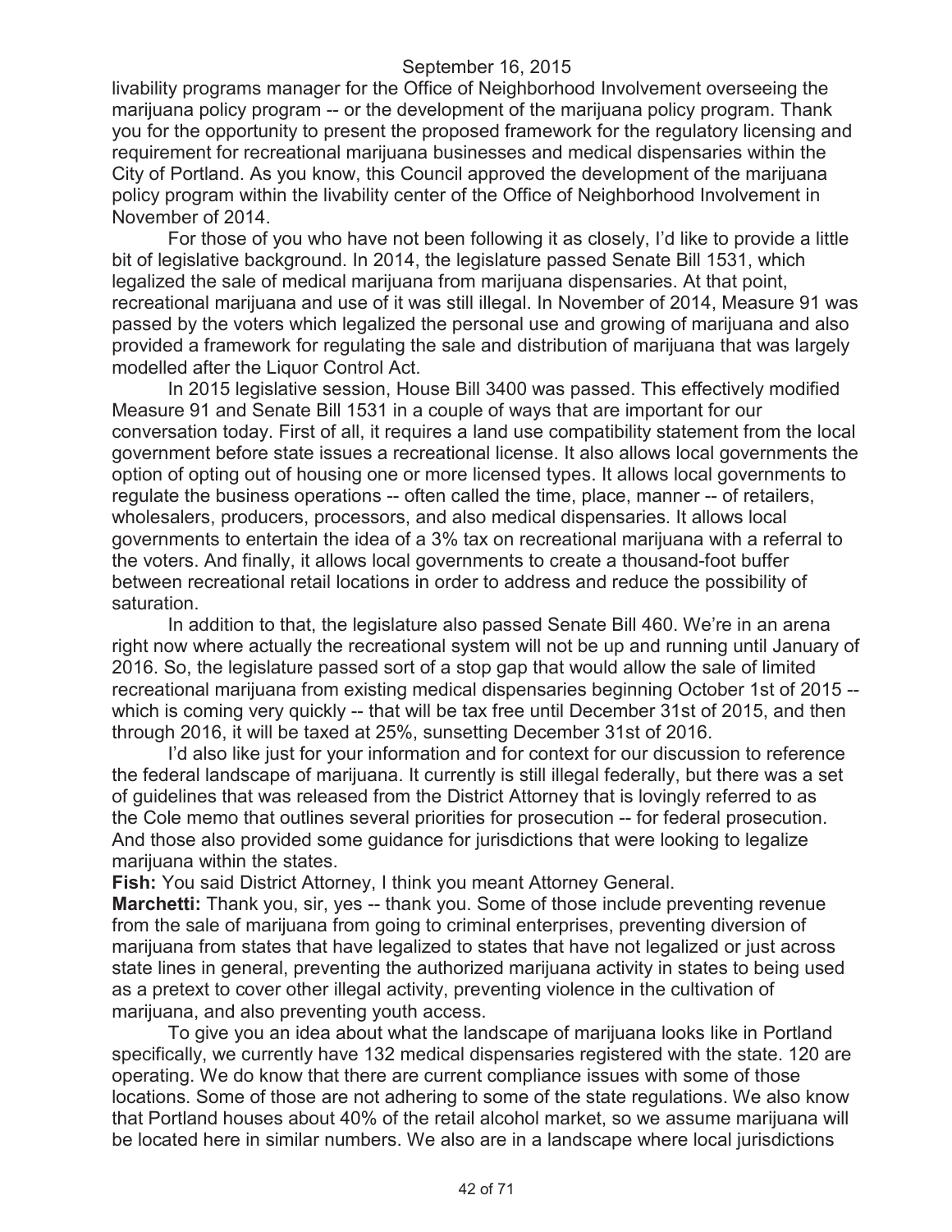livability programs manager for the Office of Neighborhood Involvement overseeing the marijuana policy program -- or the development of the marijuana policy program. Thank you for the opportunity to present the proposed framework for the regulatory licensing and requirement for recreational marijuana businesses and medical dispensaries within the City of Portland. As you know, this Council approved the development of the marijuana policy program within the livability center of the Office of Neighborhood Involvement in November of 2014.

For those of you who have not been following it as closely, I'd like to provide a little bit of legislative background. In 2014, the legislature passed Senate Bill 1531, which legalized the sale of medical marijuana from marijuana dispensaries. At that point, recreational marijuana and use of it was still illegal. In November of 2014, Measure 91 was passed by the voters which legalized the personal use and growing of marijuana and also provided a framework for regulating the sale and distribution of marijuana that was largely modelled after the Liquor Control Act.

In 2015 legislative session, House Bill 3400 was passed. This effectively modified Measure 91 and Senate Bill 1531 in a couple of ways that are important for our conversation today. First of all, it requires a land use compatibility statement from the local government before state issues a recreational license. It also allows local governments the option of opting out of housing one or more licensed types. It allows local governments to regulate the business operations -- often called the time, place, manner -- of retailers, wholesalers, producers, processors, and also medical dispensaries. It allows local governments to entertain the idea of a 3% tax on recreational marijuana with a referral to the voters. And finally, it allows local governments to create a thousand-foot buffer between recreational retail locations in order to address and reduce the possibility of saturation.

In addition to that, the legislature also passed Senate Bill 460. We're in an arena right now where actually the recreational system will not be up and running until January of 2016. So, the legislature passed sort of a stop gap that would allow the sale of limited recreational marijuana from existing medical dispensaries beginning October 1st of 2015 -- which is coming very quickly -- that will be tax free until December 31st of 2015, and then through 2016, it will be taxed at 25%, sunsetting December 31st of 2016.

I'd also like just for your information and for context for our discussion to reference the federal landscape of marijuana. It currently is still illegal federally, but there was a set of guidelines that was released from the District Attorney that is lovingly referred to as the Cole memo that outlines several priorities for prosecution -- for federal prosecution. And those also provided some guidance for jurisdictions that were looking to legalize marijuana within the states.

**Fish:** You said District Attorney, I think you meant Attorney General.

**Marchetti:** Thank you, sir, yes -- thank you. Some of those include preventing revenue from the sale of marijuana from going to criminal enterprises, preventing diversion of marijuana from states that have legalized to states that have not legalized or just across state lines in general, preventing the authorized marijuana activity in states to being used as a pretext to cover other illegal activity, preventing violence in the cultivation of marijuana, and also preventing youth access.

To give you an idea about what the landscape of marijuana looks like in Portland specifically, we currently have 132 medical dispensaries registered with the state. 120 are operating. We do know that there are current compliance issues with some of those locations. Some of those are not adhering to some of the state regulations. We also know that Portland houses about 40% of the retail alcohol market, so we assume marijuana will be located here in similar numbers. We also are in a landscape where local jurisdictions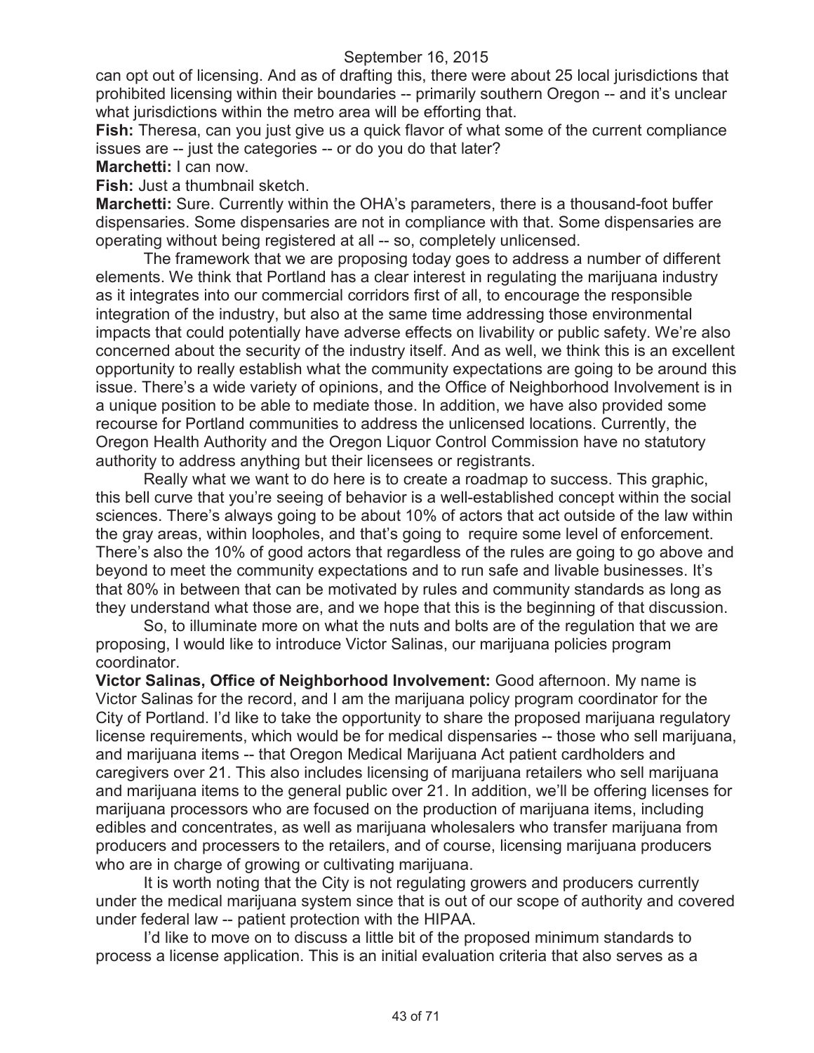can opt out of licensing. And as of drafting this, there were about 25 local jurisdictions that prohibited licensing within their boundaries -- primarily southern Oregon -- and it's unclear what jurisdictions within the metro area will be efforting that.

**Fish:** Theresa, can you just give us a quick flavor of what some of the current compliance issues are -- just the categories -- or do you do that later?

**Marchetti:** I can now.

**Fish:** Just a thumbnail sketch.

**Marchetti:** Sure. Currently within the OHA's parameters, there is a thousand-foot buffer dispensaries. Some dispensaries are not in compliance with that. Some dispensaries are operating without being registered at all -- so, completely unlicensed.

The framework that we are proposing today goes to address a number of different elements. We think that Portland has a clear interest in regulating the marijuana industry as it integrates into our commercial corridors first of all, to encourage the responsible integration of the industry, but also at the same time addressing those environmental impacts that could potentially have adverse effects on livability or public safety. We're also concerned about the security of the industry itself. And as well, we think this is an excellent opportunity to really establish what the community expectations are going to be around this issue. There's a wide variety of opinions, and the Office of Neighborhood Involvement is in a unique position to be able to mediate those. In addition, we have also provided some recourse for Portland communities to address the unlicensed locations. Currently, the Oregon Health Authority and the Oregon Liquor Control Commission have no statutory authority to address anything but their licensees or registrants.

Really what we want to do here is to create a roadmap to success. This graphic, this bell curve that you're seeing of behavior is a well-established concept within the social sciences. There's always going to be about 10% of actors that act outside of the law within the gray areas, within loopholes, and that's going to require some level of enforcement. There's also the 10% of good actors that regardless of the rules are going to go above and beyond to meet the community expectations and to run safe and livable businesses. It's that 80% in between that can be motivated by rules and community standards as long as they understand what those are, and we hope that this is the beginning of that discussion.

So, to illuminate more on what the nuts and bolts are of the regulation that we are proposing, I would like to introduce Victor Salinas, our marijuana policies program coordinator.

**Victor Salinas, Office of Neighborhood Involvement:** Good afternoon. My name is Victor Salinas for the record, and I am the marijuana policy program coordinator for the City of Portland. I'd like to take the opportunity to share the proposed marijuana regulatory license requirements, which would be for medical dispensaries -- those who sell marijuana, and marijuana items -- that Oregon Medical Marijuana Act patient cardholders and caregivers over 21. This also includes licensing of marijuana retailers who sell marijuana and marijuana items to the general public over 21. In addition, we'll be offering licenses for marijuana processors who are focused on the production of marijuana items, including edibles and concentrates, as well as marijuana wholesalers who transfer marijuana from producers and processers to the retailers, and of course, licensing marijuana producers who are in charge of growing or cultivating marijuana.

It is worth noting that the City is not regulating growers and producers currently under the medical marijuana system since that is out of our scope of authority and covered under federal law -- patient protection with the HIPAA.

I'd like to move on to discuss a little bit of the proposed minimum standards to process a license application. This is an initial evaluation criteria that also serves as a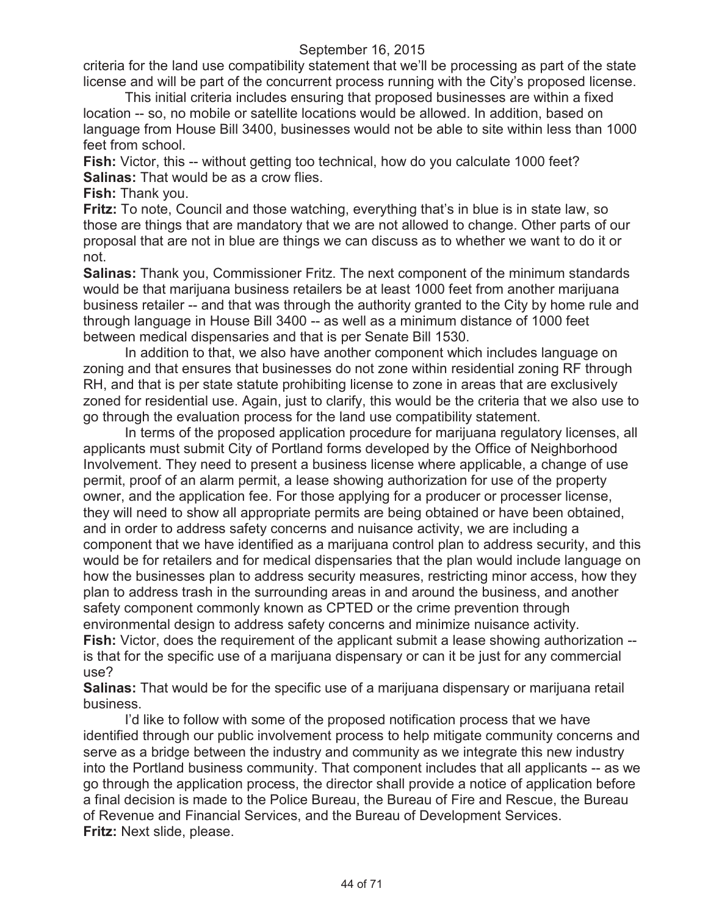criteria for the land use compatibility statement that we'll be processing as part of the state license and will be part of the concurrent process running with the City's proposed license.

This initial criteria includes ensuring that proposed businesses are within a fixed location -- so, no mobile or satellite locations would be allowed. In addition, based on language from House Bill 3400, businesses would not be able to site within less than 1000 feet from school.

**Fish:** Victor, this -- without getting too technical, how do you calculate 1000 feet?

**Salinas:** That would be as a crow flies.

**Fish:** Thank you.

**Fritz:** To note, Council and those watching, everything that's in blue is in state law, so those are things that are mandatory that we are not allowed to change. Other parts of our proposal that are not in blue are things we can discuss as to whether we want to do it or not.

**Salinas:** Thank you, Commissioner Fritz. The next component of the minimum standards would be that marijuana business retailers be at least 1000 feet from another marijuana business retailer -- and that was through the authority granted to the City by home rule and through language in House Bill 3400 -- as well as a minimum distance of 1000 feet between medical dispensaries and that is per Senate Bill 1530.

In addition to that, we also have another component which includes language on zoning and that ensures that businesses do not zone within residential zoning RF through RH, and that is per state statute prohibiting license to zone in areas that are exclusively zoned for residential use. Again, just to clarify, this would be the criteria that we also use to go through the evaluation process for the land use compatibility statement.

In terms of the proposed application procedure for marijuana regulatory licenses, all applicants must submit City of Portland forms developed by the Office of Neighborhood Involvement. They need to present a business license where applicable, a change of use permit, proof of an alarm permit, a lease showing authorization for use of the property owner, and the application fee. For those applying for a producer or processer license, they will need to show all appropriate permits are being obtained or have been obtained, and in order to address safety concerns and nuisance activity, we are including a component that we have identified as a marijuana control plan to address security, and this would be for retailers and for medical dispensaries that the plan would include language on how the businesses plan to address security measures, restricting minor access, how they plan to address trash in the surrounding areas in and around the business, and another safety component commonly known as CPTED or the crime prevention through environmental design to address safety concerns and minimize nuisance activity.

**Fish:** Victor, does the requirement of the applicant submit a lease showing authorization -- is that for the specific use of a marijuana dispensary or can it be just for any commercial use?

**Salinas:** That would be for the specific use of a marijuana dispensary or marijuana retail business.

I'd like to follow with some of the proposed notification process that we have identified through our public involvement process to help mitigate community concerns and serve as a bridge between the industry and community as we integrate this new industry into the Portland business community. That component includes that all applicants -- as we go through the application process, the director shall provide a notice of application before a final decision is made to the Police Bureau, the Bureau of Fire and Rescue, the Bureau of Revenue and Financial Services, and the Bureau of Development Services.

**Fritz:** Next slide, please.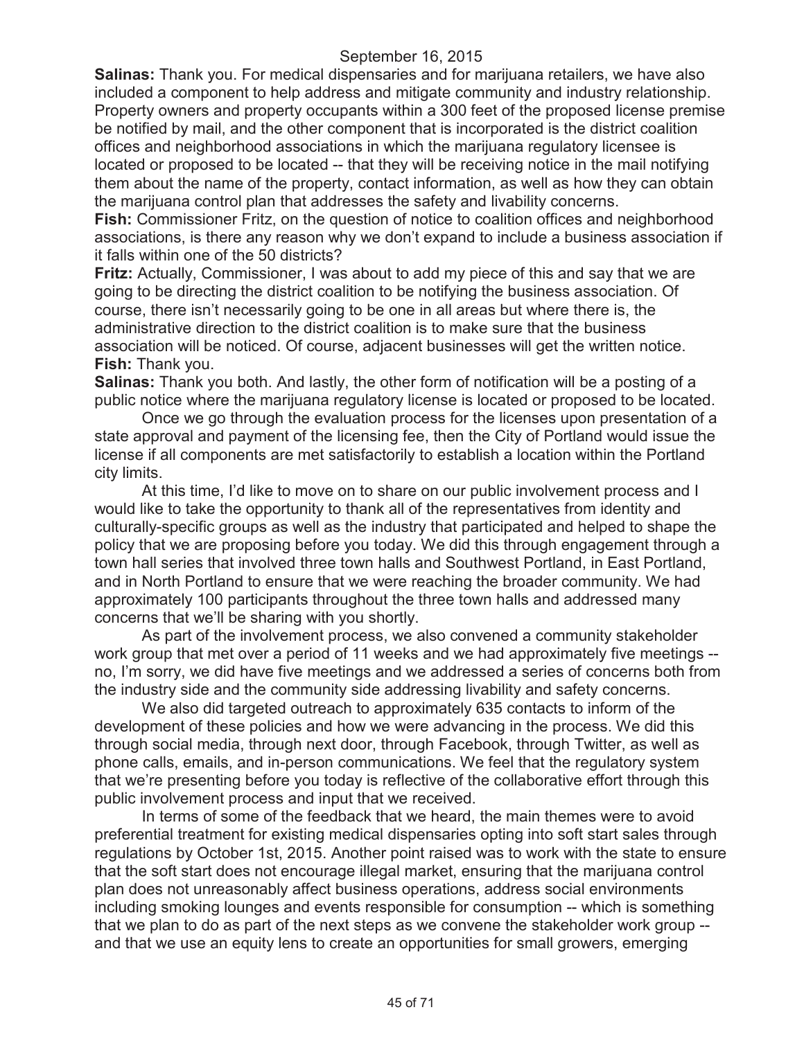**Salinas:** Thank you. For medical dispensaries and for marijuana retailers, we have also included a component to help address and mitigate community and industry relationship. Property owners and property occupants within a 300 feet of the proposed license premise be notified by mail, and the other component that is incorporated is the district coalition offices and neighborhood associations in which the marijuana regulatory licensee is located or proposed to be located -- that they will be receiving notice in the mail notifying them about the name of the property, contact information, as well as how they can obtain the marijuana control plan that addresses the safety and livability concerns.

**Fish:** Commissioner Fritz, on the question of notice to coalition offices and neighborhood associations, is there any reason why we don't expand to include a business association if it falls within one of the 50 districts?

**Fritz:** Actually, Commissioner, I was about to add my piece of this and say that we are going to be directing the district coalition to be notifying the business association. Of course, there isn't necessarily going to be one in all areas but where there is, the administrative direction to the district coalition is to make sure that the business association will be noticed. Of course, adjacent businesses will get the written notice.

**Fish:** Thank you.

**Salinas:** Thank you both. And lastly, the other form of notification will be a posting of a public notice where the marijuana regulatory license is located or proposed to be located.

Once we go through the evaluation process for the licenses upon presentation of a state approval and payment of the licensing fee, then the City of Portland would issue the license if all components are met satisfactorily to establish a location within the Portland city limits.

At this time, I'd like to move on to share on our public involvement process and I would like to take the opportunity to thank all of the representatives from identity and culturally-specific groups as well as the industry that participated and helped to shape the policy that we are proposing before you today. We did this through engagement through a town hall series that involved three town halls and Southwest Portland, in East Portland, and in North Portland to ensure that we were reaching the broader community. We had approximately 100 participants throughout the three town halls and addressed many concerns that we'll be sharing with you shortly.

As part of the involvement process, we also convened a community stakeholder work group that met over a period of 11 weeks and we had approximately five meetings -- no, I'm sorry, we did have five meetings and we addressed a series of concerns both from the industry side and the community side addressing livability and safety concerns.

We also did targeted outreach to approximately 635 contacts to inform of the development of these policies and how we were advancing in the process. We did this through social media, through next door, through Facebook, through Twitter, as well as phone calls, emails, and in-person communications. We feel that the regulatory system that we're presenting before you today is reflective of the collaborative effort through this public involvement process and input that we received.

In terms of some of the feedback that we heard, the main themes were to avoid preferential treatment for existing medical dispensaries opting into soft start sales through regulations by October 1st, 2015. Another point raised was to work with the state to ensure that the soft start does not encourage illegal market, ensuring that the marijuana control plan does not unreasonably affect business operations, address social environments including smoking lounges and events responsible for consumption -- which is something that we plan to do as part of the next steps as we convene the stakeholder work group -- and that we use an equity lens to create an opportunities for small growers, emerging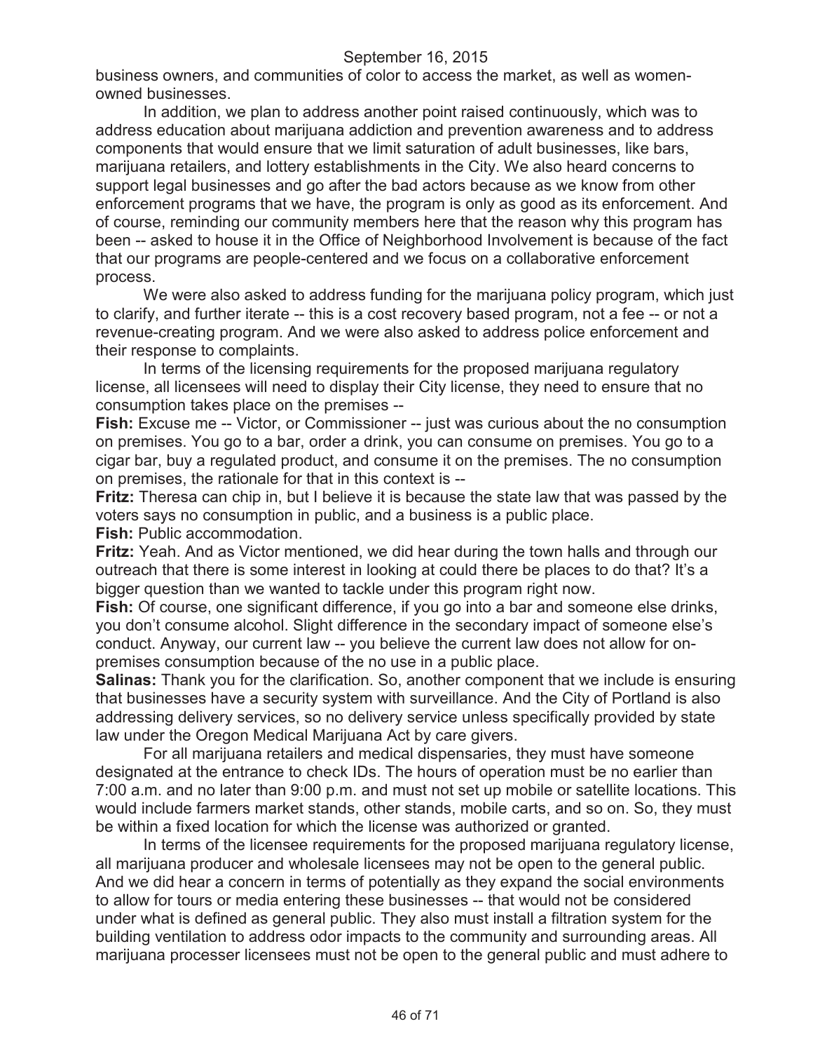business owners, and communities of color to access the market, as well as women-owned businesses.

In addition, we plan to address another point raised continuously, which was to address education about marijuana addiction and prevention awareness and to address components that would ensure that we limit saturation of adult businesses, like bars, marijuana retailers, and lottery establishments in the City. We also heard concerns to support legal businesses and go after the bad actors because as we know from other enforcement programs that we have, the program is only as good as its enforcement. And of course, reminding our community members here that the reason why this program has been -- asked to house it in the Office of Neighborhood Involvement is because of the fact that our programs are people-centered and we focus on a collaborative enforcement process.

We were also asked to address funding for the marijuana policy program, which just to clarify, and further iterate -- this is a cost recovery based program, not a fee -- or not a revenue-creating program. And we were also asked to address police enforcement and their response to complaints.

In terms of the licensing requirements for the proposed marijuana regulatory license, all licensees will need to display their City license, they need to ensure that no consumption takes place on the premises --

**Fish:** Excuse me -- Victor, or Commissioner -- just was curious about the no consumption on premises. You go to a bar, order a drink, you can consume on premises. You go to a cigar bar, buy a regulated product, and consume it on the premises. The no consumption on premises, the rationale for that in this context is --

**Fritz:** Theresa can chip in, but I believe it is because the state law that was passed by the voters says no consumption in public, and a business is a public place.

**Fish:** Public accommodation.

**Fritz:** Yeah. And as Victor mentioned, we did hear during the town halls and through our outreach that there is some interest in looking at could there be places to do that? It's a bigger question than we wanted to tackle under this program right now.

**Fish:** Of course, one significant difference, if you go into a bar and someone else drinks, you don't consume alcohol. Slight difference in the secondary impact of someone else's conduct. Anyway, our current law -- you believe the current law does not allow for on-premises consumption because of the no use in a public place.

**Salinas:** Thank you for the clarification. So, another component that we include is ensuring that businesses have a security system with surveillance. And the City of Portland is also addressing delivery services, so no delivery service unless specifically provided by state law under the Oregon Medical Marijuana Act by care givers.

For all marijuana retailers and medical dispensaries, they must have someone designated at the entrance to check IDs. The hours of operation must be no earlier than 7:00 a.m. and no later than 9:00 p.m. and must not set up mobile or satellite locations. This would include farmers market stands, other stands, mobile carts, and so on. So, they must be within a fixed location for which the license was authorized or granted.

In terms of the licensee requirements for the proposed marijuana regulatory license, all marijuana producer and wholesale licensees may not be open to the general public. And we did hear a concern in terms of potentially as they expand the social environments to allow for tours or media entering these businesses -- that would not be considered under what is defined as general public. They also must install a filtration system for the building ventilation to address odor impacts to the community and surrounding areas. All marijuana processer licensees must not be open to the general public and must adhere to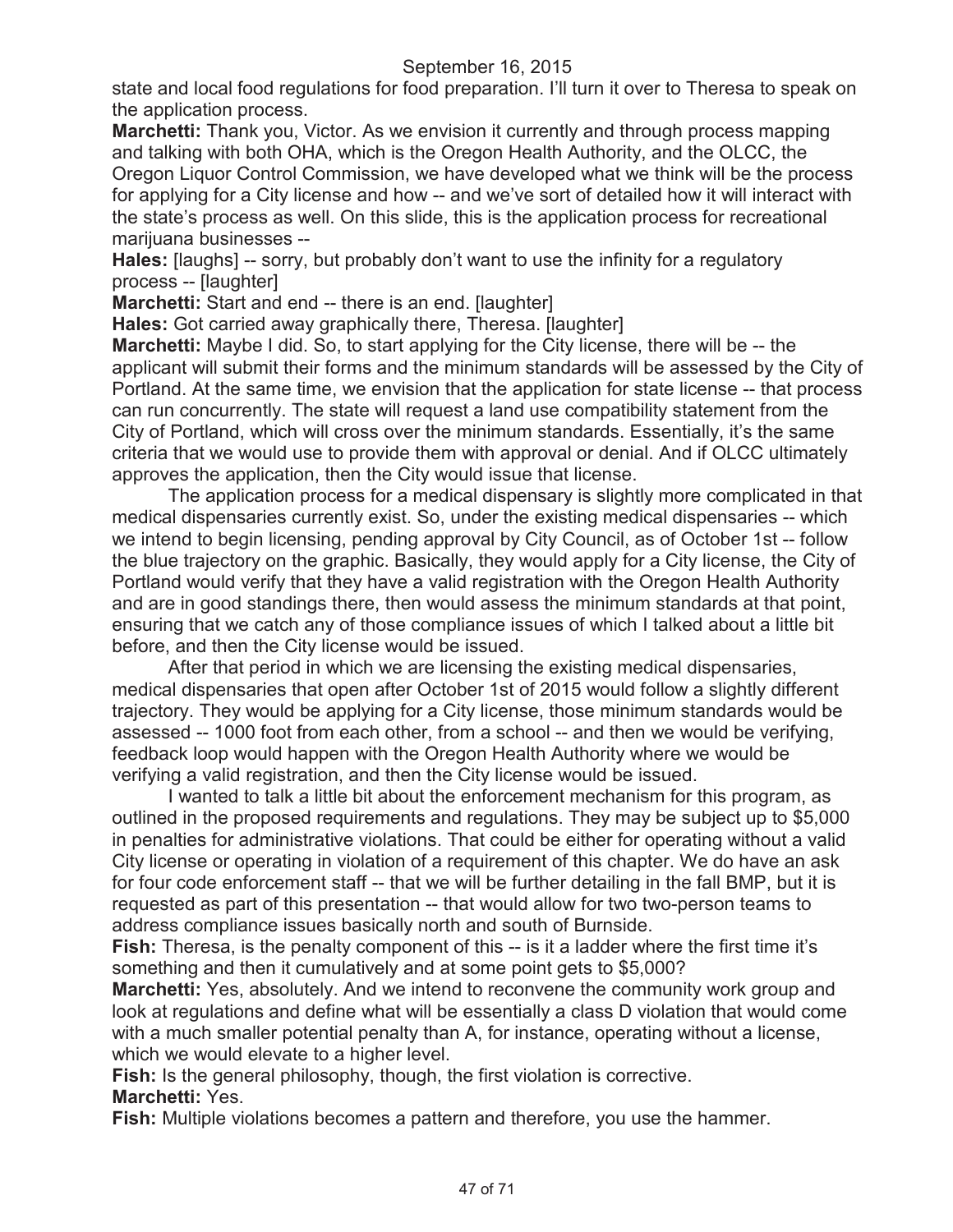state and local food regulations for food preparation. I'll turn it over to Theresa to speak on the application process.

**Marchetti:** Thank you, Victor. As we envision it currently and through process mapping and talking with both OHA, which is the Oregon Health Authority, and the OLCC, the Oregon Liquor Control Commission, we have developed what we think will be the process for applying for a City license and how -- and we've sort of detailed how it will interact with the state's process as well. On this slide, this is the application process for recreational marijuana businesses --

**Hales:** [laughs] -- sorry, but probably don't want to use the infinity for a regulatory process -- [laughter]

**Marchetti:** Start and end -- there is an end. [laughter]

**Hales:** Got carried away graphically there, Theresa. [laughter]

**Marchetti:** Maybe I did. So, to start applying for the City license, there will be -- the applicant will submit their forms and the minimum standards will be assessed by the City of Portland. At the same time, we envision that the application for state license -- that process can run concurrently. The state will request a land use compatibility statement from the City of Portland, which will cross over the minimum standards. Essentially, it's the same criteria that we would use to provide them with approval or denial. And if OLCC ultimately approves the application, then the City would issue that license.

The application process for a medical dispensary is slightly more complicated in that medical dispensaries currently exist. So, under the existing medical dispensaries -- which we intend to begin licensing, pending approval by City Council, as of October 1st -- follow the blue trajectory on the graphic. Basically, they would apply for a City license, the City of Portland would verify that they have a valid registration with the Oregon Health Authority and are in good standings there, then would assess the minimum standards at that point, ensuring that we catch any of those compliance issues of which I talked about a little bit before, and then the City license would be issued.

After that period in which we are licensing the existing medical dispensaries, medical dispensaries that open after October 1st of 2015 would follow a slightly different trajectory. They would be applying for a City license, those minimum standards would be assessed -- 1000 foot from each other, from a school -- and then we would be verifying, feedback loop would happen with the Oregon Health Authority where we would be verifying a valid registration, and then the City license would be issued.

I wanted to talk a little bit about the enforcement mechanism for this program, as outlined in the proposed requirements and regulations. They may be subject up to $5,000 in penalties for administrative violations. That could be either for operating without a valid City license or operating in violation of a requirement of this chapter. We do have an ask for four code enforcement staff -- that we will be further detailing in the fall BMP, but it is requested as part of this presentation -- that would allow for two two-person teams to address compliance issues basically north and south of Burnside.

**Fish:** Theresa, is the penalty component of this -- is it a ladder where the first time it's something and then it cumulatively and at some point gets to $5,000?

**Marchetti:** Yes, absolutely. And we intend to reconvene the community work group and look at regulations and define what will be essentially a class D violation that would come with a much smaller potential penalty than A, for instance, operating without a license, which we would elevate to a higher level.

**Fish:** Is the general philosophy, though, the first violation is corrective.

**Marchetti:** Yes.

**Fish:** Multiple violations becomes a pattern and therefore, you use the hammer.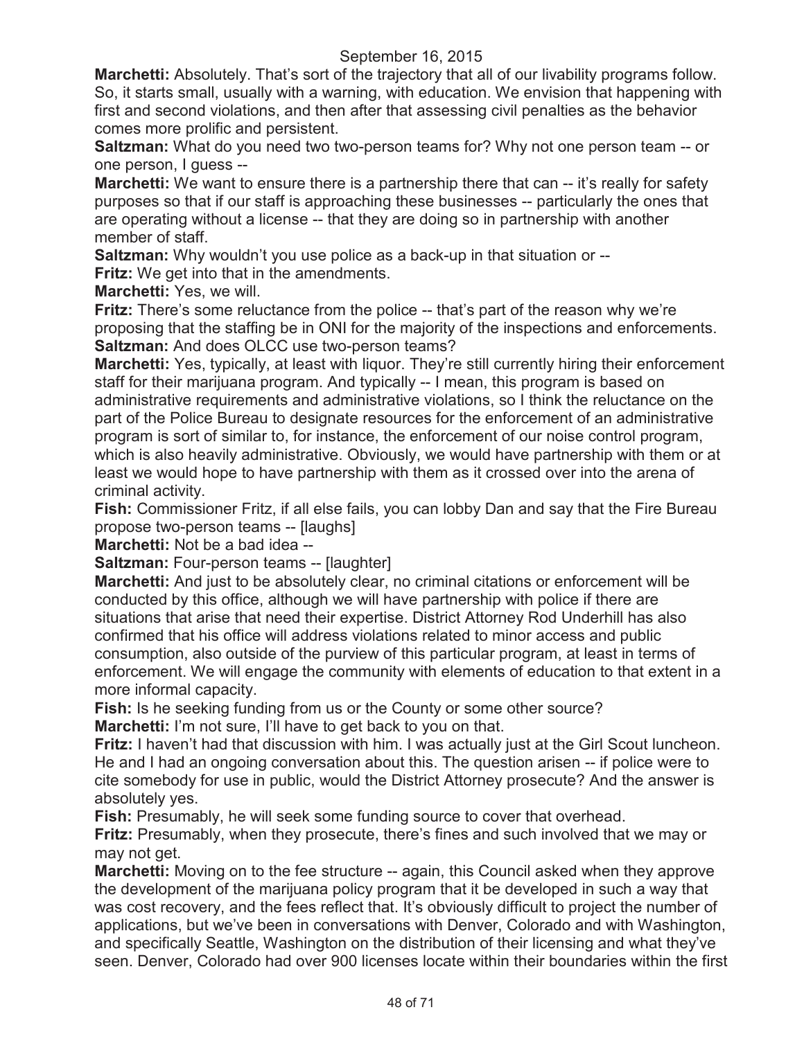**Marchetti:** Absolutely. That's sort of the trajectory that all of our livability programs follow. So, it starts small, usually with a warning, with education. We envision that happening with first and second violations, and then after that assessing civil penalties as the behavior comes more prolific and persistent.

**Saltzman:** What do you need two two-person teams for? Why not one person team -- or one person, I guess --

**Marchetti:** We want to ensure there is a partnership there that can -- it's really for safety purposes so that if our staff is approaching these businesses -- particularly the ones that are operating without a license -- that they are doing so in partnership with another member of staff.

**Saltzman:** Why wouldn't you use police as a back-up in that situation or --

**Fritz:** We get into that in the amendments.

**Marchetti:** Yes, we will.

**Fritz:** There's some reluctance from the police -- that's part of the reason why we're proposing that the staffing be in ONI for the majority of the inspections and enforcements.

**Saltzman:** And does OLCC use two-person teams?

**Marchetti:** Yes, typically, at least with liquor. They're still currently hiring their enforcement staff for their marijuana program. And typically -- I mean, this program is based on administrative requirements and administrative violations, so I think the reluctance on the part of the Police Bureau to designate resources for the enforcement of an administrative program is sort of similar to, for instance, the enforcement of our noise control program, which is also heavily administrative. Obviously, we would have partnership with them or at least we would hope to have partnership with them as it crossed over into the arena of criminal activity.

**Fish:** Commissioner Fritz, if all else fails, you can lobby Dan and say that the Fire Bureau propose two-person teams -- [laughs]

**Marchetti:** Not be a bad idea --

**Saltzman:** Four-person teams -- [laughter]

**Marchetti:** And just to be absolutely clear, no criminal citations or enforcement will be conducted by this office, although we will have partnership with police if there are situations that arise that need their expertise. District Attorney Rod Underhill has also confirmed that his office will address violations related to minor access and public consumption, also outside of the purview of this particular program, at least in terms of enforcement. We will engage the community with elements of education to that extent in a more informal capacity.

**Fish:** Is he seeking funding from us or the County or some other source?

**Marchetti:** I'm not sure, I'll have to get back to you on that.

**Fritz:** I haven't had that discussion with him. I was actually just at the Girl Scout luncheon. He and I had an ongoing conversation about this. The question arisen -- if police were to cite somebody for use in public, would the District Attorney prosecute? And the answer is absolutely yes.

**Fish:** Presumably, he will seek some funding source to cover that overhead.

**Fritz:** Presumably, when they prosecute, there's fines and such involved that we may or may not get.

**Marchetti:** Moving on to the fee structure -- again, this Council asked when they approve the development of the marijuana policy program that it be developed in such a way that was cost recovery, and the fees reflect that. It's obviously difficult to project the number of applications, but we've been in conversations with Denver, Colorado and with Washington, and specifically Seattle, Washington on the distribution of their licensing and what they've seen. Denver, Colorado had over 900 licenses locate within their boundaries within the first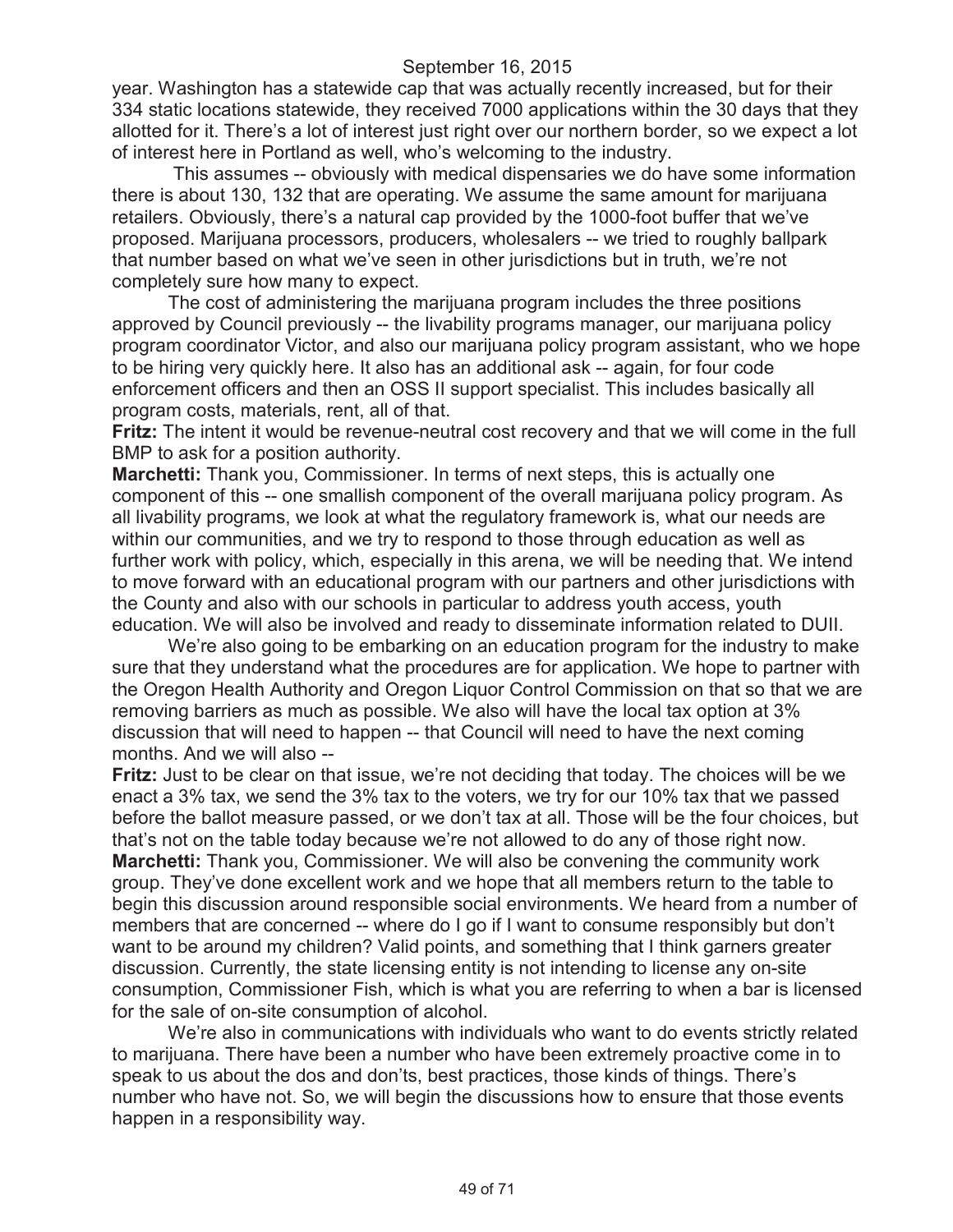year. Washington has a statewide cap that was actually recently increased, but for their 334 static locations statewide, they received 7000 applications within the 30 days that they allotted for it. There's a lot of interest just right over our northern border, so we expect a lot of interest here in Portland as well, who's welcoming to the industry.

This assumes -- obviously with medical dispensaries we do have some information there is about 130, 132 that are operating. We assume the same amount for marijuana retailers. Obviously, there's a natural cap provided by the 1000-foot buffer that we've proposed. Marijuana processors, producers, wholesalers -- we tried to roughly ballpark that number based on what we've seen in other jurisdictions but in truth, we're not completely sure how many to expect.

The cost of administering the marijuana program includes the three positions approved by Council previously -- the livability programs manager, our marijuana policy program coordinator Victor, and also our marijuana policy program assistant, who we hope to be hiring very quickly here. It also has an additional ask -- again, for four code enforcement officers and then an OSS II support specialist. This includes basically all program costs, materials, rent, all of that.

**Fritz:** The intent it would be revenue-neutral cost recovery and that we will come in the full BMP to ask for a position authority.

**Marchetti:** Thank you, Commissioner. In terms of next steps, this is actually one component of this -- one smallish component of the overall marijuana policy program. As all livability programs, we look at what the regulatory framework is, what our needs are within our communities, and we try to respond to those through education as well as further work with policy, which, especially in this arena, we will be needing that. We intend to move forward with an educational program with our partners and other jurisdictions with the County and also with our schools in particular to address youth access, youth education. We will also be involved and ready to disseminate information related to DUII.

We're also going to be embarking on an education program for the industry to make sure that they understand what the procedures are for application. We hope to partner with the Oregon Health Authority and Oregon Liquor Control Commission on that so that we are removing barriers as much as possible. We also will have the local tax option at 3% discussion that will need to happen -- that Council will need to have the next coming months. And we will also --

**Fritz:** Just to be clear on that issue, we're not deciding that today. The choices will be we enact a 3% tax, we send the 3% tax to the voters, we try for our 10% tax that we passed before the ballot measure passed, or we don't tax at all. Those will be the four choices, but that's not on the table today because we're not allowed to do any of those right now.

**Marchetti:** Thank you, Commissioner. We will also be convening the community work group. They've done excellent work and we hope that all members return to the table to begin this discussion around responsible social environments. We heard from a number of members that are concerned -- where do I go if I want to consume responsibly but don't want to be around my children? Valid points, and something that I think garners greater discussion. Currently, the state licensing entity is not intending to license any on-site consumption, Commissioner Fish, which is what you are referring to when a bar is licensed for the sale of on-site consumption of alcohol.

We're also in communications with individuals who want to do events strictly related to marijuana. There have been a number who have been extremely proactive come in to speak to us about the dos and don'ts, best practices, those kinds of things. There's number who have not. So, we will begin the discussions how to ensure that those events happen in a responsibility way.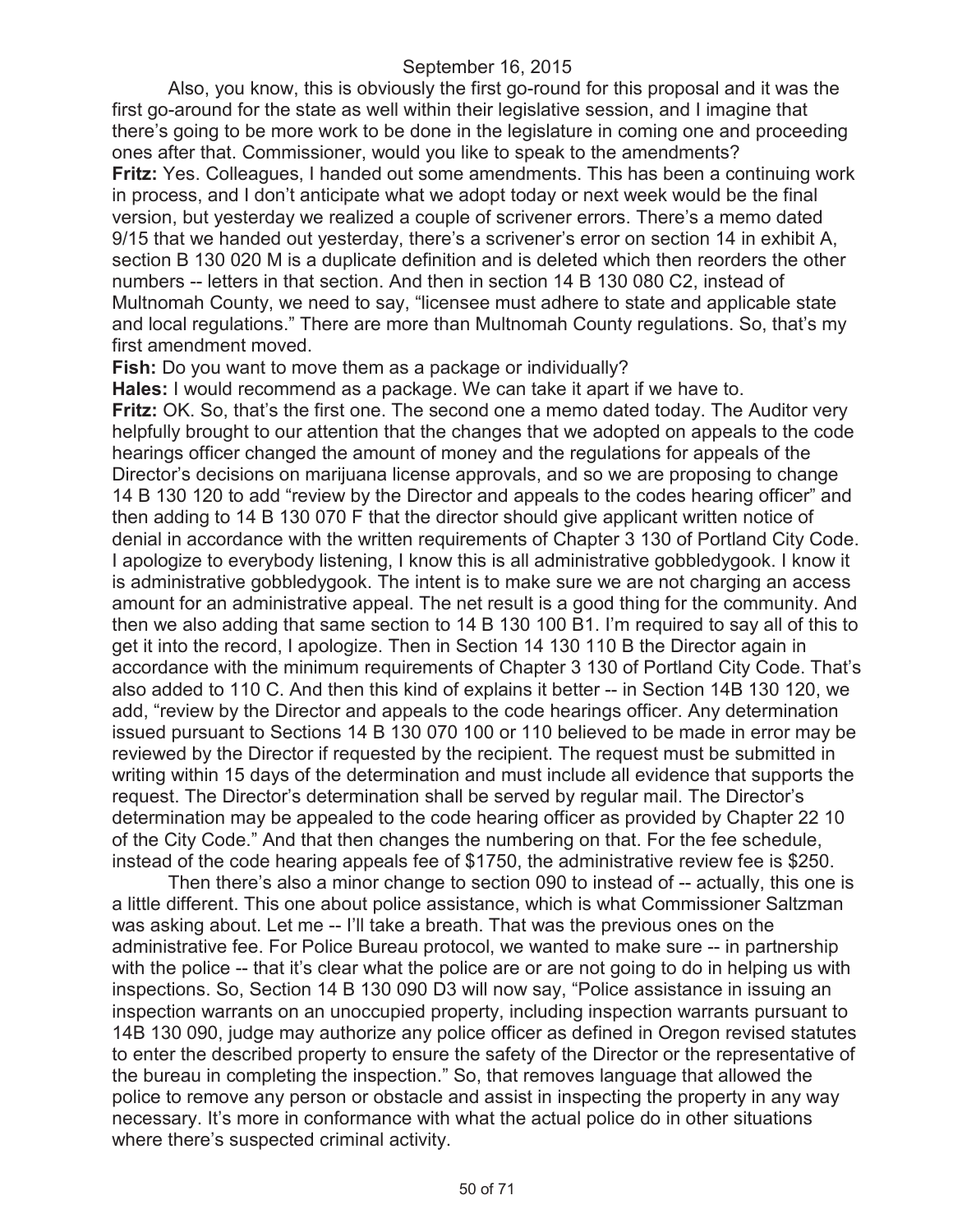Also, you know, this is obviously the first go-round for this proposal and it was the first go-around for the state as well within their legislative session, and I imagine that there's going to be more work to be done in the legislature in coming one and proceeding ones after that. Commissioner, would you like to speak to the amendments?

**Fritz:** Yes. Colleagues, I handed out some amendments. This has been a continuing work in process, and I don't anticipate what we adopt today or next week would be the final version, but yesterday we realized a couple of scrivener errors. There's a memo dated 9/15 that we handed out yesterday, there's a scrivener's error on section 14 in exhibit A, section B 130 020 M is a duplicate definition and is deleted which then reorders the other numbers -- letters in that section. And then in section 14 B 130 080 C2, instead of Multnomah County, we need to say, "licensee must adhere to state and applicable state and local regulations." There are more than Multnomah County regulations. So, that's my first amendment moved.

**Fish:** Do you want to move them as a package or individually?

**Hales:** I would recommend as a package. We can take it apart if we have to.

**Fritz:** OK. So, that's the first one. The second one a memo dated today. The Auditor very helpfully brought to our attention that the changes that we adopted on appeals to the code hearings officer changed the amount of money and the regulations for appeals of the Director's decisions on marijuana license approvals, and so we are proposing to change 14 B 130 120 to add "review by the Director and appeals to the codes hearing officer" and then adding to 14 B 130 070 F that the director should give applicant written notice of denial in accordance with the written requirements of Chapter 3 130 of Portland City Code. I apologize to everybody listening, I know this is all administrative gobbledygook. I know it is administrative gobbledygook. The intent is to make sure we are not charging an access amount for an administrative appeal. The net result is a good thing for the community. And then we also adding that same section to 14 B 130 100 B1. I'm required to say all of this to get it into the record, I apologize. Then in Section 14 130 110 B the Director again in accordance with the minimum requirements of Chapter 3 130 of Portland City Code. That's also added to 110 C. And then this kind of explains it better -- in Section 14B 130 120, we add, "review by the Director and appeals to the code hearings officer. Any determination issued pursuant to Sections 14 B 130 070 100 or 110 believed to be made in error may be reviewed by the Director if requested by the recipient. The request must be submitted in writing within 15 days of the determination and must include all evidence that supports the request. The Director's determination shall be served by regular mail. The Director's determination may be appealed to the code hearing officer as provided by Chapter 22 10 of the City Code." And that then changes the numbering on that. For the fee schedule, instead of the code hearing appeals fee of $1750, the administrative review fee is $250.

Then there's also a minor change to section 090 to instead of -- actually, this one is a little different. This one about police assistance, which is what Commissioner Saltzman was asking about. Let me -- I'll take a breath. That was the previous ones on the administrative fee. For Police Bureau protocol, we wanted to make sure -- in partnership with the police -- that it's clear what the police are or are not going to do in helping us with inspections. So, Section 14 B 130 090 D3 will now say, "Police assistance in issuing an inspection warrants on an unoccupied property, including inspection warrants pursuant to 14B 130 090, judge may authorize any police officer as defined in Oregon revised statutes to enter the described property to ensure the safety of the Director or the representative of the bureau in completing the inspection." So, that removes language that allowed the police to remove any person or obstacle and assist in inspecting the property in any way necessary. It's more in conformance with what the actual police do in other situations where there's suspected criminal activity.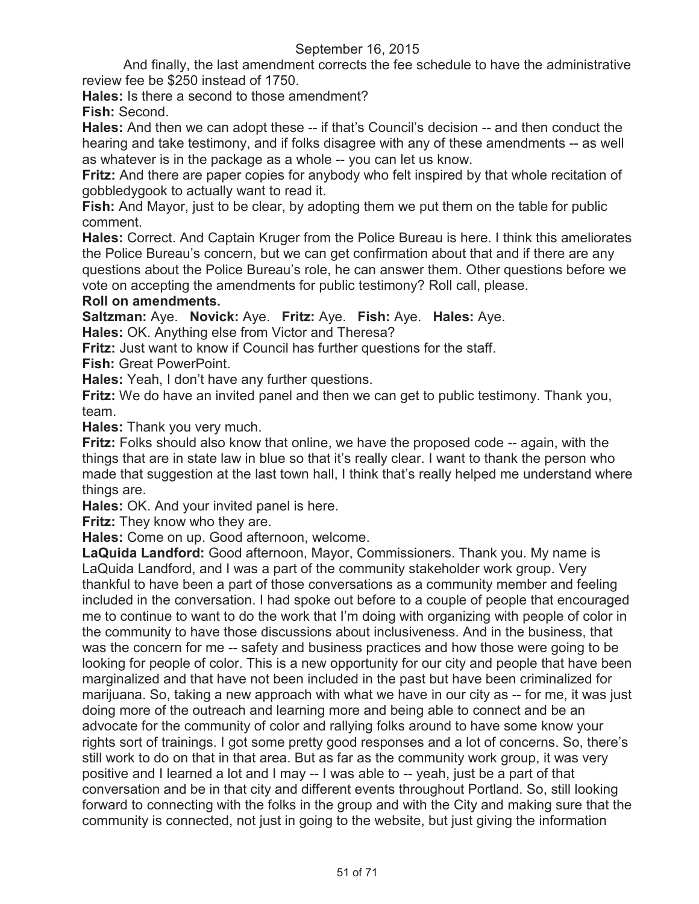And finally, the last amendment corrects the fee schedule to have the administrative review fee be $250 instead of 1750.

**Hales:** Is there a second to those amendment?

**Fish:** Second.

**Hales:** And then we can adopt these -- if that's Council's decision -- and then conduct the hearing and take testimony, and if folks disagree with any of these amendments -- as well as whatever is in the package as a whole -- you can let us know.

**Fritz:** And there are paper copies for anybody who felt inspired by that whole recitation of gobbledygook to actually want to read it.

**Fish:** And Mayor, just to be clear, by adopting them we put them on the table for public comment.

**Hales:** Correct. And Captain Kruger from the Police Bureau is here. I think this ameliorates the Police Bureau's concern, but we can get confirmation about that and if there are any questions about the Police Bureau's role, he can answer them. Other questions before we vote on accepting the amendments for public testimony? Roll call, please.

**Roll on amendments.**

**Saltzman:** Aye. **Novick:** Aye. **Fritz:** Aye. **Fish:** Aye. **Hales:** Aye.

**Hales:** OK. Anything else from Victor and Theresa?

**Fritz:** Just want to know if Council has further questions for the staff.

**Fish:** Great PowerPoint.

**Hales:** Yeah, I don't have any further questions.

**Fritz:** We do have an invited panel and then we can get to public testimony. Thank you, team.

**Hales:** Thank you very much.

**Fritz:** Folks should also know that online, we have the proposed code -- again, with the things that are in state law in blue so that it's really clear. I want to thank the person who made that suggestion at the last town hall, I think that's really helped me understand where things are.

**Hales:** OK. And your invited panel is here.

**Fritz:** They know who they are.

**Hales:** Come on up. Good afternoon, welcome.

**LaQuida Landford:** Good afternoon, Mayor, Commissioners. Thank you. My name is LaQuida Landford, and I was a part of the community stakeholder work group. Very thankful to have been a part of those conversations as a community member and feeling included in the conversation. I had spoke out before to a couple of people that encouraged me to continue to want to do the work that I'm doing with organizing with people of color in the community to have those discussions about inclusiveness. And in the business, that was the concern for me -- safety and business practices and how those were going to be looking for people of color. This is a new opportunity for our city and people that have been marginalized and that have not been included in the past but have been criminalized for marijuana. So, taking a new approach with what we have in our city as -- for me, it was just doing more of the outreach and learning more and being able to connect and be an advocate for the community of color and rallying folks around to have some know your rights sort of trainings. I got some pretty good responses and a lot of concerns. So, there's still work to do on that in that area. But as far as the community work group, it was very positive and I learned a lot and I may -- I was able to -- yeah, just be a part of that conversation and be in that city and different events throughout Portland. So, still looking forward to connecting with the folks in the group and with the City and making sure that the community is connected, not just in going to the website, but just giving the information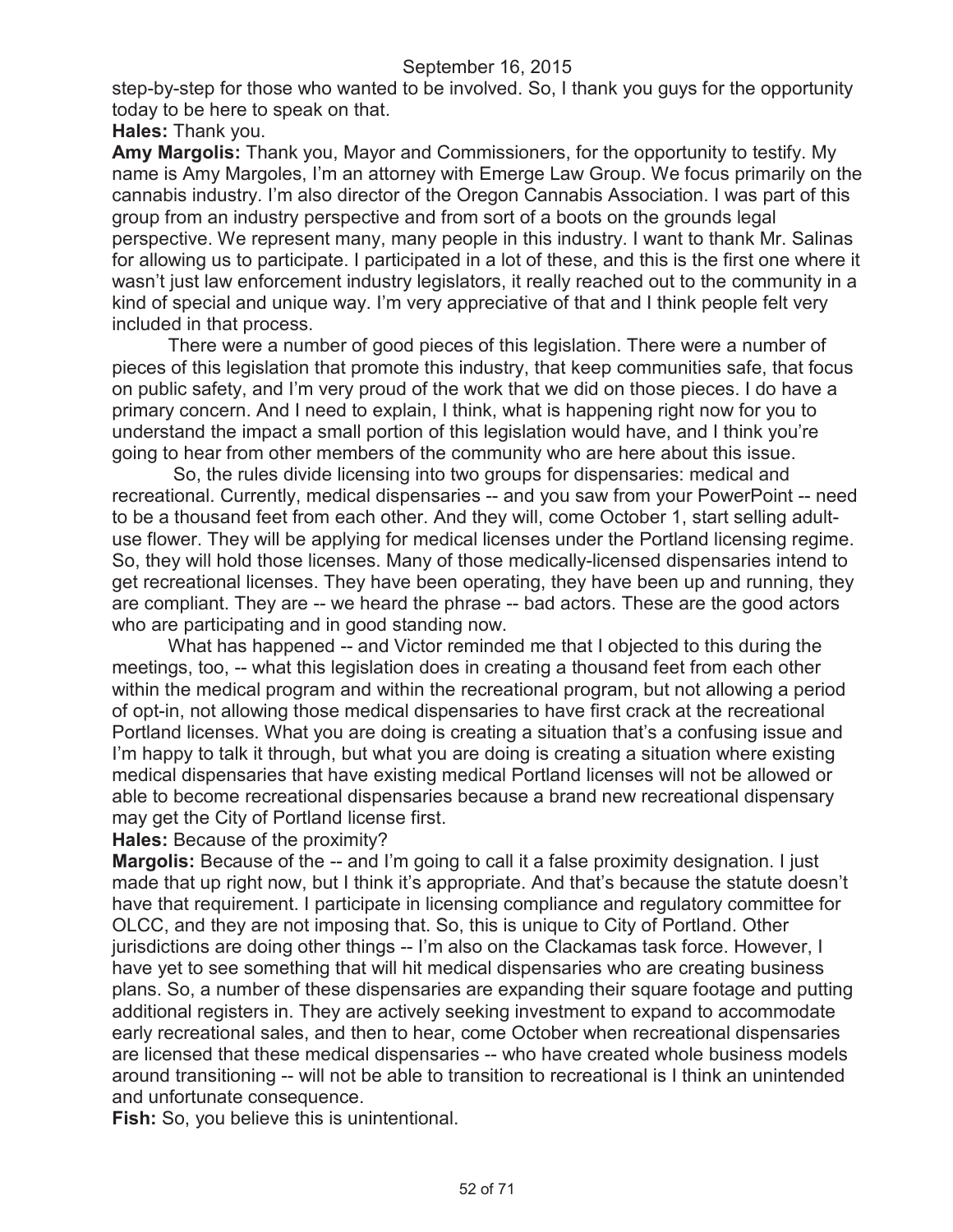step-by-step for those who wanted to be involved. So, I thank you guys for the opportunity today to be here to speak on that.

**Hales:** Thank you.

**Amy Margolis:** Thank you, Mayor and Commissioners, for the opportunity to testify. My name is Amy Margoles, I'm an attorney with Emerge Law Group. We focus primarily on the cannabis industry. I'm also director of the Oregon Cannabis Association. I was part of this group from an industry perspective and from sort of a boots on the grounds legal perspective. We represent many, many people in this industry. I want to thank Mr. Salinas for allowing us to participate. I participated in a lot of these, and this is the first one where it wasn't just law enforcement industry legislators, it really reached out to the community in a kind of special and unique way. I'm very appreciative of that and I think people felt very included in that process.

There were a number of good pieces of this legislation. There were a number of pieces of this legislation that promote this industry, that keep communities safe, that focus on public safety, and I'm very proud of the work that we did on those pieces. I do have a primary concern. And I need to explain, I think, what is happening right now for you to understand the impact a small portion of this legislation would have, and I think you're going to hear from other members of the community who are here about this issue.

So, the rules divide licensing into two groups for dispensaries: medical and recreational. Currently, medical dispensaries -- and you saw from your PowerPoint -- need to be a thousand feet from each other. And they will, come October 1, start selling adult-use flower. They will be applying for medical licenses under the Portland licensing regime. So, they will hold those licenses. Many of those medically-licensed dispensaries intend to get recreational licenses. They have been operating, they have been up and running, they are compliant. They are -- we heard the phrase -- bad actors. These are the good actors who are participating and in good standing now.

What has happened -- and Victor reminded me that I objected to this during the meetings, too, -- what this legislation does in creating a thousand feet from each other within the medical program and within the recreational program, but not allowing a period of opt-in, not allowing those medical dispensaries to have first crack at the recreational Portland licenses. What you are doing is creating a situation that's a confusing issue and I'm happy to talk it through, but what you are doing is creating a situation where existing medical dispensaries that have existing medical Portland licenses will not be allowed or able to become recreational dispensaries because a brand new recreational dispensary may get the City of Portland license first.

**Hales:** Because of the proximity?

**Margolis:** Because of the -- and I'm going to call it a false proximity designation. I just made that up right now, but I think it's appropriate. And that's because the statute doesn't have that requirement. I participate in licensing compliance and regulatory committee for OLCC, and they are not imposing that. So, this is unique to City of Portland. Other jurisdictions are doing other things -- I'm also on the Clackamas task force. However, I have yet to see something that will hit medical dispensaries who are creating business plans. So, a number of these dispensaries are expanding their square footage and putting additional registers in. They are actively seeking investment to expand to accommodate early recreational sales, and then to hear, come October when recreational dispensaries are licensed that these medical dispensaries -- who have created whole business models around transitioning -- will not be able to transition to recreational is I think an unintended and unfortunate consequence.

**Fish:** So, you believe this is unintentional.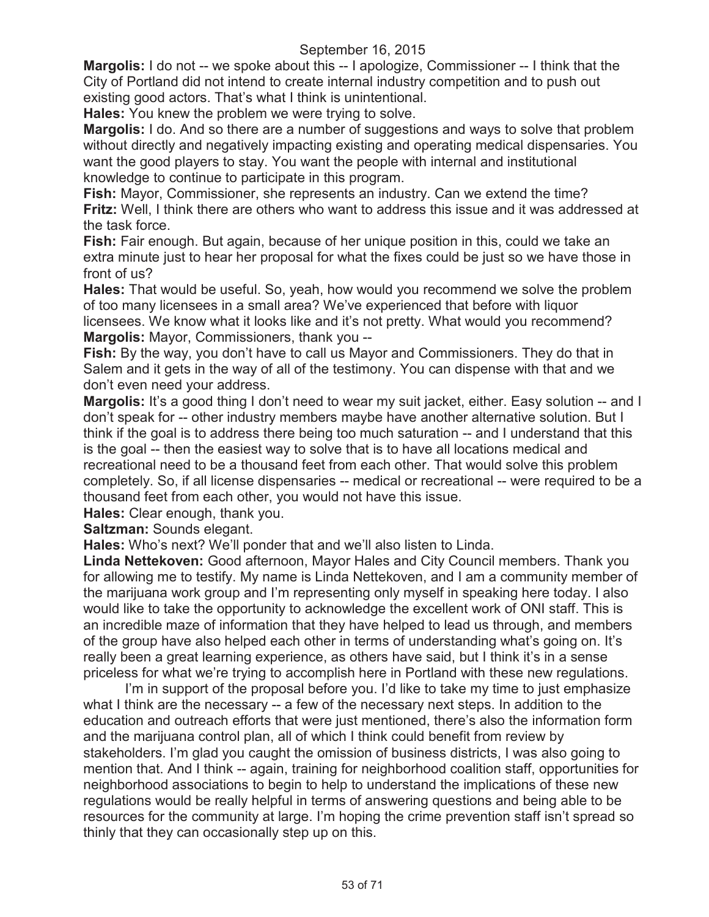**Margolis:** I do not -- we spoke about this -- I apologize, Commissioner -- I think that the City of Portland did not intend to create internal industry competition and to push out existing good actors. That's what I think is unintentional.

**Hales:** You knew the problem we were trying to solve.

**Margolis:** I do. And so there are a number of suggestions and ways to solve that problem without directly and negatively impacting existing and operating medical dispensaries. You want the good players to stay. You want the people with internal and institutional knowledge to continue to participate in this program.

**Fish:** Mayor, Commissioner, she represents an industry. Can we extend the time?

**Fritz:** Well, I think there are others who want to address this issue and it was addressed at the task force.

**Fish:** Fair enough. But again, because of her unique position in this, could we take an extra minute just to hear her proposal for what the fixes could be just so we have those in front of us?

**Hales:** That would be useful. So, yeah, how would you recommend we solve the problem of too many licensees in a small area? We've experienced that before with liquor licensees. We know what it looks like and it's not pretty. What would you recommend?

**Margolis:** Mayor, Commissioners, thank you --

**Fish:** By the way, you don't have to call us Mayor and Commissioners. They do that in Salem and it gets in the way of all of the testimony. You can dispense with that and we don't even need your address.

**Margolis:** It's a good thing I don't need to wear my suit jacket, either. Easy solution -- and I don't speak for -- other industry members maybe have another alternative solution. But I think if the goal is to address there being too much saturation -- and I understand that this is the goal -- then the easiest way to solve that is to have all locations medical and recreational need to be a thousand feet from each other. That would solve this problem completely. So, if all license dispensaries -- medical or recreational -- were required to be a thousand feet from each other, you would not have this issue.

**Hales:** Clear enough, thank you.

**Saltzman:** Sounds elegant.

**Hales:** Who's next? We'll ponder that and we'll also listen to Linda.

**Linda Nettekoven:** Good afternoon, Mayor Hales and City Council members. Thank you for allowing me to testify. My name is Linda Nettekoven, and I am a community member of the marijuana work group and I'm representing only myself in speaking here today. I also would like to take the opportunity to acknowledge the excellent work of ONI staff. This is an incredible maze of information that they have helped to lead us through, and members of the group have also helped each other in terms of understanding what's going on. It's really been a great learning experience, as others have said, but I think it's in a sense priceless for what we're trying to accomplish here in Portland with these new regulations.

I'm in support of the proposal before you. I'd like to take my time to just emphasize what I think are the necessary -- a few of the necessary next steps. In addition to the education and outreach efforts that were just mentioned, there's also the information form and the marijuana control plan, all of which I think could benefit from review by stakeholders. I'm glad you caught the omission of business districts, I was also going to mention that. And I think -- again, training for neighborhood coalition staff, opportunities for neighborhood associations to begin to help to understand the implications of these new regulations would be really helpful in terms of answering questions and being able to be resources for the community at large. I'm hoping the crime prevention staff isn't spread so thinly that they can occasionally step up on this.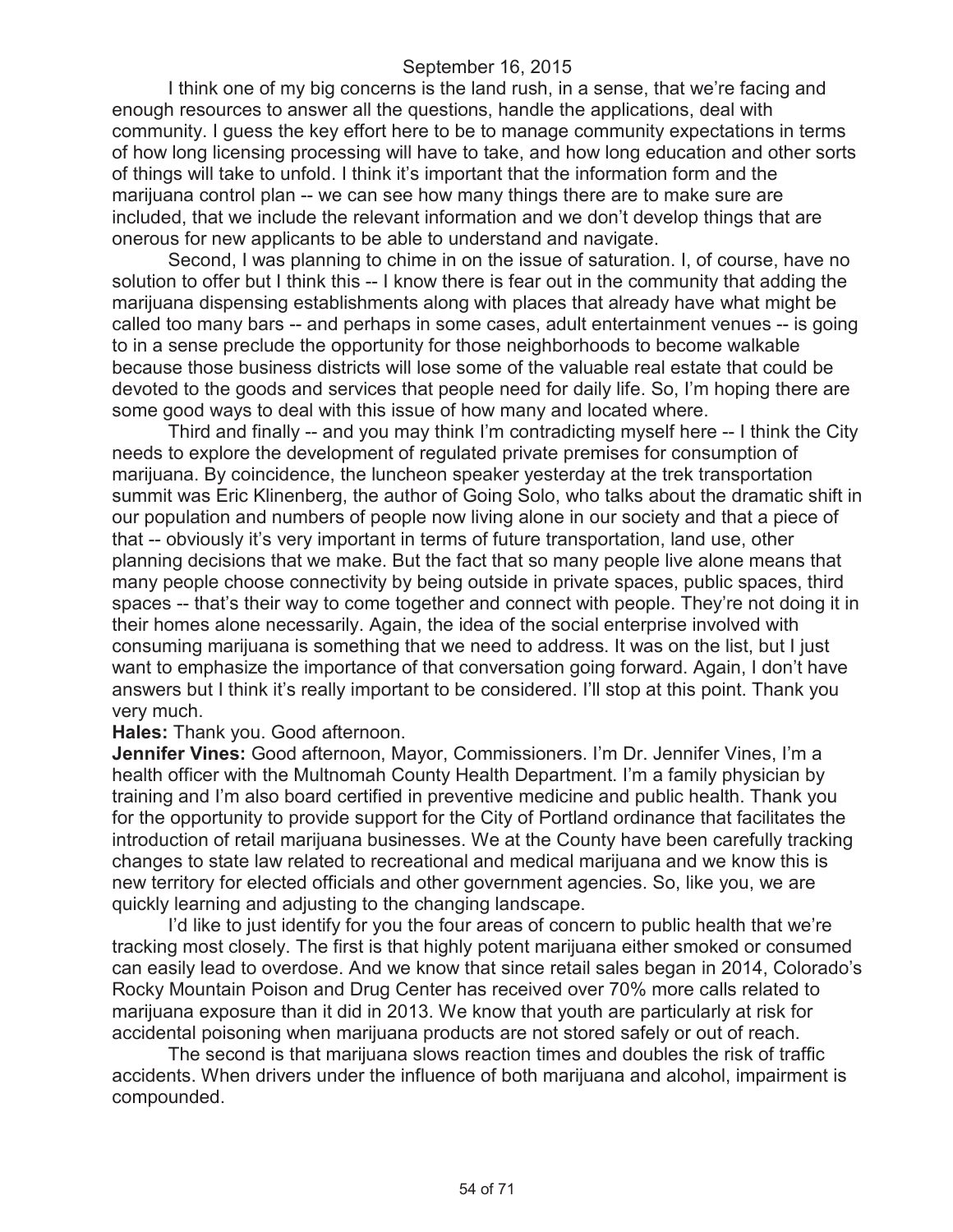I think one of my big concerns is the land rush, in a sense, that we're facing and enough resources to answer all the questions, handle the applications, deal with community. I guess the key effort here to be to manage community expectations in terms of how long licensing processing will have to take, and how long education and other sorts of things will take to unfold. I think it's important that the information form and the marijuana control plan -- we can see how many things there are to make sure are included, that we include the relevant information and we don't develop things that are onerous for new applicants to be able to understand and navigate.

Second, I was planning to chime in on the issue of saturation. I, of course, have no solution to offer but I think this -- I know there is fear out in the community that adding the marijuana dispensing establishments along with places that already have what might be called too many bars -- and perhaps in some cases, adult entertainment venues -- is going to in a sense preclude the opportunity for those neighborhoods to become walkable because those business districts will lose some of the valuable real estate that could be devoted to the goods and services that people need for daily life. So, I'm hoping there are some good ways to deal with this issue of how many and located where.

Third and finally -- and you may think I'm contradicting myself here -- I think the City needs to explore the development of regulated private premises for consumption of marijuana. By coincidence, the luncheon speaker yesterday at the trek transportation summit was Eric Klinenberg, the author of Going Solo, who talks about the dramatic shift in our population and numbers of people now living alone in our society and that a piece of that -- obviously it's very important in terms of future transportation, land use, other planning decisions that we make. But the fact that so many people live alone means that many people choose connectivity by being outside in private spaces, public spaces, third spaces -- that's their way to come together and connect with people. They're not doing it in their homes alone necessarily. Again, the idea of the social enterprise involved with consuming marijuana is something that we need to address. It was on the list, but I just want to emphasize the importance of that conversation going forward. Again, I don't have answers but I think it's really important to be considered. I'll stop at this point. Thank you very much.

**Hales:** Thank you. Good afternoon.

**Jennifer Vines:** Good afternoon, Mayor, Commissioners. I'm Dr. Jennifer Vines, I'm a health officer with the Multnomah County Health Department. I'm a family physician by training and I'm also board certified in preventive medicine and public health. Thank you for the opportunity to provide support for the City of Portland ordinance that facilitates the introduction of retail marijuana businesses. We at the County have been carefully tracking changes to state law related to recreational and medical marijuana and we know this is new territory for elected officials and other government agencies. So, like you, we are quickly learning and adjusting to the changing landscape.

I'd like to just identify for you the four areas of concern to public health that we're tracking most closely. The first is that highly potent marijuana either smoked or consumed can easily lead to overdose. And we know that since retail sales began in 2014, Colorado's Rocky Mountain Poison and Drug Center has received over 70% more calls related to marijuana exposure than it did in 2013. We know that youth are particularly at risk for accidental poisoning when marijuana products are not stored safely or out of reach.

The second is that marijuana slows reaction times and doubles the risk of traffic accidents. When drivers under the influence of both marijuana and alcohol, impairment is compounded.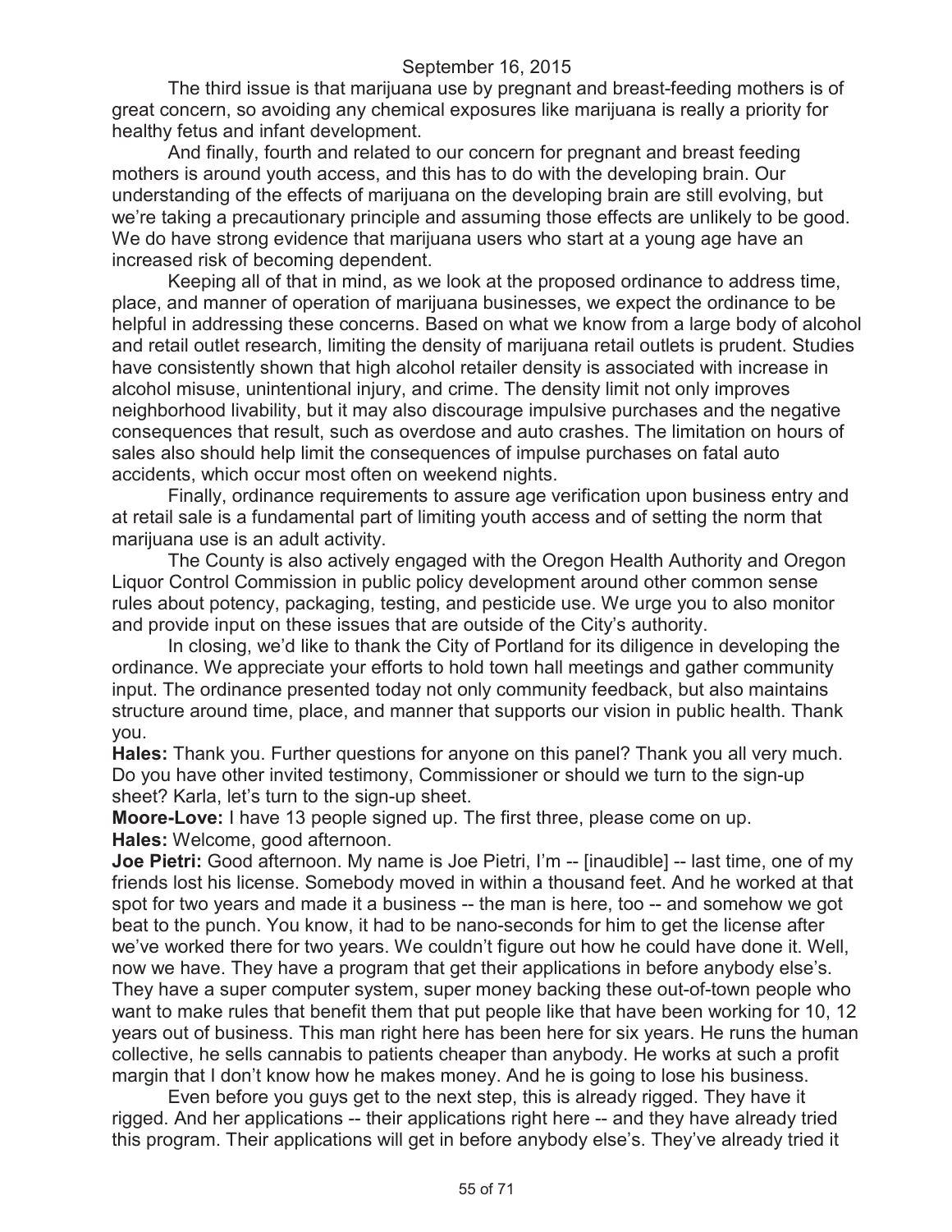The third issue is that marijuana use by pregnant and breast-feeding mothers is of great concern, so avoiding any chemical exposures like marijuana is really a priority for healthy fetus and infant development.

And finally, fourth and related to our concern for pregnant and breast feeding mothers is around youth access, and this has to do with the developing brain. Our understanding of the effects of marijuana on the developing brain are still evolving, but we're taking a precautionary principle and assuming those effects are unlikely to be good. We do have strong evidence that marijuana users who start at a young age have an increased risk of becoming dependent.

Keeping all of that in mind, as we look at the proposed ordinance to address time, place, and manner of operation of marijuana businesses, we expect the ordinance to be helpful in addressing these concerns. Based on what we know from a large body of alcohol and retail outlet research, limiting the density of marijuana retail outlets is prudent. Studies have consistently shown that high alcohol retailer density is associated with increase in alcohol misuse, unintentional injury, and crime. The density limit not only improves neighborhood livability, but it may also discourage impulsive purchases and the negative consequences that result, such as overdose and auto crashes. The limitation on hours of sales also should help limit the consequences of impulse purchases on fatal auto accidents, which occur most often on weekend nights.

Finally, ordinance requirements to assure age verification upon business entry and at retail sale is a fundamental part of limiting youth access and of setting the norm that marijuana use is an adult activity.

The County is also actively engaged with the Oregon Health Authority and Oregon Liquor Control Commission in public policy development around other common sense rules about potency, packaging, testing, and pesticide use. We urge you to also monitor and provide input on these issues that are outside of the City's authority.

In closing, we'd like to thank the City of Portland for its diligence in developing the ordinance. We appreciate your efforts to hold town hall meetings and gather community input. The ordinance presented today not only community feedback, but also maintains structure around time, place, and manner that supports our vision in public health. Thank you.

**Hales:** Thank you. Further questions for anyone on this panel? Thank you all very much. Do you have other invited testimony, Commissioner or should we turn to the sign-up sheet? Karla, let's turn to the sign-up sheet.

**Moore-Love:** I have 13 people signed up. The first three, please come on up.

**Hales:** Welcome, good afternoon.

**Joe Pietri:** Good afternoon. My name is Joe Pietri, I'm -- [inaudible] -- last time, one of my friends lost his license. Somebody moved in within a thousand feet. And he worked at that spot for two years and made it a business -- the man is here, too -- and somehow we got beat to the punch. You know, it had to be nano-seconds for him to get the license after we've worked there for two years. We couldn't figure out how he could have done it. Well, now we have. They have a program that get their applications in before anybody else's. They have a super computer system, super money backing these out-of-town people who want to make rules that benefit them that put people like that have been working for 10, 12 years out of business. This man right here has been here for six years. He runs the human collective, he sells cannabis to patients cheaper than anybody. He works at such a profit margin that I don't know how he makes money. And he is going to lose his business.

Even before you guys get to the next step, this is already rigged. They have it rigged. And her applications -- their applications right here -- and they have already tried this program. Their applications will get in before anybody else's. They've already tried it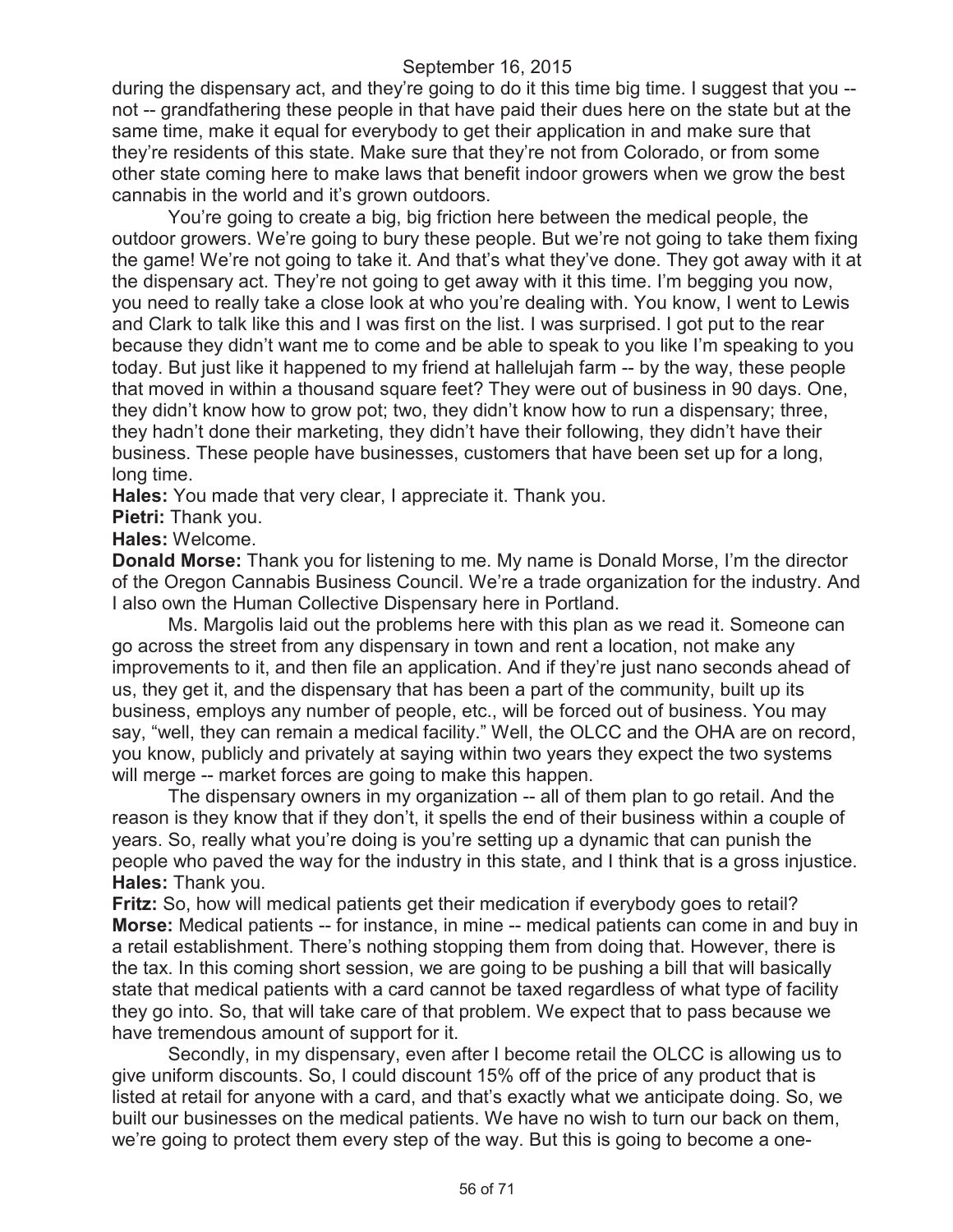during the dispensary act, and they're going to do it this time big time. I suggest that you -- not -- grandfathering these people in that have paid their dues here on the state but at the same time, make it equal for everybody to get their application in and make sure that they're residents of this state. Make sure that they're not from Colorado, or from some other state coming here to make laws that benefit indoor growers when we grow the best cannabis in the world and it's grown outdoors.

You're going to create a big, big friction here between the medical people, the outdoor growers. We're going to bury these people. But we're not going to take them fixing the game! We're not going to take it. And that's what they've done. They got away with it at the dispensary act. They're not going to get away with it this time. I'm begging you now, you need to really take a close look at who you're dealing with. You know, I went to Lewis and Clark to talk like this and I was first on the list. I was surprised. I got put to the rear because they didn't want me to come and be able to speak to you like I'm speaking to you today. But just like it happened to my friend at hallelujah farm -- by the way, these people that moved in within a thousand square feet? They were out of business in 90 days. One, they didn't know how to grow pot; two, they didn't know how to run a dispensary; three, they hadn't done their marketing, they didn't have their following, they didn't have their business. These people have businesses, customers that have been set up for a long, long time.

**Hales:** You made that very clear, I appreciate it. Thank you.

**Pietri:** Thank you.

**Hales:** Welcome.

**Donald Morse:** Thank you for listening to me. My name is Donald Morse, I'm the director of the Oregon Cannabis Business Council. We're a trade organization for the industry. And I also own the Human Collective Dispensary here in Portland.

Ms. Margolis laid out the problems here with this plan as we read it. Someone can go across the street from any dispensary in town and rent a location, not make any improvements to it, and then file an application. And if they're just nano seconds ahead of us, they get it, and the dispensary that has been a part of the community, built up its business, employs any number of people, etc., will be forced out of business. You may say, "well, they can remain a medical facility." Well, the OLCC and the OHA are on record, you know, publicly and privately at saying within two years they expect the two systems will merge -- market forces are going to make this happen.

The dispensary owners in my organization -- all of them plan to go retail. And the reason is they know that if they don't, it spells the end of their business within a couple of years. So, really what you're doing is you're setting up a dynamic that can punish the people who paved the way for the industry in this state, and I think that is a gross injustice.

**Hales:** Thank you.

**Fritz:** So, how will medical patients get their medication if everybody goes to retail?

**Morse:** Medical patients -- for instance, in mine -- medical patients can come in and buy in a retail establishment. There's nothing stopping them from doing that. However, there is the tax. In this coming short session, we are going to be pushing a bill that will basically state that medical patients with a card cannot be taxed regardless of what type of facility they go into. So, that will take care of that problem. We expect that to pass because we have tremendous amount of support for it.

Secondly, in my dispensary, even after I become retail the OLCC is allowing us to give uniform discounts. So, I could discount 15% off of the price of any product that is listed at retail for anyone with a card, and that's exactly what we anticipate doing. So, we built our businesses on the medical patients. We have no wish to turn our back on them, we're going to protect them every step of the way. But this is going to become a one-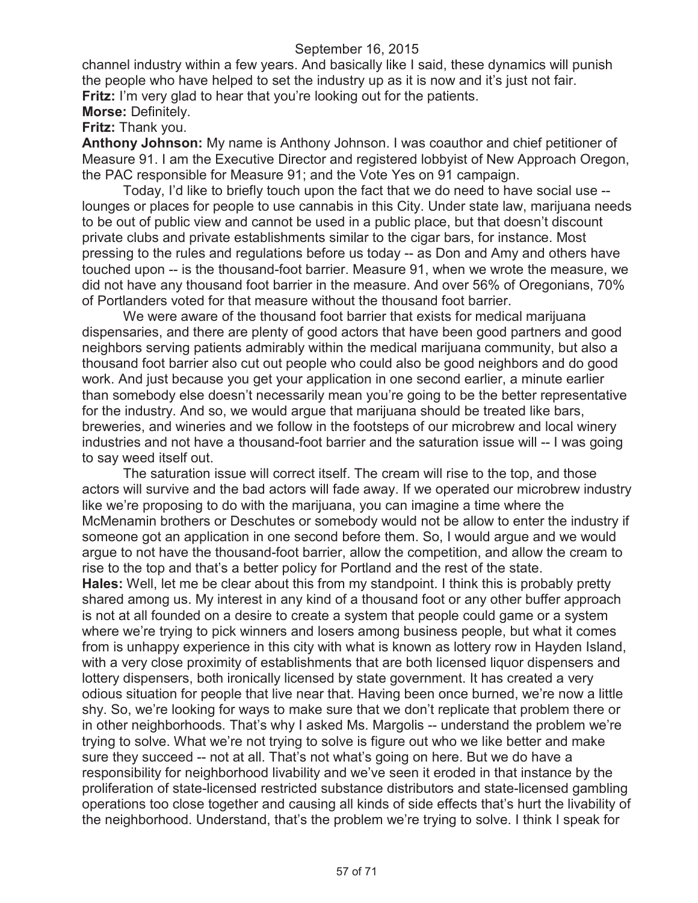channel industry within a few years. And basically like I said, these dynamics will punish the people who have helped to set the industry up as it is now and it's just not fair.
**Fritz:** I'm very glad to hear that you're looking out for the patients.
**Morse:** Definitely.
**Fritz:** Thank you.
**Anthony Johnson:** My name is Anthony Johnson. I was coauthor and chief petitioner of Measure 91. I am the Executive Director and registered lobbyist of New Approach Oregon, the PAC responsible for Measure 91; and the Vote Yes on 91 campaign.

Today, I'd like to briefly touch upon the fact that we do need to have social use -- lounges or places for people to use cannabis in this City. Under state law, marijuana needs to be out of public view and cannot be used in a public place, but that doesn't discount private clubs and private establishments similar to the cigar bars, for instance. Most pressing to the rules and regulations before us today -- as Don and Amy and others have touched upon -- is the thousand-foot barrier. Measure 91, when we wrote the measure, we did not have any thousand foot barrier in the measure. And over 56% of Oregonians, 70% of Portlanders voted for that measure without the thousand foot barrier.

We were aware of the thousand foot barrier that exists for medical marijuana dispensaries, and there are plenty of good actors that have been good partners and good neighbors serving patients admirably within the medical marijuana community, but also a thousand foot barrier also cut out people who could also be good neighbors and do good work. And just because you get your application in one second earlier, a minute earlier than somebody else doesn't necessarily mean you're going to be the better representative for the industry. And so, we would argue that marijuana should be treated like bars, breweries, and wineries and we follow in the footsteps of our microbrew and local winery industries and not have a thousand-foot barrier and the saturation issue will -- I was going to say weed itself out.

The saturation issue will correct itself. The cream will rise to the top, and those actors will survive and the bad actors will fade away. If we operated our microbrew industry like we're proposing to do with the marijuana, you can imagine a time where the McMenamin brothers or Deschutes or somebody would not be allow to enter the industry if someone got an application in one second before them. So, I would argue and we would argue to not have the thousand-foot barrier, allow the competition, and allow the cream to rise to the top and that's a better policy for Portland and the rest of the state.
**Hales:** Well, let me be clear about this from my standpoint. I think this is probably pretty shared among us. My interest in any kind of a thousand foot or any other buffer approach is not at all founded on a desire to create a system that people could game or a system where we're trying to pick winners and losers among business people, but what it comes from is unhappy experience in this city with what is known as lottery row in Hayden Island, with a very close proximity of establishments that are both licensed liquor dispensers and lottery dispensers, both ironically licensed by state government. It has created a very odious situation for people that live near that. Having been once burned, we're now a little shy. So, we're looking for ways to make sure that we don't replicate that problem there or in other neighborhoods. That's why I asked Ms. Margolis -- understand the problem we're trying to solve. What we're not trying to solve is figure out who we like better and make sure they succeed -- not at all. That's not what's going on here. But we do have a responsibility for neighborhood livability and we've seen it eroded in that instance by the proliferation of state-licensed restricted substance distributors and state-licensed gambling operations too close together and causing all kinds of side effects that's hurt the livability of the neighborhood. Understand, that's the problem we're trying to solve. I think I speak for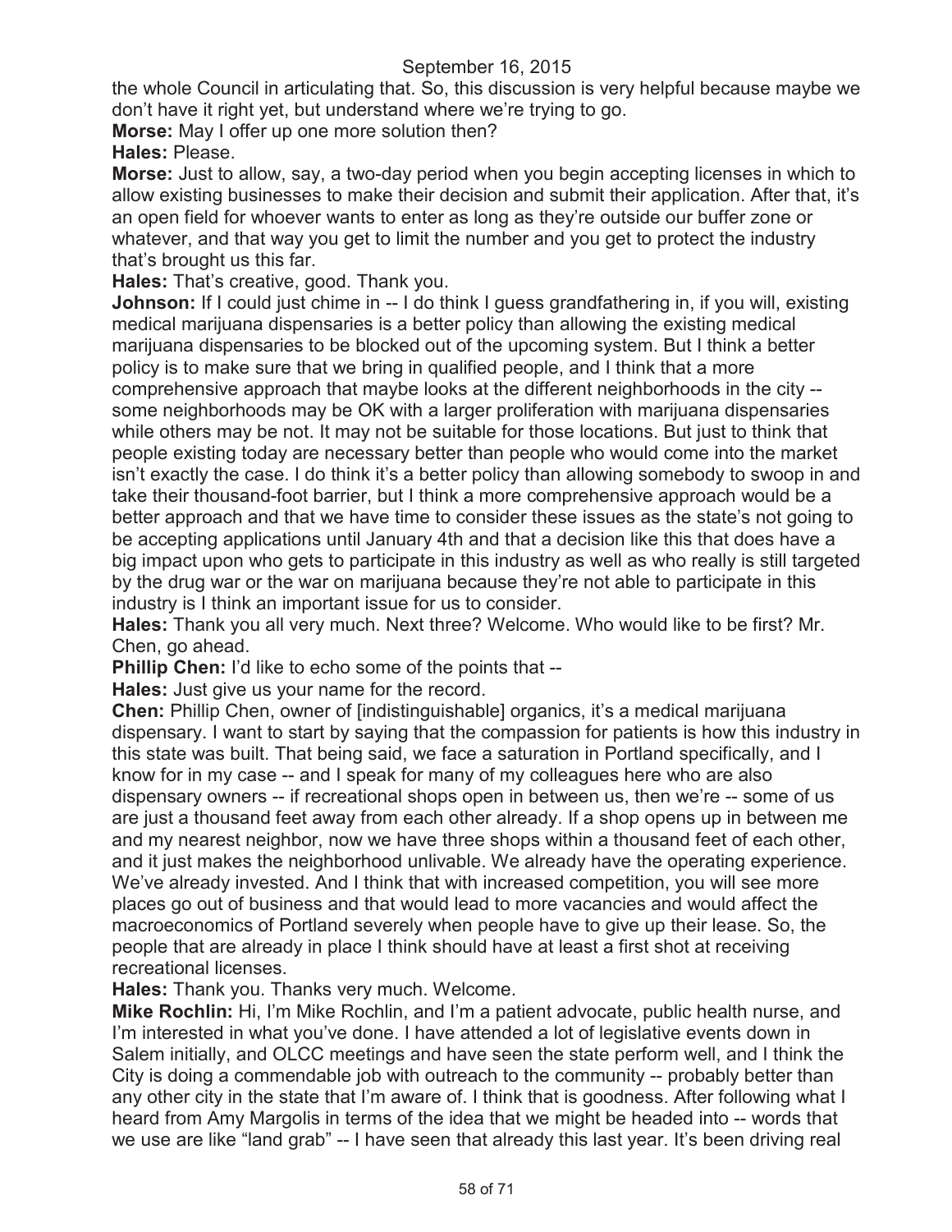the whole Council in articulating that. So, this discussion is very helpful because maybe we don't have it right yet, but understand where we're trying to go.

**Morse:** May I offer up one more solution then?

**Hales:** Please.

**Morse:** Just to allow, say, a two-day period when you begin accepting licenses in which to allow existing businesses to make their decision and submit their application. After that, it's an open field for whoever wants to enter as long as they're outside our buffer zone or whatever, and that way you get to limit the number and you get to protect the industry that's brought us this far.

**Hales:** That's creative, good. Thank you.

**Johnson:** If I could just chime in -- I do think I guess grandfathering in, if you will, existing medical marijuana dispensaries is a better policy than allowing the existing medical marijuana dispensaries to be blocked out of the upcoming system. But I think a better policy is to make sure that we bring in qualified people, and I think that a more comprehensive approach that maybe looks at the different neighborhoods in the city -- some neighborhoods may be OK with a larger proliferation with marijuana dispensaries while others may be not. It may not be suitable for those locations. But just to think that people existing today are necessary better than people who would come into the market isn't exactly the case. I do think it's a better policy than allowing somebody to swoop in and take their thousand-foot barrier, but I think a more comprehensive approach would be a better approach and that we have time to consider these issues as the state's not going to be accepting applications until January 4th and that a decision like this that does have a big impact upon who gets to participate in this industry as well as who really is still targeted by the drug war or the war on marijuana because they're not able to participate in this industry is I think an important issue for us to consider.

**Hales:** Thank you all very much. Next three? Welcome. Who would like to be first? Mr. Chen, go ahead.

**Phillip Chen:** I'd like to echo some of the points that --

**Hales:** Just give us your name for the record.

**Chen:** Phillip Chen, owner of [indistinguishable] organics, it's a medical marijuana dispensary. I want to start by saying that the compassion for patients is how this industry in this state was built. That being said, we face a saturation in Portland specifically, and I know for in my case -- and I speak for many of my colleagues here who are also dispensary owners -- if recreational shops open in between us, then we're -- some of us are just a thousand feet away from each other already. If a shop opens up in between me and my nearest neighbor, now we have three shops within a thousand feet of each other, and it just makes the neighborhood unlivable. We already have the operating experience. We've already invested. And I think that with increased competition, you will see more places go out of business and that would lead to more vacancies and would affect the macroeconomics of Portland severely when people have to give up their lease. So, the people that are already in place I think should have at least a first shot at receiving recreational licenses.

**Hales:** Thank you. Thanks very much. Welcome.

**Mike Rochlin:** Hi, I'm Mike Rochlin, and I'm a patient advocate, public health nurse, and I'm interested in what you've done. I have attended a lot of legislative events down in Salem initially, and OLCC meetings and have seen the state perform well, and I think the City is doing a commendable job with outreach to the community -- probably better than any other city in the state that I'm aware of. I think that is goodness. After following what I heard from Amy Margolis in terms of the idea that we might be headed into -- words that we use are like "land grab" -- I have seen that already this last year. It's been driving real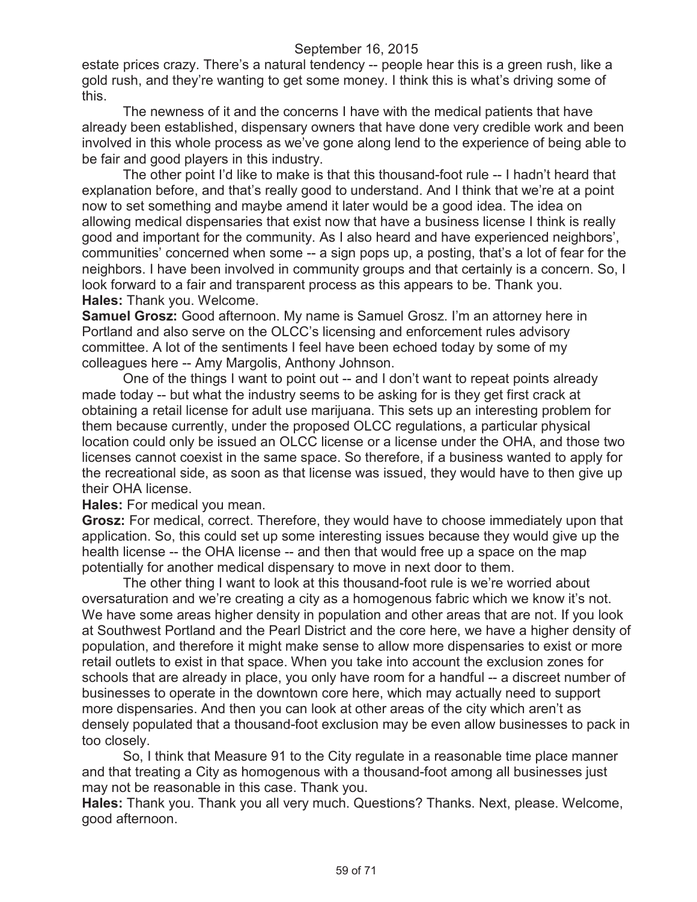estate prices crazy. There's a natural tendency -- people hear this is a green rush, like a gold rush, and they're wanting to get some money. I think this is what's driving some of this.

The newness of it and the concerns I have with the medical patients that have already been established, dispensary owners that have done very credible work and been involved in this whole process as we've gone along lend to the experience of being able to be fair and good players in this industry.

The other point I'd like to make is that this thousand-foot rule -- I hadn't heard that explanation before, and that's really good to understand. And I think that we're at a point now to set something and maybe amend it later would be a good idea. The idea on allowing medical dispensaries that exist now that have a business license I think is really good and important for the community. As I also heard and have experienced neighbors', communities' concerned when some -- a sign pops up, a posting, that's a lot of fear for the neighbors. I have been involved in community groups and that certainly is a concern. So, I look forward to a fair and transparent process as this appears to be. Thank you.

**Hales:** Thank you. Welcome.

**Samuel Grosz:** Good afternoon. My name is Samuel Grosz. I'm an attorney here in Portland and also serve on the OLCC's licensing and enforcement rules advisory committee. A lot of the sentiments I feel have been echoed today by some of my colleagues here -- Amy Margolis, Anthony Johnson.

One of the things I want to point out -- and I don't want to repeat points already made today -- but what the industry seems to be asking for is they get first crack at obtaining a retail license for adult use marijuana. This sets up an interesting problem for them because currently, under the proposed OLCC regulations, a particular physical location could only be issued an OLCC license or a license under the OHA, and those two licenses cannot coexist in the same space. So therefore, if a business wanted to apply for the recreational side, as soon as that license was issued, they would have to then give up their OHA license.

**Hales:** For medical you mean.

**Grosz:** For medical, correct. Therefore, they would have to choose immediately upon that application. So, this could set up some interesting issues because they would give up the health license -- the OHA license -- and then that would free up a space on the map potentially for another medical dispensary to move in next door to them.

The other thing I want to look at this thousand-foot rule is we're worried about oversaturation and we're creating a city as a homogenous fabric which we know it's not. We have some areas higher density in population and other areas that are not. If you look at Southwest Portland and the Pearl District and the core here, we have a higher density of population, and therefore it might make sense to allow more dispensaries to exist or more retail outlets to exist in that space. When you take into account the exclusion zones for schools that are already in place, you only have room for a handful -- a discreet number of businesses to operate in the downtown core here, which may actually need to support more dispensaries. And then you can look at other areas of the city which aren't as densely populated that a thousand-foot exclusion may be even allow businesses to pack in too closely.

So, I think that Measure 91 to the City regulate in a reasonable time place manner and that treating a City as homogenous with a thousand-foot among all businesses just may not be reasonable in this case. Thank you.

**Hales:** Thank you. Thank you all very much. Questions? Thanks. Next, please. Welcome, good afternoon.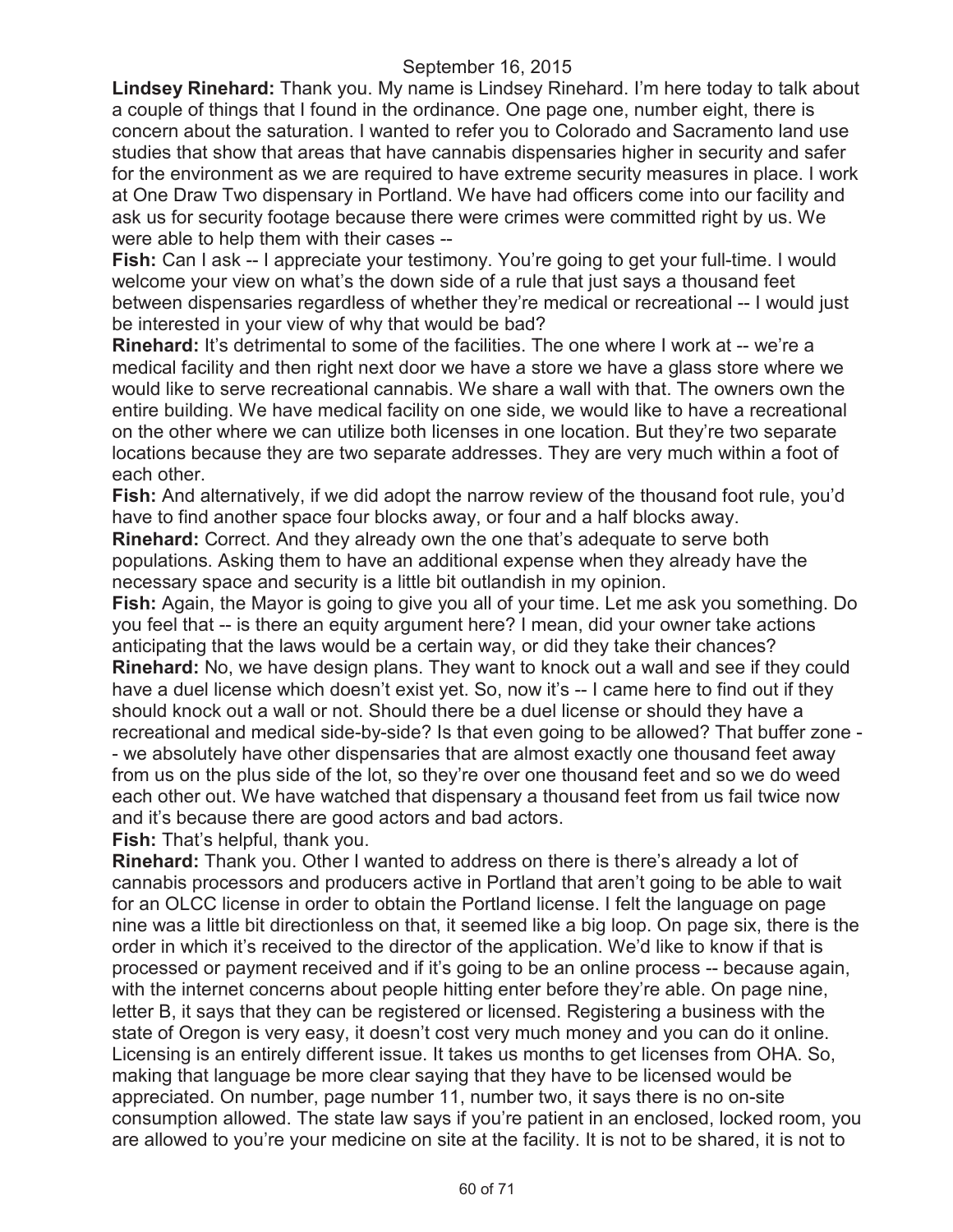**Lindsey Rinehard:** Thank you. My name is Lindsey Rinehard. I'm here today to talk about a couple of things that I found in the ordinance. One page one, number eight, there is concern about the saturation. I wanted to refer you to Colorado and Sacramento land use studies that show that areas that have cannabis dispensaries higher in security and safer for the environment as we are required to have extreme security measures in place. I work at One Draw Two dispensary in Portland. We have had officers come into our facility and ask us for security footage because there were crimes were committed right by us. We were able to help them with their cases --

**Fish:** Can I ask -- I appreciate your testimony. You're going to get your full-time. I would welcome your view on what's the down side of a rule that just says a thousand feet between dispensaries regardless of whether they're medical or recreational -- I would just be interested in your view of why that would be bad?

**Rinehard:** It's detrimental to some of the facilities. The one where I work at -- we're a medical facility and then right next door we have a store we have a glass store where we would like to serve recreational cannabis. We share a wall with that. The owners own the entire building. We have medical facility on one side, we would like to have a recreational on the other where we can utilize both licenses in one location. But they're two separate locations because they are two separate addresses. They are very much within a foot of each other.

**Fish:** And alternatively, if we did adopt the narrow review of the thousand foot rule, you'd have to find another space four blocks away, or four and a half blocks away.

**Rinehard:** Correct. And they already own the one that's adequate to serve both populations. Asking them to have an additional expense when they already have the necessary space and security is a little bit outlandish in my opinion.

**Fish:** Again, the Mayor is going to give you all of your time. Let me ask you something. Do you feel that -- is there an equity argument here? I mean, did your owner take actions anticipating that the laws would be a certain way, or did they take their chances?

**Rinehard:** No, we have design plans. They want to knock out a wall and see if they could have a duel license which doesn't exist yet. So, now it's -- I came here to find out if they should knock out a wall or not. Should there be a duel license or should they have a recreational and medical side-by-side? Is that even going to be allowed? That buffer zone -- we absolutely have other dispensaries that are almost exactly one thousand feet away from us on the plus side of the lot, so they're over one thousand feet and so we do weed each other out. We have watched that dispensary a thousand feet from us fail twice now and it's because there are good actors and bad actors.

**Fish:** That's helpful, thank you.

**Rinehard:** Thank you. Other I wanted to address on there is there's already a lot of cannabis processors and producers active in Portland that aren't going to be able to wait for an OLCC license in order to obtain the Portland license. I felt the language on page nine was a little bit directionless on that, it seemed like a big loop. On page six, there is the order in which it's received to the director of the application. We'd like to know if that is processed or payment received and if it's going to be an online process -- because again, with the internet concerns about people hitting enter before they're able. On page nine, letter B, it says that they can be registered or licensed. Registering a business with the state of Oregon is very easy, it doesn't cost very much money and you can do it online. Licensing is an entirely different issue. It takes us months to get licenses from OHA. So, making that language be more clear saying that they have to be licensed would be appreciated. On number, page number 11, number two, it says there is no on-site consumption allowed. The state law says if you're patient in an enclosed, locked room, you are allowed to you're your medicine on site at the facility. It is not to be shared, it is not to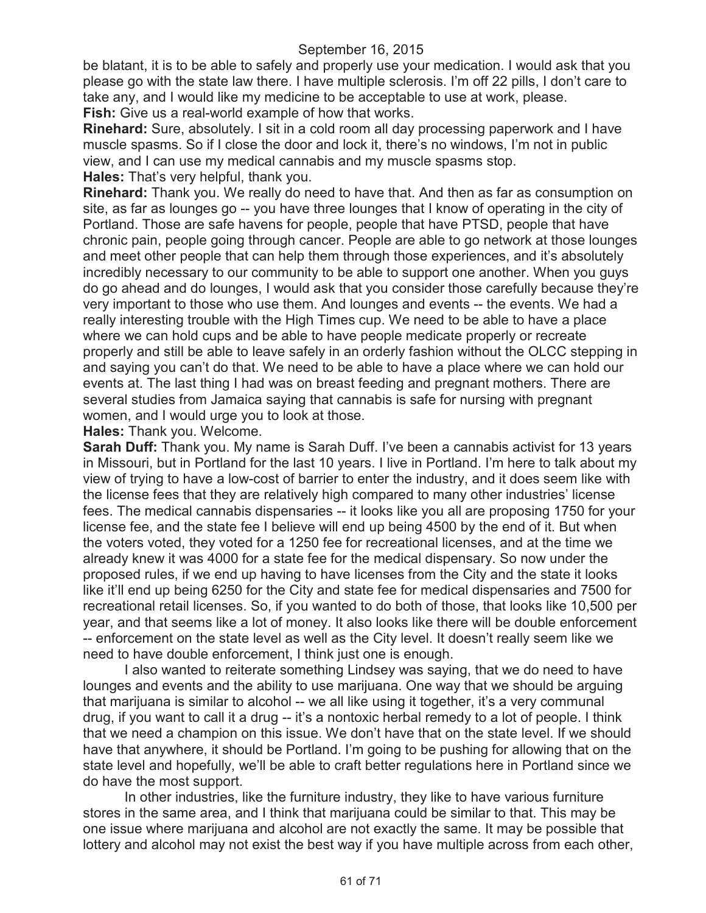be blatant, it is to be able to safely and properly use your medication. I would ask that you please go with the state law there. I have multiple sclerosis. I'm off 22 pills, I don't care to take any, and I would like my medicine to be acceptable to use at work, please.

**Fish:** Give us a real-world example of how that works.

**Rinehard:** Sure, absolutely. I sit in a cold room all day processing paperwork and I have muscle spasms. So if I close the door and lock it, there's no windows, I'm not in public view, and I can use my medical cannabis and my muscle spasms stop.

**Hales:** That's very helpful, thank you.

**Rinehard:** Thank you. We really do need to have that. And then as far as consumption on site, as far as lounges go -- you have three lounges that I know of operating in the city of Portland. Those are safe havens for people, people that have PTSD, people that have chronic pain, people going through cancer. People are able to go network at those lounges and meet other people that can help them through those experiences, and it's absolutely incredibly necessary to our community to be able to support one another. When you guys do go ahead and do lounges, I would ask that you consider those carefully because they're very important to those who use them. And lounges and events -- the events. We had a really interesting trouble with the High Times cup. We need to be able to have a place where we can hold cups and be able to have people medicate properly or recreate properly and still be able to leave safely in an orderly fashion without the OLCC stepping in and saying you can't do that. We need to be able to have a place where we can hold our events at. The last thing I had was on breast feeding and pregnant mothers. There are several studies from Jamaica saying that cannabis is safe for nursing with pregnant women, and I would urge you to look at those.

**Hales:** Thank you. Welcome.

**Sarah Duff:** Thank you. My name is Sarah Duff. I've been a cannabis activist for 13 years in Missouri, but in Portland for the last 10 years. I live in Portland. I'm here to talk about my view of trying to have a low-cost of barrier to enter the industry, and it does seem like with the license fees that they are relatively high compared to many other industries' license fees. The medical cannabis dispensaries -- it looks like you all are proposing 1750 for your license fee, and the state fee I believe will end up being 4500 by the end of it. But when the voters voted, they voted for a 1250 fee for recreational licenses, and at the time we already knew it was 4000 for a state fee for the medical dispensary. So now under the proposed rules, if we end up having to have licenses from the City and the state it looks like it'll end up being 6250 for the City and state fee for medical dispensaries and 7500 for recreational retail licenses. So, if you wanted to do both of those, that looks like 10,500 per year, and that seems like a lot of money. It also looks like there will be double enforcement -- enforcement on the state level as well as the City level. It doesn't really seem like we need to have double enforcement, I think just one is enough.

I also wanted to reiterate something Lindsey was saying, that we do need to have lounges and events and the ability to use marijuana. One way that we should be arguing that marijuana is similar to alcohol -- we all like using it together, it's a very communal drug, if you want to call it a drug -- it's a nontoxic herbal remedy to a lot of people. I think that we need a champion on this issue. We don't have that on the state level. If we should have that anywhere, it should be Portland. I'm going to be pushing for allowing that on the state level and hopefully, we'll be able to craft better regulations here in Portland since we do have the most support.

In other industries, like the furniture industry, they like to have various furniture stores in the same area, and I think that marijuana could be similar to that. This may be one issue where marijuana and alcohol are not exactly the same. It may be possible that lottery and alcohol may not exist the best way if you have multiple across from each other,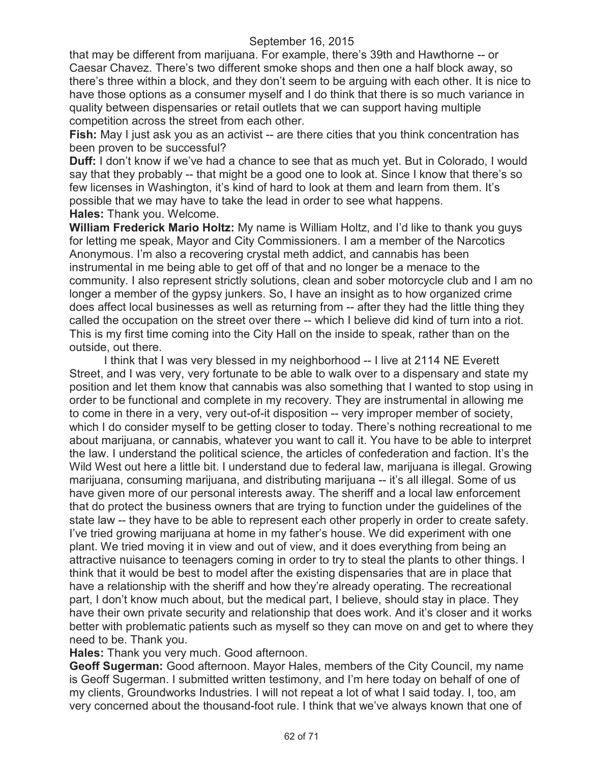that may be different from marijuana. For example, there's 39th and Hawthorne -- or Caesar Chavez. There's two different smoke shops and then one a half block away, so there's three within a block, and they don't seem to be arguing with each other. It is nice to have those options as a consumer myself and I do think that there is so much variance in quality between dispensaries or retail outlets that we can support having multiple competition across the street from each other.

**Fish:** May I just ask you as an activist -- are there cities that you think concentration has been proven to be successful?

**Duff:** I don't know if we've had a chance to see that as much yet. But in Colorado, I would say that they probably -- that might be a good one to look at. Since I know that there's so few licenses in Washington, it's kind of hard to look at them and learn from them. It's possible that we may have to take the lead in order to see what happens.

**Hales:** Thank you. Welcome.

**William Frederick Mario Holtz:** My name is William Holtz, and I'd like to thank you guys for letting me speak, Mayor and City Commissioners. I am a member of the Narcotics Anonymous. I'm also a recovering crystal meth addict, and cannabis has been instrumental in me being able to get off of that and no longer be a menace to the community. I also represent strictly solutions, clean and sober motorcycle club and I am no longer a member of the gypsy junkers. So, I have an insight as to how organized crime does affect local businesses as well as returning from -- after they had the little thing they called the occupation on the street over there -- which I believe did kind of turn into a riot. This is my first time coming into the City Hall on the inside to speak, rather than on the outside, out there.

I think that I was very blessed in my neighborhood -- I live at 2114 NE Everett Street, and I was very, very fortunate to be able to walk over to a dispensary and state my position and let them know that cannabis was also something that I wanted to stop using in order to be functional and complete in my recovery. They are instrumental in allowing me to come in there in a very, very out-of-it disposition -- very improper member of society, which I do consider myself to be getting closer to today. There's nothing recreational to me about marijuana, or cannabis, whatever you want to call it. You have to be able to interpret the law. I understand the political science, the articles of confederation and faction. It's the Wild West out here a little bit. I understand due to federal law, marijuana is illegal. Growing marijuana, consuming marijuana, and distributing marijuana -- it's all illegal. Some of us have given more of our personal interests away. The sheriff and a local law enforcement that do protect the business owners that are trying to function under the guidelines of the state law -- they have to be able to represent each other properly in order to create safety. I've tried growing marijuana at home in my father's house. We did experiment with one plant. We tried moving it in view and out of view, and it does everything from being an attractive nuisance to teenagers coming in order to try to steal the plants to other things. I think that it would be best to model after the existing dispensaries that are in place that have a relationship with the sheriff and how they're already operating. The recreational part, I don't know much about, but the medical part, I believe, should stay in place. They have their own private security and relationship that does work. And it's closer and it works better with problematic patients such as myself so they can move on and get to where they need to be. Thank you.

**Hales:** Thank you very much. Good afternoon.

**Geoff Sugerman:** Good afternoon. Mayor Hales, members of the City Council, my name is Geoff Sugerman. I submitted written testimony, and I'm here today on behalf of one of my clients, Groundworks Industries. I will not repeat a lot of what I said today. I, too, am very concerned about the thousand-foot rule. I think that we've always known that one of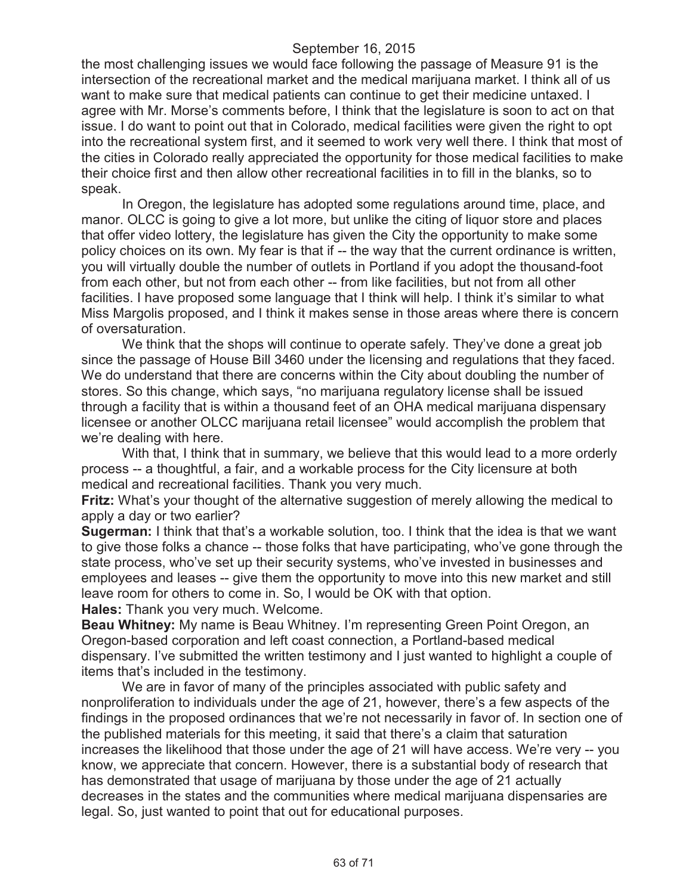the most challenging issues we would face following the passage of Measure 91 is the intersection of the recreational market and the medical marijuana market. I think all of us want to make sure that medical patients can continue to get their medicine untaxed. I agree with Mr. Morse's comments before, I think that the legislature is soon to act on that issue. I do want to point out that in Colorado, medical facilities were given the right to opt into the recreational system first, and it seemed to work very well there. I think that most of the cities in Colorado really appreciated the opportunity for those medical facilities to make their choice first and then allow other recreational facilities in to fill in the blanks, so to speak.

In Oregon, the legislature has adopted some regulations around time, place, and manor. OLCC is going to give a lot more, but unlike the citing of liquor store and places that offer video lottery, the legislature has given the City the opportunity to make some policy choices on its own. My fear is that if -- the way that the current ordinance is written, you will virtually double the number of outlets in Portland if you adopt the thousand-foot from each other, but not from each other -- from like facilities, but not from all other facilities. I have proposed some language that I think will help. I think it's similar to what Miss Margolis proposed, and I think it makes sense in those areas where there is concern of oversaturation.

We think that the shops will continue to operate safely. They've done a great job since the passage of House Bill 3460 under the licensing and regulations that they faced. We do understand that there are concerns within the City about doubling the number of stores. So this change, which says, "no marijuana regulatory license shall be issued through a facility that is within a thousand feet of an OHA medical marijuana dispensary licensee or another OLCC marijuana retail licensee" would accomplish the problem that we're dealing with here.

With that, I think that in summary, we believe that this would lead to a more orderly process -- a thoughtful, a fair, and a workable process for the City licensure at both medical and recreational facilities. Thank you very much.

**Fritz:** What's your thought of the alternative suggestion of merely allowing the medical to apply a day or two earlier?

**Sugerman:** I think that that's a workable solution, too. I think that the idea is that we want to give those folks a chance -- those folks that have participating, who've gone through the state process, who've set up their security systems, who've invested in businesses and employees and leases -- give them the opportunity to move into this new market and still leave room for others to come in. So, I would be OK with that option.

**Hales:** Thank you very much. Welcome.

**Beau Whitney:** My name is Beau Whitney. I'm representing Green Point Oregon, an Oregon-based corporation and left coast connection, a Portland-based medical dispensary. I've submitted the written testimony and I just wanted to highlight a couple of items that's included in the testimony.

We are in favor of many of the principles associated with public safety and nonproliferation to individuals under the age of 21, however, there's a few aspects of the findings in the proposed ordinances that we're not necessarily in favor of. In section one of the published materials for this meeting, it said that there's a claim that saturation increases the likelihood that those under the age of 21 will have access. We're very -- you know, we appreciate that concern. However, there is a substantial body of research that has demonstrated that usage of marijuana by those under the age of 21 actually decreases in the states and the communities where medical marijuana dispensaries are legal. So, just wanted to point that out for educational purposes.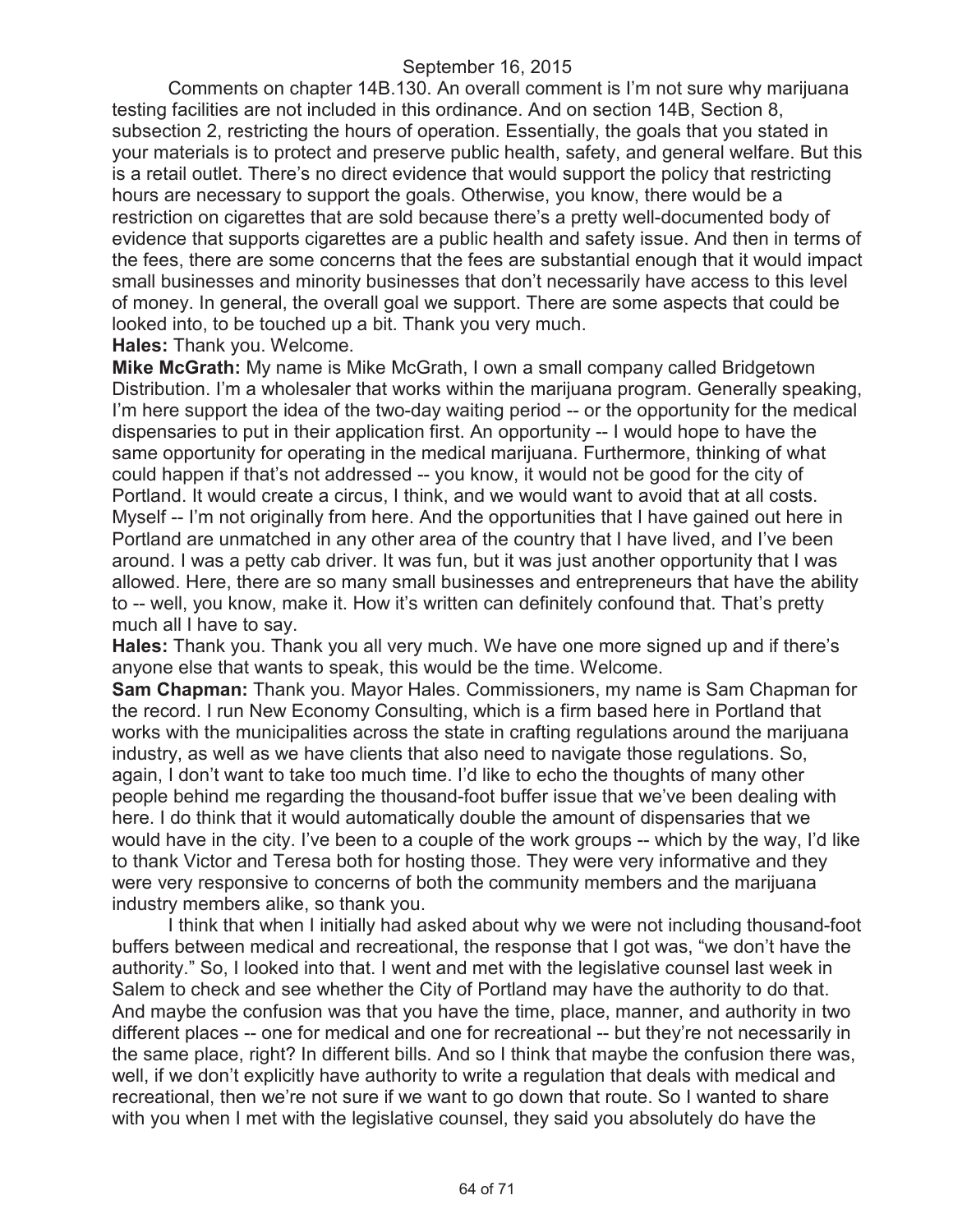Comments on chapter 14B.130. An overall comment is I'm not sure why marijuana testing facilities are not included in this ordinance. And on section 14B, Section 8, subsection 2, restricting the hours of operation. Essentially, the goals that you stated in your materials is to protect and preserve public health, safety, and general welfare. But this is a retail outlet. There's no direct evidence that would support the policy that restricting hours are necessary to support the goals. Otherwise, you know, there would be a restriction on cigarettes that are sold because there's a pretty well-documented body of evidence that supports cigarettes are a public health and safety issue. And then in terms of the fees, there are some concerns that the fees are substantial enough that it would impact small businesses and minority businesses that don't necessarily have access to this level of money. In general, the overall goal we support. There are some aspects that could be looked into, to be touched up a bit. Thank you very much.

**Hales:** Thank you. Welcome.

**Mike McGrath:** My name is Mike McGrath, I own a small company called Bridgetown Distribution. I'm a wholesaler that works within the marijuana program. Generally speaking, I'm here support the idea of the two-day waiting period -- or the opportunity for the medical dispensaries to put in their application first. An opportunity -- I would hope to have the same opportunity for operating in the medical marijuana. Furthermore, thinking of what could happen if that's not addressed -- you know, it would not be good for the city of Portland. It would create a circus, I think, and we would want to avoid that at all costs. Myself -- I'm not originally from here. And the opportunities that I have gained out here in Portland are unmatched in any other area of the country that I have lived, and I've been around. I was a petty cab driver. It was fun, but it was just another opportunity that I was allowed. Here, there are so many small businesses and entrepreneurs that have the ability to -- well, you know, make it. How it's written can definitely confound that. That's pretty much all I have to say.

**Hales:** Thank you. Thank you all very much. We have one more signed up and if there's anyone else that wants to speak, this would be the time. Welcome.

**Sam Chapman:** Thank you. Mayor Hales. Commissioners, my name is Sam Chapman for the record. I run New Economy Consulting, which is a firm based here in Portland that works with the municipalities across the state in crafting regulations around the marijuana industry, as well as we have clients that also need to navigate those regulations. So, again, I don't want to take too much time. I'd like to echo the thoughts of many other people behind me regarding the thousand-foot buffer issue that we've been dealing with here. I do think that it would automatically double the amount of dispensaries that we would have in the city. I've been to a couple of the work groups -- which by the way, I'd like to thank Victor and Teresa both for hosting those. They were very informative and they were very responsive to concerns of both the community members and the marijuana industry members alike, so thank you.

I think that when I initially had asked about why we were not including thousand-foot buffers between medical and recreational, the response that I got was, "we don't have the authority." So, I looked into that. I went and met with the legislative counsel last week in Salem to check and see whether the City of Portland may have the authority to do that. And maybe the confusion was that you have the time, place, manner, and authority in two different places -- one for medical and one for recreational -- but they're not necessarily in the same place, right? In different bills. And so I think that maybe the confusion there was, well, if we don't explicitly have authority to write a regulation that deals with medical and recreational, then we're not sure if we want to go down that route. So I wanted to share with you when I met with the legislative counsel, they said you absolutely do have the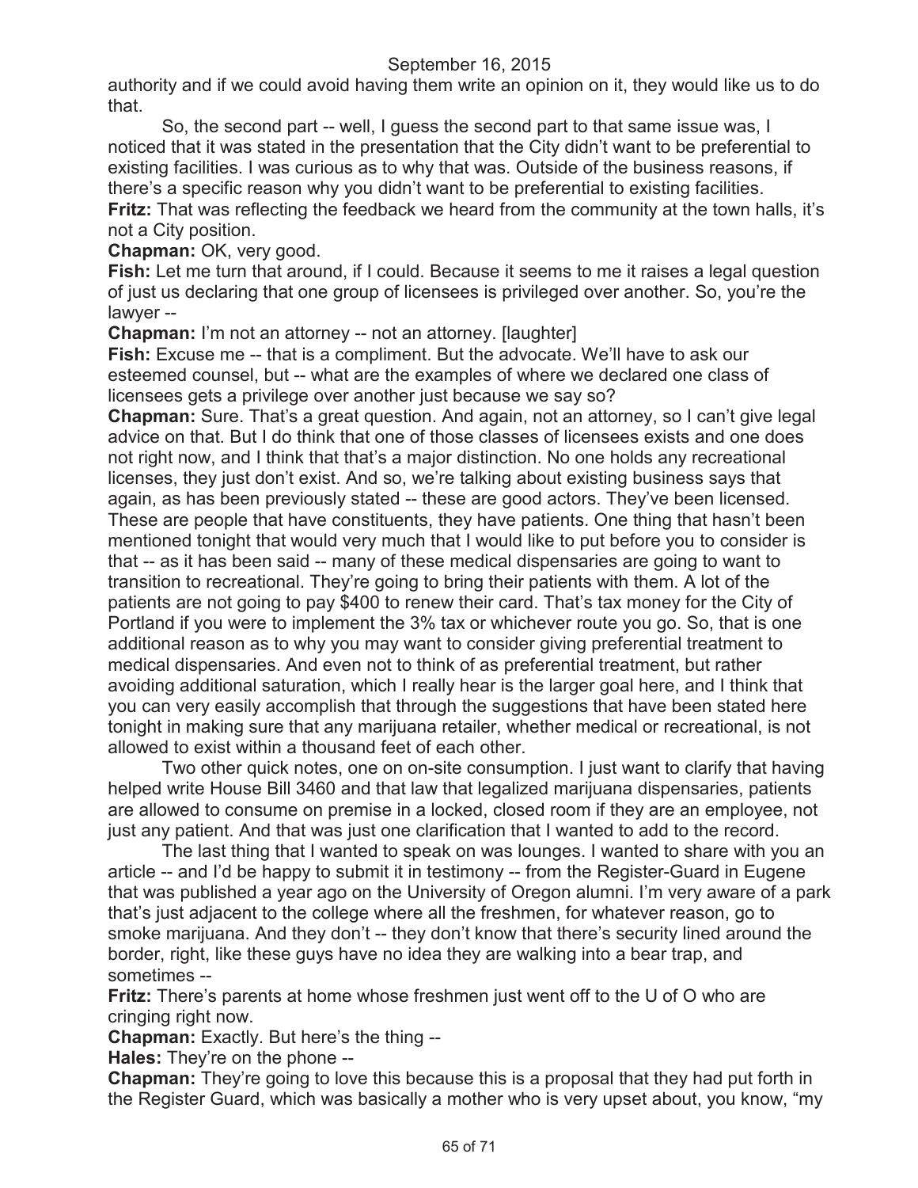authority and if we could avoid having them write an opinion on it, they would like us to do that.

So, the second part -- well, I guess the second part to that same issue was, I noticed that it was stated in the presentation that the City didn't want to be preferential to existing facilities. I was curious as to why that was. Outside of the business reasons, if there's a specific reason why you didn't want to be preferential to existing facilities.

**Fritz:** That was reflecting the feedback we heard from the community at the town halls, it's not a City position.

**Chapman:** OK, very good.

**Fish:** Let me turn that around, if I could. Because it seems to me it raises a legal question of just us declaring that one group of licensees is privileged over another. So, you're the lawyer --

**Chapman:** I'm not an attorney -- not an attorney. [laughter]

**Fish:** Excuse me -- that is a compliment. But the advocate. We'll have to ask our esteemed counsel, but -- what are the examples of where we declared one class of licensees gets a privilege over another just because we say so?

**Chapman:** Sure. That's a great question. And again, not an attorney, so I can't give legal advice on that. But I do think that one of those classes of licensees exists and one does not right now, and I think that that's a major distinction. No one holds any recreational licenses, they just don't exist. And so, we're talking about existing business says that again, as has been previously stated -- these are good actors. They've been licensed. These are people that have constituents, they have patients. One thing that hasn't been mentioned tonight that would very much that I would like to put before you to consider is that -- as it has been said -- many of these medical dispensaries are going to want to transition to recreational. They're going to bring their patients with them. A lot of the patients are not going to pay $400 to renew their card. That's tax money for the City of Portland if you were to implement the 3% tax or whichever route you go. So, that is one additional reason as to why you may want to consider giving preferential treatment to medical dispensaries. And even not to think of as preferential treatment, but rather avoiding additional saturation, which I really hear is the larger goal here, and I think that you can very easily accomplish that through the suggestions that have been stated here tonight in making sure that any marijuana retailer, whether medical or recreational, is not allowed to exist within a thousand feet of each other.

Two other quick notes, one on on-site consumption. I just want to clarify that having helped write House Bill 3460 and that law that legalized marijuana dispensaries, patients are allowed to consume on premise in a locked, closed room if they are an employee, not just any patient. And that was just one clarification that I wanted to add to the record.

The last thing that I wanted to speak on was lounges. I wanted to share with you an article -- and I'd be happy to submit it in testimony -- from the Register-Guard in Eugene that was published a year ago on the University of Oregon alumni. I'm very aware of a park that's just adjacent to the college where all the freshmen, for whatever reason, go to smoke marijuana. And they don't -- they don't know that there's security lined around the border, right, like these guys have no idea they are walking into a bear trap, and sometimes --

**Fritz:** There's parents at home whose freshmen just went off to the U of O who are cringing right now.

**Chapman:** Exactly. But here's the thing --

**Hales:** They're on the phone --

**Chapman:** They're going to love this because this is a proposal that they had put forth in the Register Guard, which was basically a mother who is very upset about, you know, "my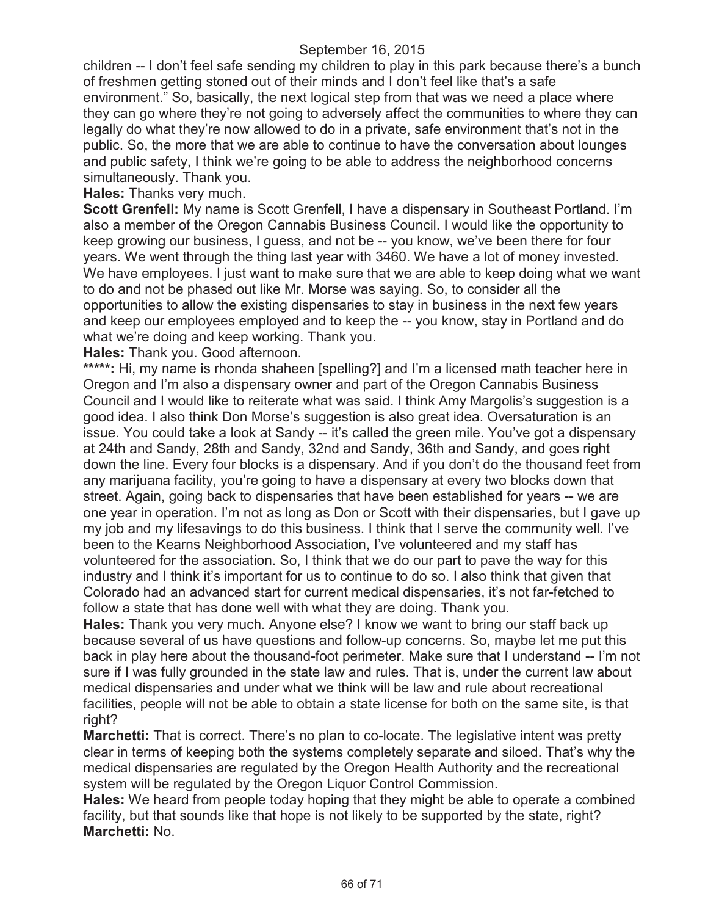children -- I don't feel safe sending my children to play in this park because there's a bunch of freshmen getting stoned out of their minds and I don't feel like that's a safe environment." So, basically, the next logical step from that was we need a place where they can go where they're not going to adversely affect the communities to where they can legally do what they're now allowed to do in a private, safe environment that's not in the public. So, the more that we are able to continue to have the conversation about lounges and public safety, I think we're going to be able to address the neighborhood concerns simultaneously. Thank you.

**Hales:** Thanks very much.

**Scott Grenfell:** My name is Scott Grenfell, I have a dispensary in Southeast Portland. I'm also a member of the Oregon Cannabis Business Council. I would like the opportunity to keep growing our business, I guess, and not be -- you know, we've been there for four years. We went through the thing last year with 3460. We have a lot of money invested. We have employees. I just want to make sure that we are able to keep doing what we want to do and not be phased out like Mr. Morse was saying. So, to consider all the opportunities to allow the existing dispensaries to stay in business in the next few years and keep our employees employed and to keep the -- you know, stay in Portland and do what we're doing and keep working. Thank you.

**Hales:** Thank you. Good afternoon.

*****: Hi, my name is rhonda shaheen [spelling?] and I'm a licensed math teacher here in Oregon and I'm also a dispensary owner and part of the Oregon Cannabis Business Council and I would like to reiterate what was said. I think Amy Margolis's suggestion is a good idea. I also think Don Morse's suggestion is also great idea. Oversaturation is an issue. You could take a look at Sandy -- it's called the green mile. You've got a dispensary at 24th and Sandy, 28th and Sandy, 32nd and Sandy, 36th and Sandy, and goes right down the line. Every four blocks is a dispensary. And if you don't do the thousand feet from any marijuana facility, you're going to have a dispensary at every two blocks down that street. Again, going back to dispensaries that have been established for years -- we are one year in operation. I'm not as long as Don or Scott with their dispensaries, but I gave up my job and my lifesavings to do this business. I think that I serve the community well. I've been to the Kearns Neighborhood Association, I've volunteered and my staff has volunteered for the association. So, I think that we do our part to pave the way for this industry and I think it's important for us to continue to do so. I also think that given that Colorado had an advanced start for current medical dispensaries, it's not far-fetched to follow a state that has done well with what they are doing. Thank you.

**Hales:** Thank you very much. Anyone else? I know we want to bring our staff back up because several of us have questions and follow-up concerns. So, maybe let me put this back in play here about the thousand-foot perimeter. Make sure that I understand -- I'm not sure if I was fully grounded in the state law and rules. That is, under the current law about medical dispensaries and under what we think will be law and rule about recreational facilities, people will not be able to obtain a state license for both on the same site, is that right?

**Marchetti:** That is correct. There's no plan to co-locate. The legislative intent was pretty clear in terms of keeping both the systems completely separate and siloed. That's why the medical dispensaries are regulated by the Oregon Health Authority and the recreational system will be regulated by the Oregon Liquor Control Commission.

**Hales:** We heard from people today hoping that they might be able to operate a combined facility, but that sounds like that hope is not likely to be supported by the state, right?

**Marchetti:** No.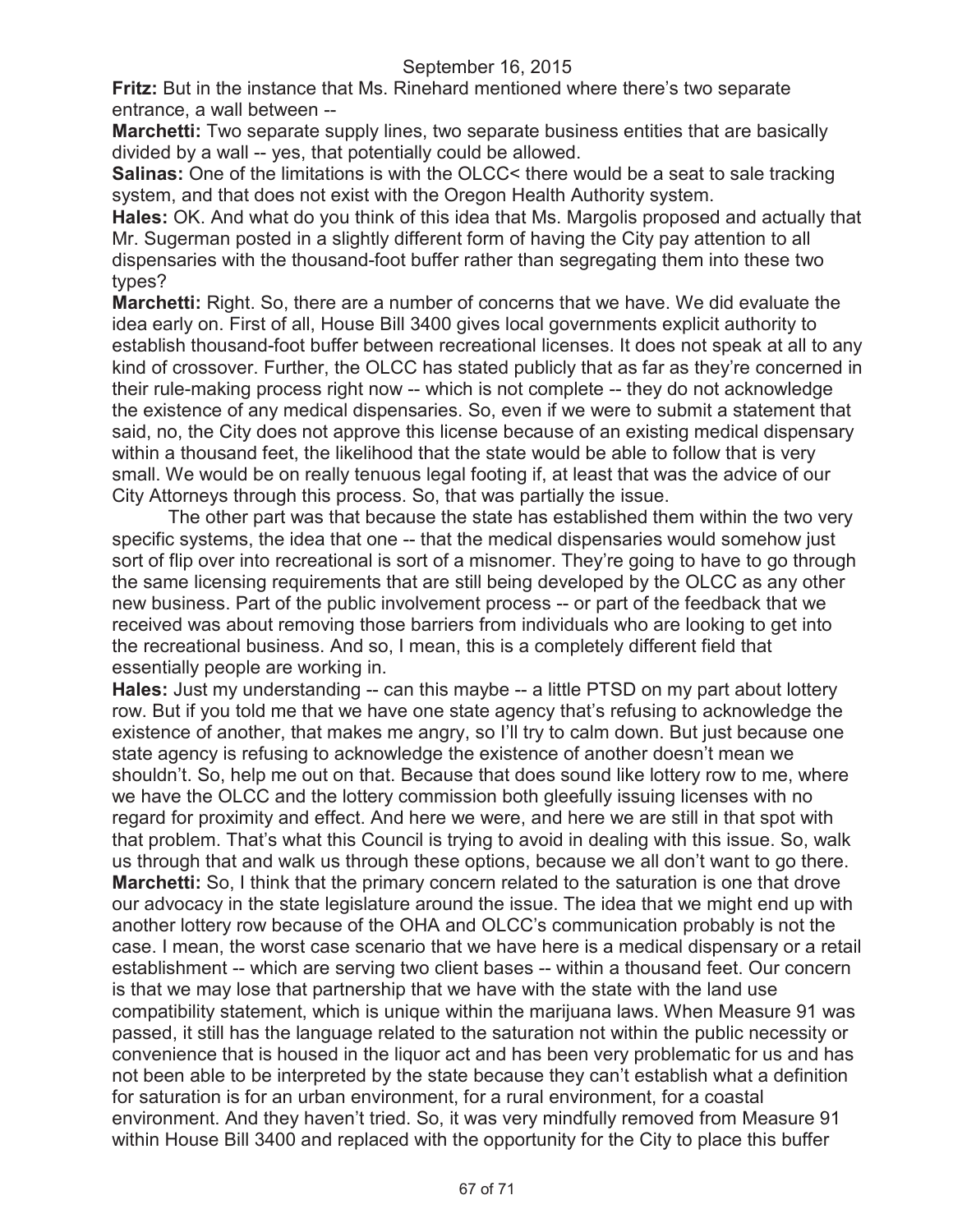**Fritz:** But in the instance that Ms. Rinehard mentioned where there's two separate entrance, a wall between --

**Marchetti:** Two separate supply lines, two separate business entities that are basically divided by a wall -- yes, that potentially could be allowed.

**Salinas:** One of the limitations is with the OLCC< there would be a seat to sale tracking system, and that does not exist with the Oregon Health Authority system.

**Hales:** OK. And what do you think of this idea that Ms. Margolis proposed and actually that Mr. Sugerman posted in a slightly different form of having the City pay attention to all dispensaries with the thousand-foot buffer rather than segregating them into these two types?

**Marchetti:** Right. So, there are a number of concerns that we have. We did evaluate the idea early on. First of all, House Bill 3400 gives local governments explicit authority to establish thousand-foot buffer between recreational licenses. It does not speak at all to any kind of crossover. Further, the OLCC has stated publicly that as far as they're concerned in their rule-making process right now -- which is not complete -- they do not acknowledge the existence of any medical dispensaries. So, even if we were to submit a statement that said, no, the City does not approve this license because of an existing medical dispensary within a thousand feet, the likelihood that the state would be able to follow that is very small. We would be on really tenuous legal footing if, at least that was the advice of our City Attorneys through this process. So, that was partially the issue.

The other part was that because the state has established them within the two very specific systems, the idea that one -- that the medical dispensaries would somehow just sort of flip over into recreational is sort of a misnomer. They're going to have to go through the same licensing requirements that are still being developed by the OLCC as any other new business. Part of the public involvement process -- or part of the feedback that we received was about removing those barriers from individuals who are looking to get into the recreational business. And so, I mean, this is a completely different field that essentially people are working in.

**Hales:** Just my understanding -- can this maybe -- a little PTSD on my part about lottery row. But if you told me that we have one state agency that's refusing to acknowledge the existence of another, that makes me angry, so I'll try to calm down. But just because one state agency is refusing to acknowledge the existence of another doesn't mean we shouldn't. So, help me out on that. Because that does sound like lottery row to me, where we have the OLCC and the lottery commission both gleefully issuing licenses with no regard for proximity and effect. And here we were, and here we are still in that spot with that problem. That's what this Council is trying to avoid in dealing with this issue. So, walk us through that and walk us through these options, because we all don't want to go there.

**Marchetti:** So, I think that the primary concern related to the saturation is one that drove our advocacy in the state legislature around the issue. The idea that we might end up with another lottery row because of the OHA and OLCC's communication probably is not the case. I mean, the worst case scenario that we have here is a medical dispensary or a retail establishment -- which are serving two client bases -- within a thousand feet. Our concern is that we may lose that partnership that we have with the state with the land use compatibility statement, which is unique within the marijuana laws. When Measure 91 was passed, it still has the language related to the saturation not within the public necessity or convenience that is housed in the liquor act and has been very problematic for us and has not been able to be interpreted by the state because they can't establish what a definition for saturation is for an urban environment, for a rural environment, for a coastal environment. And they haven't tried. So, it was very mindfully removed from Measure 91 within House Bill 3400 and replaced with the opportunity for the City to place this buffer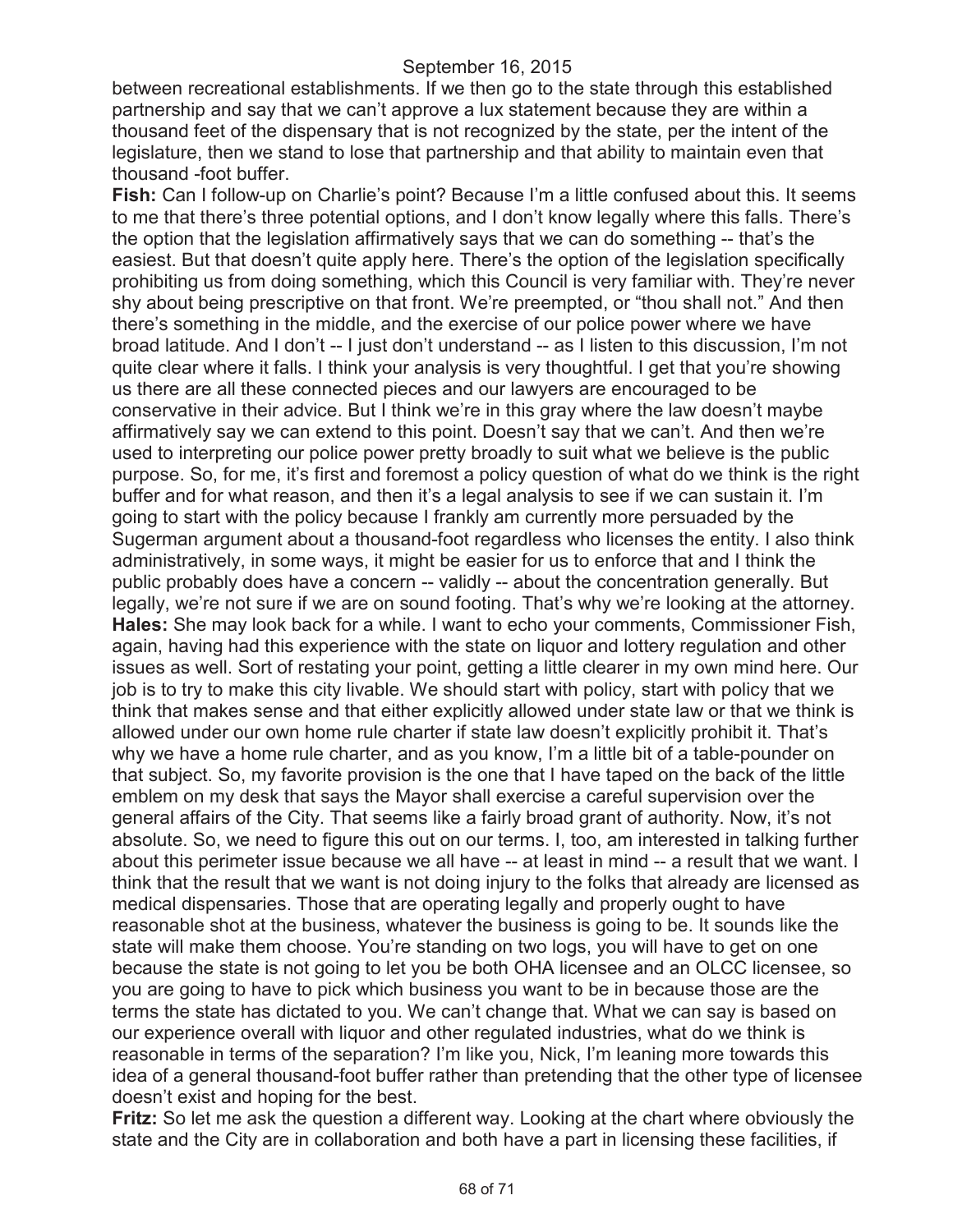between recreational establishments. If we then go to the state through this established partnership and say that we can't approve a lux statement because they are within a thousand feet of the dispensary that is not recognized by the state, per the intent of the legislature, then we stand to lose that partnership and that ability to maintain even that thousand -foot buffer.

**Fish:** Can I follow-up on Charlie's point? Because I'm a little confused about this. It seems to me that there's three potential options, and I don't know legally where this falls. There's the option that the legislation affirmatively says that we can do something -- that's the easiest. But that doesn't quite apply here. There's the option of the legislation specifically prohibiting us from doing something, which this Council is very familiar with. They're never shy about being prescriptive on that front. We're preempted, or "thou shall not." And then there's something in the middle, and the exercise of our police power where we have broad latitude. And I don't -- I just don't understand -- as I listen to this discussion, I'm not quite clear where it falls. I think your analysis is very thoughtful. I get that you're showing us there are all these connected pieces and our lawyers are encouraged to be conservative in their advice. But I think we're in this gray where the law doesn't maybe affirmatively say we can extend to this point. Doesn't say that we can't. And then we're used to interpreting our police power pretty broadly to suit what we believe is the public purpose. So, for me, it's first and foremost a policy question of what do we think is the right buffer and for what reason, and then it's a legal analysis to see if we can sustain it. I'm going to start with the policy because I frankly am currently more persuaded by the Sugerman argument about a thousand-foot regardless who licenses the entity. I also think administratively, in some ways, it might be easier for us to enforce that and I think the public probably does have a concern -- validly -- about the concentration generally. But legally, we're not sure if we are on sound footing. That's why we're looking at the attorney.

**Hales:** She may look back for a while. I want to echo your comments, Commissioner Fish, again, having had this experience with the state on liquor and lottery regulation and other issues as well. Sort of restating your point, getting a little clearer in my own mind here. Our job is to try to make this city livable. We should start with policy, start with policy that we think that makes sense and that either explicitly allowed under state law or that we think is allowed under our own home rule charter if state law doesn't explicitly prohibit it. That's why we have a home rule charter, and as you know, I'm a little bit of a table-pounder on that subject. So, my favorite provision is the one that I have taped on the back of the little emblem on my desk that says the Mayor shall exercise a careful supervision over the general affairs of the City. That seems like a fairly broad grant of authority. Now, it's not absolute. So, we need to figure this out on our terms. I, too, am interested in talking further about this perimeter issue because we all have -- at least in mind -- a result that we want. I think that the result that we want is not doing injury to the folks that already are licensed as medical dispensaries. Those that are operating legally and properly ought to have reasonable shot at the business, whatever the business is going to be. It sounds like the state will make them choose. You're standing on two logs, you will have to get on one because the state is not going to let you be both OHA licensee and an OLCC licensee, so you are going to have to pick which business you want to be in because those are the terms the state has dictated to you. We can't change that. What we can say is based on our experience overall with liquor and other regulated industries, what do we think is reasonable in terms of the separation? I'm like you, Nick, I'm leaning more towards this idea of a general thousand-foot buffer rather than pretending that the other type of licensee doesn't exist and hoping for the best.

**Fritz:** So let me ask the question a different way. Looking at the chart where obviously the state and the City are in collaboration and both have a part in licensing these facilities, if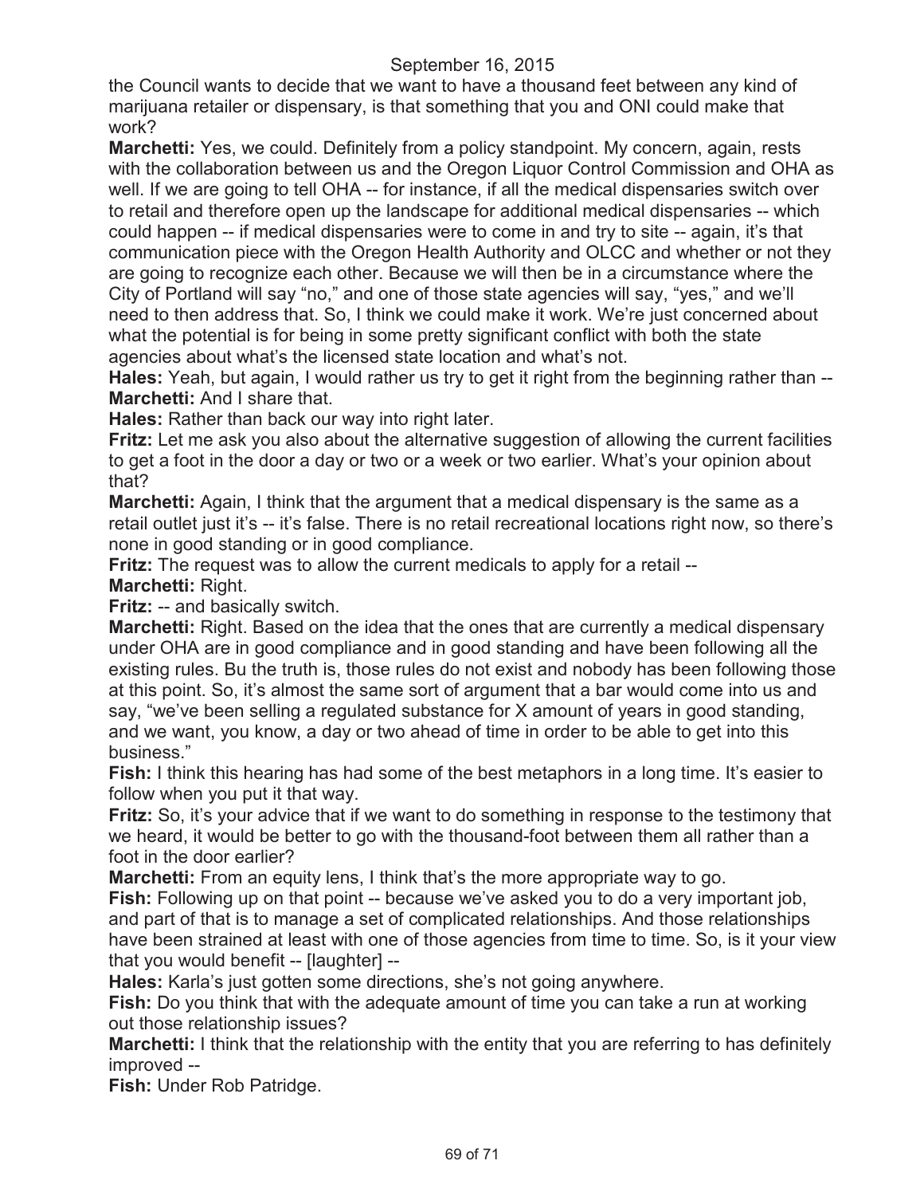the Council wants to decide that we want to have a thousand feet between any kind of marijuana retailer or dispensary, is that something that you and ONI could make that work?

**Marchetti:** Yes, we could. Definitely from a policy standpoint. My concern, again, rests with the collaboration between us and the Oregon Liquor Control Commission and OHA as well. If we are going to tell OHA -- for instance, if all the medical dispensaries switch over to retail and therefore open up the landscape for additional medical dispensaries -- which could happen -- if medical dispensaries were to come in and try to site -- again, it's that communication piece with the Oregon Health Authority and OLCC and whether or not they are going to recognize each other. Because we will then be in a circumstance where the City of Portland will say "no," and one of those state agencies will say, "yes," and we'll need to then address that. So, I think we could make it work. We're just concerned about what the potential is for being in some pretty significant conflict with both the state agencies about what's the licensed state location and what's not.

**Hales:** Yeah, but again, I would rather us try to get it right from the beginning rather than --

**Marchetti:** And I share that.

**Hales:** Rather than back our way into right later.

**Fritz:** Let me ask you also about the alternative suggestion of allowing the current facilities to get a foot in the door a day or two or a week or two earlier. What's your opinion about that?

**Marchetti:** Again, I think that the argument that a medical dispensary is the same as a retail outlet just it's -- it's false. There is no retail recreational locations right now, so there's none in good standing or in good compliance.

**Fritz:** The request was to allow the current medicals to apply for a retail --

**Marchetti:** Right.

**Fritz:** -- and basically switch.

**Marchetti:** Right. Based on the idea that the ones that are currently a medical dispensary under OHA are in good compliance and in good standing and have been following all the existing rules. Bu the truth is, those rules do not exist and nobody has been following those at this point. So, it's almost the same sort of argument that a bar would come into us and say, "we've been selling a regulated substance for X amount of years in good standing, and we want, you know, a day or two ahead of time in order to be able to get into this business."

**Fish:** I think this hearing has had some of the best metaphors in a long time. It's easier to follow when you put it that way.

**Fritz:** So, it's your advice that if we want to do something in response to the testimony that we heard, it would be better to go with the thousand-foot between them all rather than a foot in the door earlier?

**Marchetti:** From an equity lens, I think that's the more appropriate way to go.

**Fish:** Following up on that point -- because we've asked you to do a very important job, and part of that is to manage a set of complicated relationships. And those relationships have been strained at least with one of those agencies from time to time. So, is it your view that you would benefit -- [laughter] --

**Hales:** Karla's just gotten some directions, she's not going anywhere.

**Fish:** Do you think that with the adequate amount of time you can take a run at working out those relationship issues?

**Marchetti:** I think that the relationship with the entity that you are referring to has definitely improved --

**Fish:** Under Rob Patridge.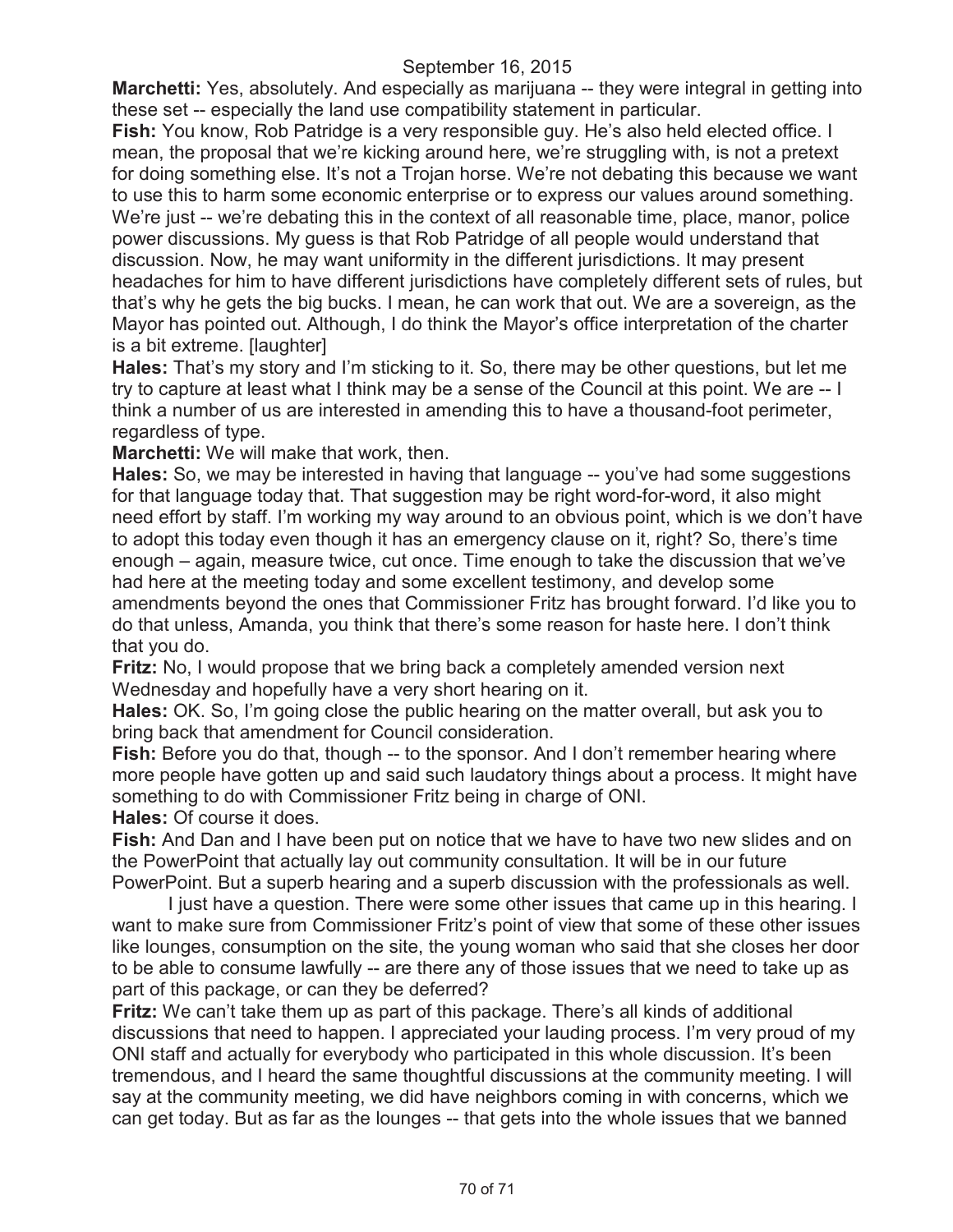**Marchetti:** Yes, absolutely. And especially as marijuana -- they were integral in getting into these set -- especially the land use compatibility statement in particular.

**Fish:** You know, Rob Patridge is a very responsible guy. He's also held elected office. I mean, the proposal that we're kicking around here, we're struggling with, is not a pretext for doing something else. It's not a Trojan horse. We're not debating this because we want to use this to harm some economic enterprise or to express our values around something. We're just -- we're debating this in the context of all reasonable time, place, manor, police power discussions. My guess is that Rob Patridge of all people would understand that discussion. Now, he may want uniformity in the different jurisdictions. It may present headaches for him to have different jurisdictions have completely different sets of rules, but that's why he gets the big bucks. I mean, he can work that out. We are a sovereign, as the Mayor has pointed out. Although, I do think the Mayor's office interpretation of the charter is a bit extreme. [laughter]

**Hales:** That's my story and I'm sticking to it. So, there may be other questions, but let me try to capture at least what I think may be a sense of the Council at this point. We are -- I think a number of us are interested in amending this to have a thousand-foot perimeter, regardless of type.

**Marchetti:** We will make that work, then.

**Hales:** So, we may be interested in having that language -- you've had some suggestions for that language today that. That suggestion may be right word-for-word, it also might need effort by staff. I'm working my way around to an obvious point, which is we don't have to adopt this today even though it has an emergency clause on it, right? So, there's time enough – again, measure twice, cut once. Time enough to take the discussion that we've had here at the meeting today and some excellent testimony, and develop some amendments beyond the ones that Commissioner Fritz has brought forward. I'd like you to do that unless, Amanda, you think that there's some reason for haste here. I don't think that you do.

**Fritz:** No, I would propose that we bring back a completely amended version next Wednesday and hopefully have a very short hearing on it.

**Hales:** OK. So, I'm going close the public hearing on the matter overall, but ask you to bring back that amendment for Council consideration.

**Fish:** Before you do that, though -- to the sponsor. And I don't remember hearing where more people have gotten up and said such laudatory things about a process. It might have something to do with Commissioner Fritz being in charge of ONI.

**Hales:** Of course it does.

**Fish:** And Dan and I have been put on notice that we have to have two new slides and on the PowerPoint that actually lay out community consultation. It will be in our future PowerPoint. But a superb hearing and a superb discussion with the professionals as well.

I just have a question. There were some other issues that came up in this hearing. I want to make sure from Commissioner Fritz's point of view that some of these other issues like lounges, consumption on the site, the young woman who said that she closes her door to be able to consume lawfully -- are there any of those issues that we need to take up as part of this package, or can they be deferred?

**Fritz:** We can't take them up as part of this package. There's all kinds of additional discussions that need to happen. I appreciated your lauding process. I'm very proud of my ONI staff and actually for everybody who participated in this whole discussion. It's been tremendous, and I heard the same thoughtful discussions at the community meeting. I will say at the community meeting, we did have neighbors coming in with concerns, which we can get today. But as far as the lounges -- that gets into the whole issues that we banned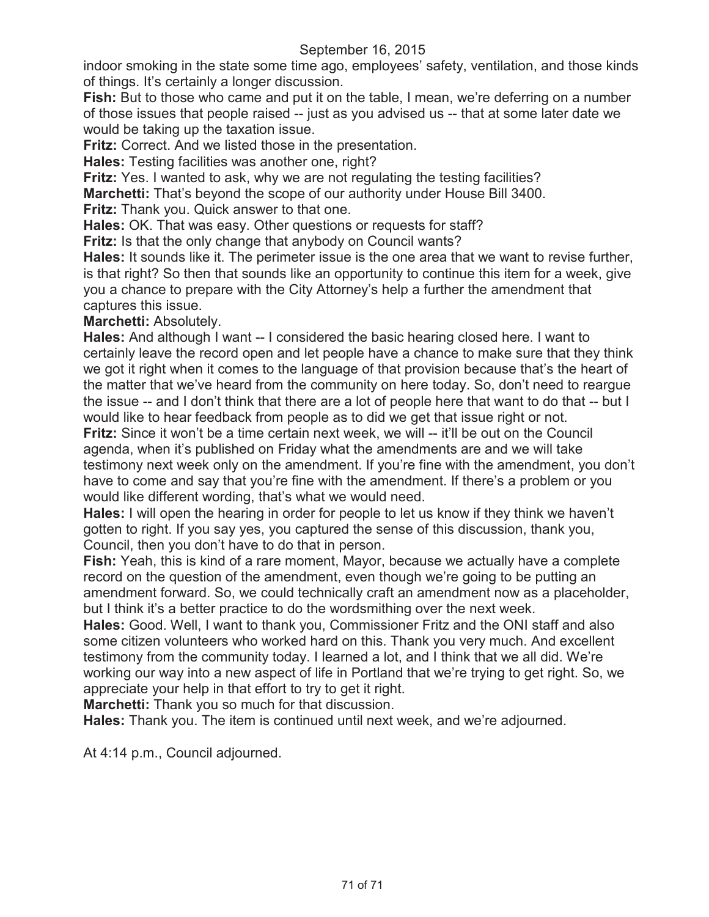indoor smoking in the state some time ago, employees' safety, ventilation, and those kinds of things. It's certainly a longer discussion.

**Fish:** But to those who came and put it on the table, I mean, we're deferring on a number of those issues that people raised -- just as you advised us -- that at some later date we would be taking up the taxation issue.

**Fritz:** Correct. And we listed those in the presentation.

**Hales:** Testing facilities was another one, right?

**Fritz:** Yes. I wanted to ask, why we are not regulating the testing facilities?

**Marchetti:** That's beyond the scope of our authority under House Bill 3400.

**Fritz:** Thank you. Quick answer to that one.

**Hales:** OK. That was easy. Other questions or requests for staff?

**Fritz:** Is that the only change that anybody on Council wants?

**Hales:** It sounds like it. The perimeter issue is the one area that we want to revise further, is that right? So then that sounds like an opportunity to continue this item for a week, give you a chance to prepare with the City Attorney's help a further the amendment that captures this issue.

**Marchetti:** Absolutely.

**Hales:** And although I want -- I considered the basic hearing closed here. I want to certainly leave the record open and let people have a chance to make sure that they think we got it right when it comes to the language of that provision because that's the heart of the matter that we've heard from the community on here today. So, don't need to reargue the issue -- and I don't think that there are a lot of people here that want to do that -- but I would like to hear feedback from people as to did we get that issue right or not.

**Fritz:** Since it won't be a time certain next week, we will -- it'll be out on the Council agenda, when it's published on Friday what the amendments are and we will take testimony next week only on the amendment. If you're fine with the amendment, you don't have to come and say that you're fine with the amendment. If there's a problem or you would like different wording, that's what we would need.

**Hales:** I will open the hearing in order for people to let us know if they think we haven't gotten to right. If you say yes, you captured the sense of this discussion, thank you, Council, then you don't have to do that in person.

**Fish:** Yeah, this is kind of a rare moment, Mayor, because we actually have a complete record on the question of the amendment, even though we're going to be putting an amendment forward. So, we could technically craft an amendment now as a placeholder, but I think it's a better practice to do the wordsmithing over the next week.

**Hales:** Good. Well, I want to thank you, Commissioner Fritz and the ONI staff and also some citizen volunteers who worked hard on this. Thank you very much. And excellent testimony from the community today. I learned a lot, and I think that we all did. We're working our way into a new aspect of life in Portland that we're trying to get right. So, we appreciate your help in that effort to try to get it right.

**Marchetti:** Thank you so much for that discussion.

**Hales:** Thank you. The item is continued until next week, and we're adjourned.

At 4:14 p.m., Council adjourned.